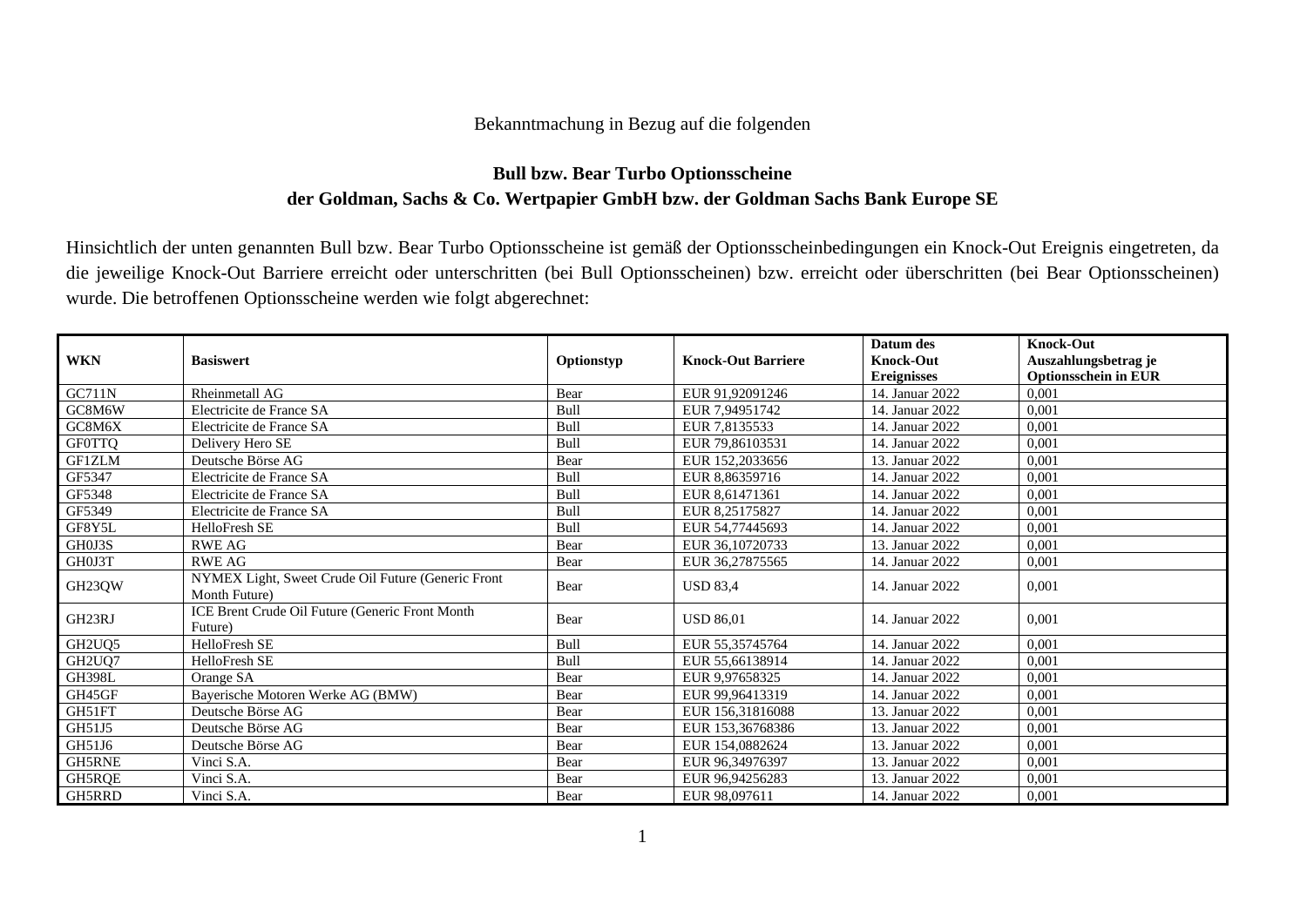Bekanntmachung in Bezug auf die folgenden

## Bull bzw. Bear Turbo Optionsscheine der Goldman, Sachs & Co. Wertpapier GmbH bzw. der Goldman Sachs Bank Europe SE

Hinsichtlich der unten genannten Bull bzw. Bear Turbo Optionsscheine ist gemäß der Optionsscheinbedingungen ein Knock-Out Ereignis eingetreten, da die jeweilige Knock-Out Barriere erreicht oder unterschritten (bei Bull Optionsscheinen) bzw. erreicht oder überschritten (bei Bear Optionsscheinen) wurde. Die betroffenen Optionsscheine werden wie folgt abgerechnet:

| WKN | Basiswert | Optionstyp | Knock-Out Barriere | Datum des Knock-Out Ereignisses | Knock-Out Auszahlungsbetrag je Optionsschein in EUR |
|---|---|---|---|---|---|
| GC711N | Rheinmetall AG | Bear | EUR 91,92091246 | 14. Januar 2022 | 0,001 |
| GC8M6W | Electricite de France SA | Bull | EUR 7,94951742 | 14. Januar 2022 | 0,001 |
| GC8M6X | Electricite de France SA | Bull | EUR 7,8135533 | 14. Januar 2022 | 0,001 |
| GF0TTQ | Delivery Hero SE | Bull | EUR 79,86103531 | 14. Januar 2022 | 0,001 |
| GF1ZLM | Deutsche Börse AG | Bear | EUR 152,2033656 | 13. Januar 2022 | 0,001 |
| GF5347 | Electricite de France SA | Bull | EUR 8,86359716 | 14. Januar 2022 | 0,001 |
| GF5348 | Electricite de France SA | Bull | EUR 8,61471361 | 14. Januar 2022 | 0,001 |
| GF5349 | Electricite de France SA | Bull | EUR 8,25175827 | 14. Januar 2022 | 0,001 |
| GF8Y5L | HelloFresh SE | Bull | EUR 54,77445693 | 14. Januar 2022 | 0,001 |
| GH0J3S | RWE AG | Bear | EUR 36,10720733 | 13. Januar 2022 | 0,001 |
| GH0J3T | RWE AG | Bear | EUR 36,27875565 | 14. Januar 2022 | 0,001 |
| GH23QW | NYMEX Light, Sweet Crude Oil Future (Generic Front Month Future) | Bear | USD 83,4 | 14. Januar 2022 | 0,001 |
| GH23RJ | ICE Brent Crude Oil Future (Generic Front Month Future) | Bear | USD 86,01 | 14. Januar 2022 | 0,001 |
| GH2UQ5 | HelloFresh SE | Bull | EUR 55,35745764 | 14. Januar 2022 | 0,001 |
| GH2UQ7 | HelloFresh SE | Bull | EUR 55,66138914 | 14. Januar 2022 | 0,001 |
| GH398L | Orange SA | Bear | EUR 9,97658325 | 14. Januar 2022 | 0,001 |
| GH45GF | Bayerische Motoren Werke AG (BMW) | Bear | EUR 99,96413319 | 14. Januar 2022 | 0,001 |
| GH51FT | Deutsche Börse AG | Bear | EUR 156,31816088 | 13. Januar 2022 | 0,001 |
| GH51J5 | Deutsche Börse AG | Bear | EUR 153,36768386 | 13. Januar 2022 | 0,001 |
| GH51J6 | Deutsche Börse AG | Bear | EUR 154,0882624 | 13. Januar 2022 | 0,001 |
| GH5RNE | Vinci S.A. | Bear | EUR 96,34976397 | 13. Januar 2022 | 0,001 |
| GH5RQE | Vinci S.A. | Bear | EUR 96,94256283 | 13. Januar 2022 | 0,001 |
| GH5RRD | Vinci S.A. | Bear | EUR 98,097611 | 14. Januar 2022 | 0,001 |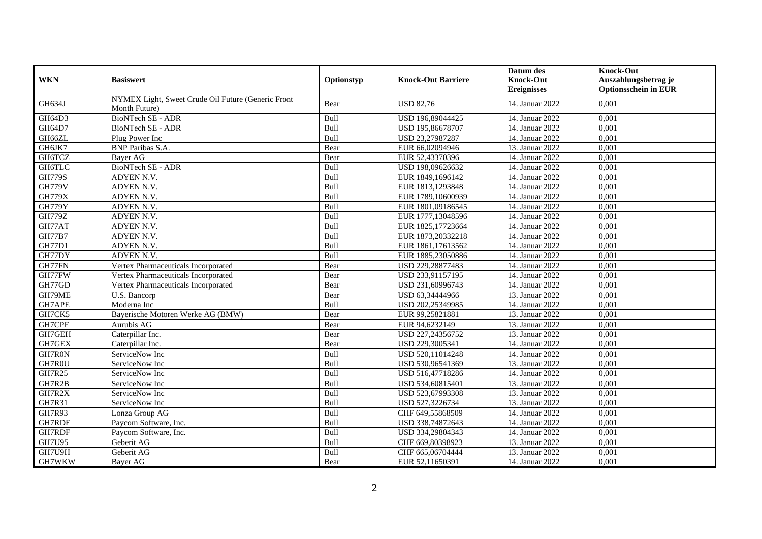| WKN | Basiswert | Optionstyp | Knock-Out Barriere | Datum des Knock-Out Ereignisses | Knock-Out Auszahlungsbetrag je Optionsschein in EUR |
|---|---|---|---|---|---|
| GH634J | NYMEX Light, Sweet Crude Oil Future (Generic Front Month Future) | Bear | USD 82,76 | 14. Januar 2022 | 0,001 |
| GH64D3 | BioNTech SE - ADR | Bull | USD 196,89044425 | 14. Januar 2022 | 0,001 |
| GH64D7 | BioNTech SE - ADR | Bull | USD 195,86678707 | 14. Januar 2022 | 0,001 |
| GH66ZL | Plug Power Inc | Bull | USD 23,27987287 | 14. Januar 2022 | 0,001 |
| GH6JK7 | BNP Paribas S.A. | Bear | EUR 66,02094946 | 13. Januar 2022 | 0,001 |
| GH6TCZ | Bayer AG | Bear | EUR 52,43370396 | 14. Januar 2022 | 0,001 |
| GH6TLC | BioNTech SE - ADR | Bull | USD 198,09626632 | 14. Januar 2022 | 0,001 |
| GH779S | ADYEN N.V. | Bull | EUR 1849,1696142 | 14. Januar 2022 | 0,001 |
| GH779V | ADYEN N.V. | Bull | EUR 1813,1293848 | 14. Januar 2022 | 0,001 |
| GH779X | ADYEN N.V. | Bull | EUR 1789,10600939 | 14. Januar 2022 | 0,001 |
| GH779Y | ADYEN N.V. | Bull | EUR 1801,09186545 | 14. Januar 2022 | 0,001 |
| GH779Z | ADYEN N.V. | Bull | EUR 1777,13048596 | 14. Januar 2022 | 0,001 |
| GH77AT | ADYEN N.V. | Bull | EUR 1825,17723664 | 14. Januar 2022 | 0,001 |
| GH77B7 | ADYEN N.V. | Bull | EUR 1873,20332218 | 14. Januar 2022 | 0,001 |
| GH77D1 | ADYEN N.V. | Bull | EUR 1861,17613562 | 14. Januar 2022 | 0,001 |
| GH77DY | ADYEN N.V. | Bull | EUR 1885,23050886 | 14. Januar 2022 | 0,001 |
| GH77FN | Vertex Pharmaceuticals Incorporated | Bear | USD 229,28877483 | 14. Januar 2022 | 0,001 |
| GH77FW | Vertex Pharmaceuticals Incorporated | Bear | USD 233,91157195 | 14. Januar 2022 | 0,001 |
| GH77GD | Vertex Pharmaceuticals Incorporated | Bear | USD 231,60996743 | 14. Januar 2022 | 0,001 |
| GH79ME | U.S. Bancorp | Bear | USD 63,34444966 | 13. Januar 2022 | 0,001 |
| GH7APE | Moderna Inc | Bull | USD 202,25349985 | 14. Januar 2022 | 0,001 |
| GH7CK5 | Bayerische Motoren Werke AG (BMW) | Bear | EUR 99,25821881 | 13. Januar 2022 | 0,001 |
| GH7CPF | Aurubis AG | Bear | EUR 94,6232149 | 13. Januar 2022 | 0,001 |
| GH7GEH | Caterpillar Inc. | Bear | USD 227,24356752 | 13. Januar 2022 | 0,001 |
| GH7GEX | Caterpillar Inc. | Bear | USD 229,3005341 | 14. Januar 2022 | 0,001 |
| GH7R0N | ServiceNow Inc | Bull | USD 520,11014248 | 14. Januar 2022 | 0,001 |
| GH7R0U | ServiceNow Inc | Bull | USD 530,96541369 | 13. Januar 2022 | 0,001 |
| GH7R25 | ServiceNow Inc | Bull | USD 516,47718286 | 14. Januar 2022 | 0,001 |
| GH7R2B | ServiceNow Inc | Bull | USD 534,60815401 | 13. Januar 2022 | 0,001 |
| GH7R2X | ServiceNow Inc | Bull | USD 523,67993308 | 13. Januar 2022 | 0,001 |
| GH7R31 | ServiceNow Inc | Bull | USD 527,3226734 | 13. Januar 2022 | 0,001 |
| GH7R93 | Lonza Group AG | Bull | CHF 649,55868509 | 14. Januar 2022 | 0,001 |
| GH7RDE | Paycom Software, Inc. | Bull | USD 338,74872643 | 14. Januar 2022 | 0,001 |
| GH7RDF | Paycom Software, Inc. | Bull | USD 334,29804343 | 14. Januar 2022 | 0,001 |
| GH7U95 | Geberit AG | Bull | CHF 669,80398923 | 13. Januar 2022 | 0,001 |
| GH7U9H | Geberit AG | Bull | CHF 665,06704444 | 13. Januar 2022 | 0,001 |
| GH7WKW | Bayer AG | Bear | EUR 52,11650391 | 14. Januar 2022 | 0,001 |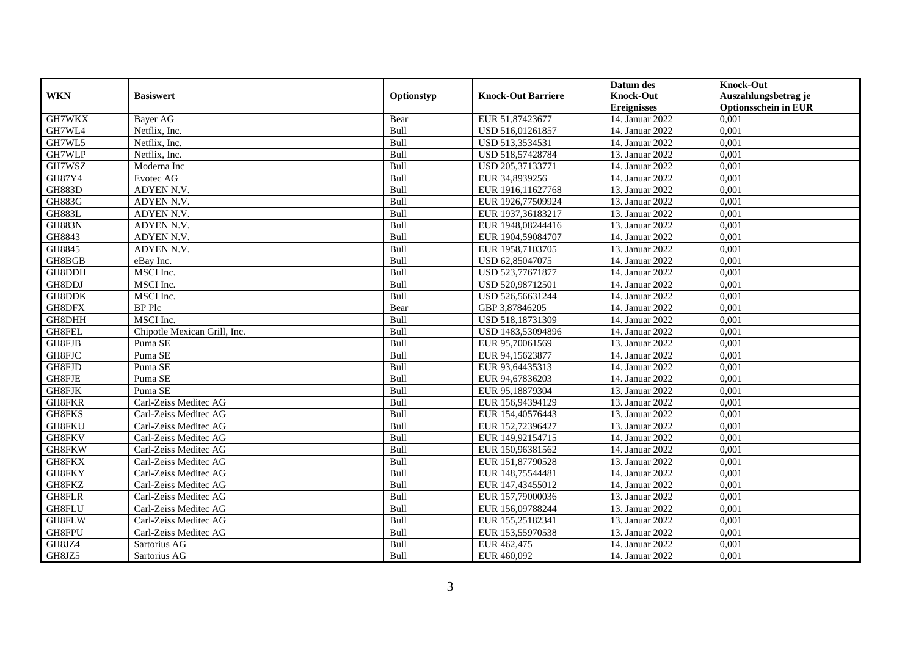| WKN | Basiswert | Optionstyp | Knock-Out Barriere | Datum des Knock-Out Ereignisses | Knock-Out Auszahlungsbetrag je Optionsschein in EUR |
|---|---|---|---|---|---|
| GH7WKX | Bayer AG | Bear | EUR 51,87423677 | 14. Januar 2022 | 0,001 |
| GH7WL4 | Netflix, Inc. | Bull | USD 516,01261857 | 14. Januar 2022 | 0,001 |
| GH7WL5 | Netflix, Inc. | Bull | USD 513,3534531 | 14. Januar 2022 | 0,001 |
| GH7WLP | Netflix, Inc. | Bull | USD 518,57428784 | 13. Januar 2022 | 0,001 |
| GH7WSZ | Moderna Inc | Bull | USD 205,37133771 | 14. Januar 2022 | 0,001 |
| GH87Y4 | Evotec AG | Bull | EUR 34,8939256 | 14. Januar 2022 | 0,001 |
| GH883D | ADYEN N.V. | Bull | EUR 1916,11627768 | 13. Januar 2022 | 0,001 |
| GH883G | ADYEN N.V. | Bull | EUR 1926,77509924 | 13. Januar 2022 | 0,001 |
| GH883L | ADYEN N.V. | Bull | EUR 1937,36183217 | 13. Januar 2022 | 0,001 |
| GH883N | ADYEN N.V. | Bull | EUR 1948,08244416 | 13. Januar 2022 | 0,001 |
| GH8843 | ADYEN N.V. | Bull | EUR 1904,59084707 | 14. Januar 2022 | 0,001 |
| GH8845 | ADYEN N.V. | Bull | EUR 1958,7103705 | 13. Januar 2022 | 0,001 |
| GH8BGB | eBay Inc. | Bull | USD 62,85047075 | 14. Januar 2022 | 0,001 |
| GH8DDH | MSCI Inc. | Bull | USD 523,77671877 | 14. Januar 2022 | 0,001 |
| GH8DDJ | MSCI Inc. | Bull | USD 520,98712501 | 14. Januar 2022 | 0,001 |
| GH8DDK | MSCI Inc. | Bull | USD 526,56631244 | 14. Januar 2022 | 0,001 |
| GH8DFX | BP Plc | Bear | GBP 3,87846205 | 14. Januar 2022 | 0,001 |
| GH8DHH | MSCI Inc. | Bull | USD 518,18731309 | 14. Januar 2022 | 0,001 |
| GH8FEL | Chipotle Mexican Grill, Inc. | Bull | USD 1483,53094896 | 14. Januar 2022 | 0,001 |
| GH8FJB | Puma SE | Bull | EUR 95,70061569 | 13. Januar 2022 | 0,001 |
| GH8FJC | Puma SE | Bull | EUR 94,15623877 | 14. Januar 2022 | 0,001 |
| GH8FJD | Puma SE | Bull | EUR 93,64435313 | 14. Januar 2022 | 0,001 |
| GH8FJE | Puma SE | Bull | EUR 94,67836203 | 14. Januar 2022 | 0,001 |
| GH8FJK | Puma SE | Bull | EUR 95,18879304 | 13. Januar 2022 | 0,001 |
| GH8FKR | Carl-Zeiss Meditec AG | Bull | EUR 156,94394129 | 13. Januar 2022 | 0,001 |
| GH8FKS | Carl-Zeiss Meditec AG | Bull | EUR 154,40576443 | 13. Januar 2022 | 0,001 |
| GH8FKU | Carl-Zeiss Meditec AG | Bull | EUR 152,72396427 | 13. Januar 2022 | 0,001 |
| GH8FKV | Carl-Zeiss Meditec AG | Bull | EUR 149,92154715 | 14. Januar 2022 | 0,001 |
| GH8FKW | Carl-Zeiss Meditec AG | Bull | EUR 150,96381562 | 14. Januar 2022 | 0,001 |
| GH8FKX | Carl-Zeiss Meditec AG | Bull | EUR 151,87790528 | 13. Januar 2022 | 0,001 |
| GH8FKY | Carl-Zeiss Meditec AG | Bull | EUR 148,75544481 | 14. Januar 2022 | 0,001 |
| GH8FKZ | Carl-Zeiss Meditec AG | Bull | EUR 147,43455012 | 14. Januar 2022 | 0,001 |
| GH8FLR | Carl-Zeiss Meditec AG | Bull | EUR 157,79000036 | 13. Januar 2022 | 0,001 |
| GH8FLU | Carl-Zeiss Meditec AG | Bull | EUR 156,09788244 | 13. Januar 2022 | 0,001 |
| GH8FLW | Carl-Zeiss Meditec AG | Bull | EUR 155,25182341 | 13. Januar 2022 | 0,001 |
| GH8FPU | Carl-Zeiss Meditec AG | Bull | EUR 153,55970538 | 13. Januar 2022 | 0,001 |
| GH8JZ4 | Sartorius AG | Bull | EUR 462,475 | 14. Januar 2022 | 0,001 |
| GH8JZ5 | Sartorius AG | Bull | EUR 460,092 | 14. Januar 2022 | 0,001 |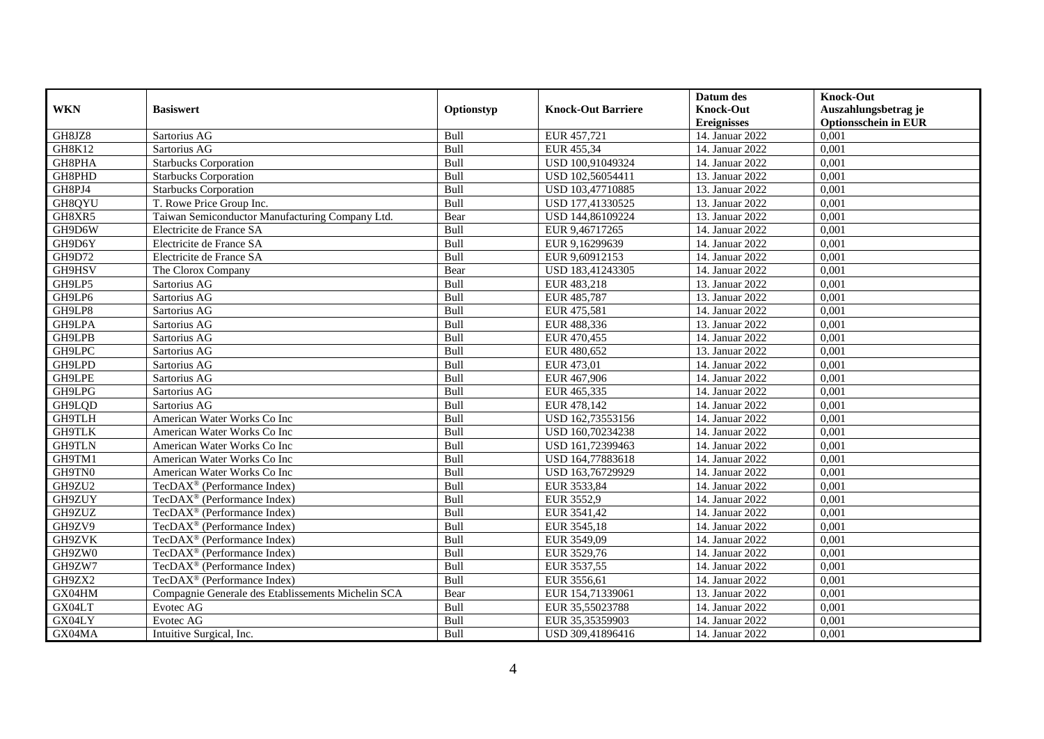| WKN | Basiswert | Optionstyp | Knock-Out Barriere | Datum des Knock-Out Ereignisses | Knock-Out Auszahlungsbetrag je Optionsschein in EUR |
|---|---|---|---|---|---|
| GH8JZ8 | Sartorius AG | Bull | EUR 457,721 | 14. Januar 2022 | 0,001 |
| GH8K12 | Sartorius AG | Bull | EUR 455,34 | 14. Januar 2022 | 0,001 |
| GH8PHA | Starbucks Corporation | Bull | USD 100,91049324 | 14. Januar 2022 | 0,001 |
| GH8PHD | Starbucks Corporation | Bull | USD 102,56054411 | 13. Januar 2022 | 0,001 |
| GH8PJ4 | Starbucks Corporation | Bull | USD 103,47710885 | 13. Januar 2022 | 0,001 |
| GH8QYU | T. Rowe Price Group Inc. | Bull | USD 177,41330525 | 13. Januar 2022 | 0,001 |
| GH8XR5 | Taiwan Semiconductor Manufacturing Company Ltd. | Bear | USD 144,86109224 | 13. Januar 2022 | 0,001 |
| GH9D6W | Electricite de France SA | Bull | EUR 9,46717265 | 14. Januar 2022 | 0,001 |
| GH9D6Y | Electricite de France SA | Bull | EUR 9,16299639 | 14. Januar 2022 | 0,001 |
| GH9D72 | Electricite de France SA | Bull | EUR 9,60912153 | 14. Januar 2022 | 0,001 |
| GH9HSV | The Clorox Company | Bear | USD 183,41243305 | 14. Januar 2022 | 0,001 |
| GH9LP5 | Sartorius AG | Bull | EUR 483,218 | 13. Januar 2022 | 0,001 |
| GH9LP6 | Sartorius AG | Bull | EUR 485,787 | 13. Januar 2022 | 0,001 |
| GH9LP8 | Sartorius AG | Bull | EUR 475,581 | 14. Januar 2022 | 0,001 |
| GH9LPA | Sartorius AG | Bull | EUR 488,336 | 13. Januar 2022 | 0,001 |
| GH9LPB | Sartorius AG | Bull | EUR 470,455 | 14. Januar 2022 | 0,001 |
| GH9LPC | Sartorius AG | Bull | EUR 480,652 | 13. Januar 2022 | 0,001 |
| GH9LPD | Sartorius AG | Bull | EUR 473,01 | 14. Januar 2022 | 0,001 |
| GH9LPE | Sartorius AG | Bull | EUR 467,906 | 14. Januar 2022 | 0,001 |
| GH9LPG | Sartorius AG | Bull | EUR 465,335 | 14. Januar 2022 | 0,001 |
| GH9LQD | Sartorius AG | Bull | EUR 478,142 | 14. Januar 2022 | 0,001 |
| GH9TLH | American Water Works Co Inc | Bull | USD 162,73553156 | 14. Januar 2022 | 0,001 |
| GH9TLK | American Water Works Co Inc | Bull | USD 160,70234238 | 14. Januar 2022 | 0,001 |
| GH9TLN | American Water Works Co Inc | Bull | USD 161,72399463 | 14. Januar 2022 | 0,001 |
| GH9TM1 | American Water Works Co Inc | Bull | USD 164,77883618 | 14. Januar 2022 | 0,001 |
| GH9TN0 | American Water Works Co Inc | Bull | USD 163,76729929 | 14. Januar 2022 | 0,001 |
| GH9ZU2 | TecDAX® (Performance Index) | Bull | EUR 3533,84 | 14. Januar 2022 | 0,001 |
| GH9ZUY | TecDAX® (Performance Index) | Bull | EUR 3552,9 | 14. Januar 2022 | 0,001 |
| GH9ZUZ | TecDAX® (Performance Index) | Bull | EUR 3541,42 | 14. Januar 2022 | 0,001 |
| GH9ZV9 | TecDAX® (Performance Index) | Bull | EUR 3545,18 | 14. Januar 2022 | 0,001 |
| GH9ZVK | TecDAX® (Performance Index) | Bull | EUR 3549,09 | 14. Januar 2022 | 0,001 |
| GH9ZW0 | TecDAX® (Performance Index) | Bull | EUR 3529,76 | 14. Januar 2022 | 0,001 |
| GH9ZW7 | TecDAX® (Performance Index) | Bull | EUR 3537,55 | 14. Januar 2022 | 0,001 |
| GH9ZX2 | TecDAX® (Performance Index) | Bull | EUR 3556,61 | 14. Januar 2022 | 0,001 |
| GX04HM | Compagnie Generale des Etablissements Michelin SCA | Bear | EUR 154,71339061 | 13. Januar 2022 | 0,001 |
| GX04LT | Evotec AG | Bull | EUR 35,55023788 | 14. Januar 2022 | 0,001 |
| GX04LY | Evotec AG | Bull | EUR 35,35359903 | 14. Januar 2022 | 0,001 |
| GX04MA | Intuitive Surgical, Inc. | Bull | USD 309,41896416 | 14. Januar 2022 | 0,001 |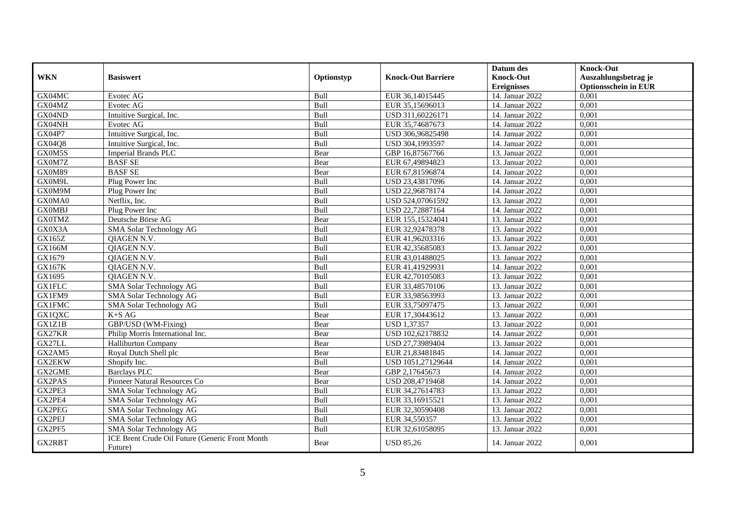| WKN | Basiswert | Optionstyp | Knock-Out Barriere | Datum des Knock-Out Ereignisses | Knock-Out Auszahlungsbetrag je Optionsschein in EUR |
|---|---|---|---|---|---|
| GX04MC | Evotec AG | Bull | EUR 36,14015445 | 14. Januar 2022 | 0,001 |
| GX04MZ | Evotec AG | Bull | EUR 35,15696013 | 14. Januar 2022 | 0,001 |
| GX04ND | Intuitive Surgical, Inc. | Bull | USD 311,60226171 | 14. Januar 2022 | 0,001 |
| GX04NH | Evotec AG | Bull | EUR 35,74687673 | 14. Januar 2022 | 0,001 |
| GX04P7 | Intuitive Surgical, Inc. | Bull | USD 306,96825498 | 14. Januar 2022 | 0,001 |
| GX04Q8 | Intuitive Surgical, Inc. | Bull | USD 304,1993597 | 14. Januar 2022 | 0,001 |
| GX0M5S | Imperial Brands PLC | Bear | GBP 16,87567766 | 13. Januar 2022 | 0,001 |
| GX0M7Z | BASF SE | Bear | EUR 67,49894823 | 13. Januar 2022 | 0,001 |
| GX0M89 | BASF SE | Bear | EUR 67,81596874 | 14. Januar 2022 | 0,001 |
| GX0M9L | Plug Power Inc | Bull | USD 23,43817096 | 14. Januar 2022 | 0,001 |
| GX0M9M | Plug Power Inc | Bull | USD 22,96878174 | 14. Januar 2022 | 0,001 |
| GX0MA0 | Netflix, Inc. | Bull | USD 524,07061592 | 13. Januar 2022 | 0,001 |
| GX0MBJ | Plug Power Inc | Bull | USD 22,72887164 | 14. Januar 2022 | 0,001 |
| GX0TMZ | Deutsche Börse AG | Bear | EUR 155,15324041 | 13. Januar 2022 | 0,001 |
| GX0X3A | SMA Solar Technology AG | Bull | EUR 32,92478378 | 13. Januar 2022 | 0,001 |
| GX165Z | QIAGEN N.V. | Bull | EUR 41,96203316 | 13. Januar 2022 | 0,001 |
| GX166M | QIAGEN N.V. | Bull | EUR 42,35685083 | 13. Januar 2022 | 0,001 |
| GX1679 | QIAGEN N.V. | Bull | EUR 43,01488025 | 13. Januar 2022 | 0,001 |
| GX167K | QIAGEN N.V. | Bull | EUR 41,41929931 | 14. Januar 2022 | 0,001 |
| GX1695 | QIAGEN N.V. | Bull | EUR 42,70105083 | 13. Januar 2022 | 0,001 |
| GX1FLC | SMA Solar Technology AG | Bull | EUR 33,48570106 | 13. Januar 2022 | 0,001 |
| GX1FM9 | SMA Solar Technology AG | Bull | EUR 33,98563993 | 13. Januar 2022 | 0,001 |
| GX1FMC | SMA Solar Technology AG | Bull | EUR 33,75097475 | 13. Januar 2022 | 0,001 |
| GX1QXC | K+S AG | Bear | EUR 17,30443612 | 13. Januar 2022 | 0,001 |
| GX1Z1B | GBP/USD (WM-Fixing) | Bear | USD 1,37357 | 13. Januar 2022 | 0,001 |
| GX27KR | Philip Morris International Inc. | Bear | USD 102,62178832 | 14. Januar 2022 | 0,001 |
| GX27LL | Halliburton Company | Bear | USD 27,73989404 | 13. Januar 2022 | 0,001 |
| GX2AM5 | Royal Dutch Shell plc | Bear | EUR 21,83481845 | 14. Januar 2022 | 0,001 |
| GX2EKW | Shopify Inc. | Bull | USD 1051,27129644 | 14. Januar 2022 | 0,001 |
| GX2GME | Barclays PLC | Bear | GBP 2,17645673 | 14. Januar 2022 | 0,001 |
| GX2PAS | Pioneer Natural Resources Co | Bear | USD 208,4719468 | 14. Januar 2022 | 0,001 |
| GX2PE3 | SMA Solar Technology AG | Bull | EUR 34,27614783 | 13. Januar 2022 | 0,001 |
| GX2PE4 | SMA Solar Technology AG | Bull | EUR 33,16915521 | 13. Januar 2022 | 0,001 |
| GX2PEG | SMA Solar Technology AG | Bull | EUR 32,30590408 | 13. Januar 2022 | 0,001 |
| GX2PEJ | SMA Solar Technology AG | Bull | EUR 34,550357 | 13. Januar 2022 | 0,001 |
| GX2PF5 | SMA Solar Technology AG | Bull | EUR 32,61058095 | 13. Januar 2022 | 0,001 |
| GX2RBT | ICE Brent Crude Oil Future (Generic Front Month Future) | Bear | USD 85,26 | 14. Januar 2022 | 0,001 |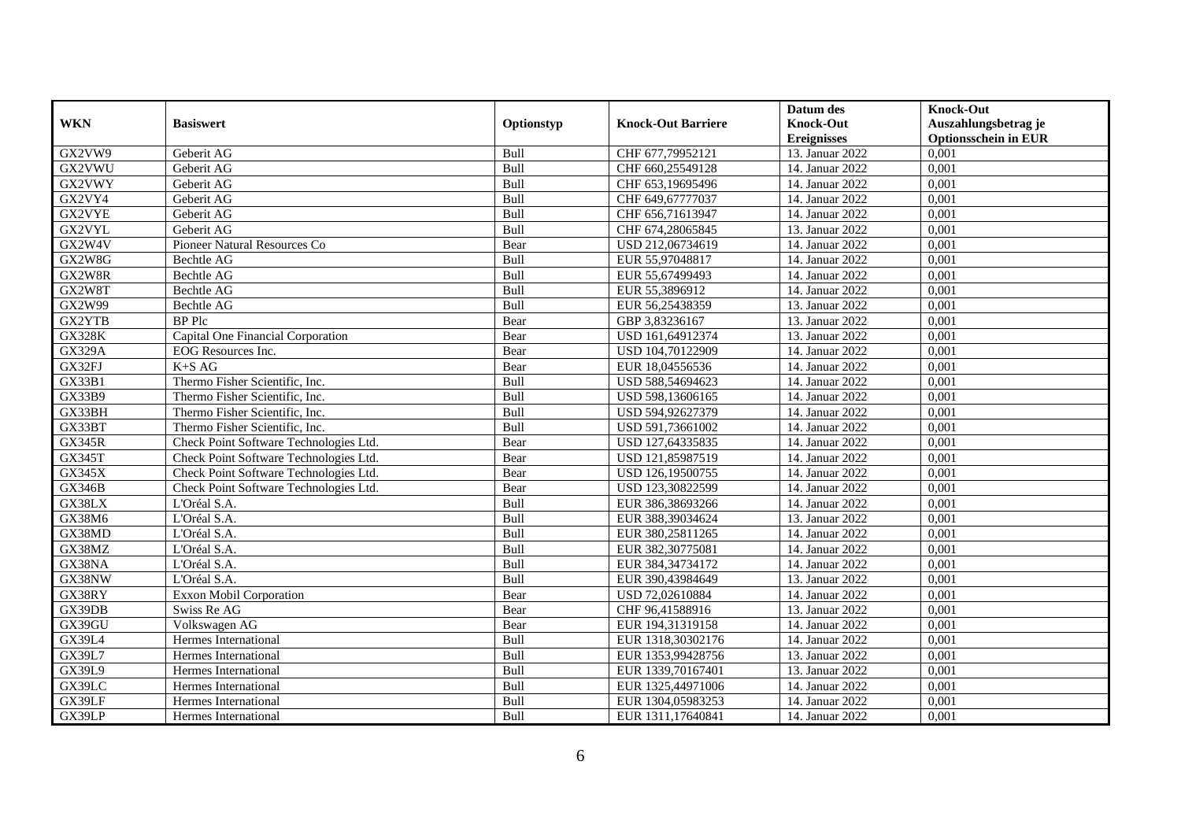| WKN | Basiswert | Optionstyp | Knock-Out Barriere | Datum des Knock-Out Ereignisses | Knock-Out Auszahlungsbetrag je Optionsschein in EUR |
|---|---|---|---|---|---|
| GX2VW9 | Geberit AG | Bull | CHF 677,79952121 | 13. Januar 2022 | 0,001 |
| GX2VWU | Geberit AG | Bull | CHF 660,25549128 | 14. Januar 2022 | 0,001 |
| GX2VWY | Geberit AG | Bull | CHF 653,19695496 | 14. Januar 2022 | 0,001 |
| GX2VY4 | Geberit AG | Bull | CHF 649,67777037 | 14. Januar 2022 | 0,001 |
| GX2VYE | Geberit AG | Bull | CHF 656,71613947 | 14. Januar 2022 | 0,001 |
| GX2VYL | Geberit AG | Bull | CHF 674,28065845 | 13. Januar 2022 | 0,001 |
| GX2W4V | Pioneer Natural Resources Co | Bear | USD 212,06734619 | 14. Januar 2022 | 0,001 |
| GX2W8G | Bechtle AG | Bull | EUR 55,97048817 | 14. Januar 2022 | 0,001 |
| GX2W8R | Bechtle AG | Bull | EUR 55,67499493 | 14. Januar 2022 | 0,001 |
| GX2W8T | Bechtle AG | Bull | EUR 55,3896912 | 14. Januar 2022 | 0,001 |
| GX2W99 | Bechtle AG | Bull | EUR 56,25438359 | 13. Januar 2022 | 0,001 |
| GX2YTB | BP Plc | Bear | GBP 3,83236167 | 13. Januar 2022 | 0,001 |
| GX328K | Capital One Financial Corporation | Bear | USD 161,64912374 | 13. Januar 2022 | 0,001 |
| GX329A | EOG Resources Inc. | Bear | USD 104,70122909 | 14. Januar 2022 | 0,001 |
| GX32FJ | K+S AG | Bear | EUR 18,04556536 | 14. Januar 2022 | 0,001 |
| GX33B1 | Thermo Fisher Scientific, Inc. | Bull | USD 588,54694623 | 14. Januar 2022 | 0,001 |
| GX33B9 | Thermo Fisher Scientific, Inc. | Bull | USD 598,13606165 | 14. Januar 2022 | 0,001 |
| GX33BH | Thermo Fisher Scientific, Inc. | Bull | USD 594,92627379 | 14. Januar 2022 | 0,001 |
| GX33BT | Thermo Fisher Scientific, Inc. | Bull | USD 591,73661002 | 14. Januar 2022 | 0,001 |
| GX345R | Check Point Software Technologies Ltd. | Bear | USD 127,64335835 | 14. Januar 2022 | 0,001 |
| GX345T | Check Point Software Technologies Ltd. | Bear | USD 121,85987519 | 14. Januar 2022 | 0,001 |
| GX345X | Check Point Software Technologies Ltd. | Bear | USD 126,19500755 | 14. Januar 2022 | 0,001 |
| GX346B | Check Point Software Technologies Ltd. | Bear | USD 123,30822599 | 14. Januar 2022 | 0,001 |
| GX38LX | L'Oréal S.A. | Bull | EUR 386,38693266 | 14. Januar 2022 | 0,001 |
| GX38M6 | L'Oréal S.A. | Bull | EUR 388,39034624 | 13. Januar 2022 | 0,001 |
| GX38MD | L'Oréal S.A. | Bull | EUR 380,25811265 | 14. Januar 2022 | 0,001 |
| GX38MZ | L'Oréal S.A. | Bull | EUR 382,30775081 | 14. Januar 2022 | 0,001 |
| GX38NA | L'Oréal S.A. | Bull | EUR 384,34734172 | 14. Januar 2022 | 0,001 |
| GX38NW | L'Oréal S.A. | Bull | EUR 390,43984649 | 13. Januar 2022 | 0,001 |
| GX38RY | Exxon Mobil Corporation | Bear | USD 72,02610884 | 14. Januar 2022 | 0,001 |
| GX39DB | Swiss Re AG | Bear | CHF 96,41588916 | 13. Januar 2022 | 0,001 |
| GX39GU | Volkswagen AG | Bear | EUR 194,31319158 | 14. Januar 2022 | 0,001 |
| GX39L4 | Hermes International | Bull | EUR 1318,30302176 | 14. Januar 2022 | 0,001 |
| GX39L7 | Hermes International | Bull | EUR 1353,99428756 | 13. Januar 2022 | 0,001 |
| GX39L9 | Hermes International | Bull | EUR 1339,70167401 | 13. Januar 2022 | 0,001 |
| GX39LC | Hermes International | Bull | EUR 1325,44971006 | 14. Januar 2022 | 0,001 |
| GX39LF | Hermes International | Bull | EUR 1304,05983253 | 14. Januar 2022 | 0,001 |
| GX39LP | Hermes International | Bull | EUR 1311,17640841 | 14. Januar 2022 | 0,001 |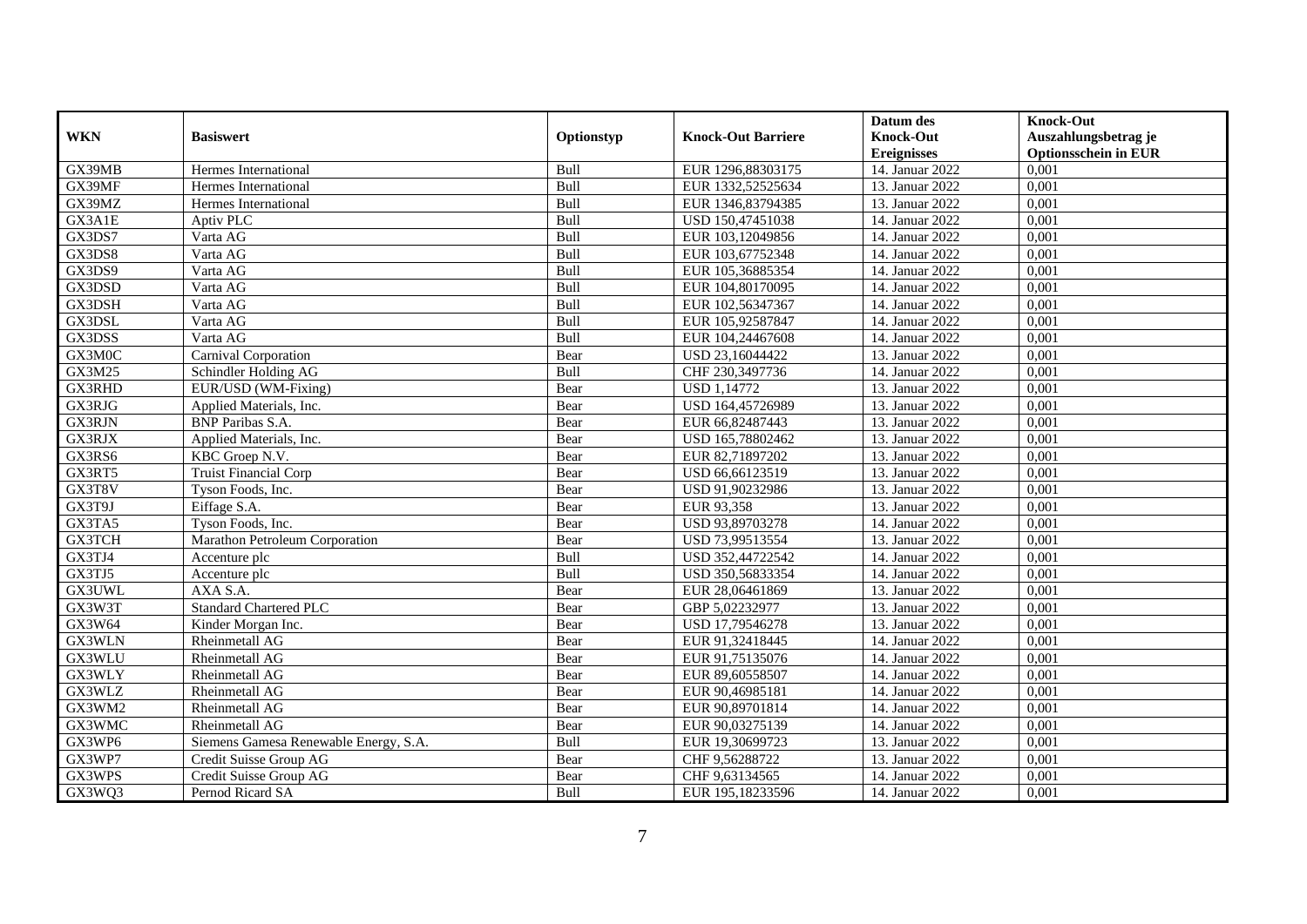| WKN | Basiswert | Optionstyp | Knock-Out Barriere | Datum des Knock-Out Ereignisses | Knock-Out Auszahlungsbetrag je Optionsschein in EUR |
|---|---|---|---|---|---|
| GX39MB | Hermes International | Bull | EUR 1296,88303175 | 14. Januar 2022 | 0,001 |
| GX39MF | Hermes International | Bull | EUR 1332,52525634 | 13. Januar 2022 | 0,001 |
| GX39MZ | Hermes International | Bull | EUR 1346,83794385 | 13. Januar 2022 | 0,001 |
| GX3A1E | Aptiv PLC | Bull | USD 150,47451038 | 14. Januar 2022 | 0,001 |
| GX3DS7 | Varta AG | Bull | EUR 103,12049856 | 14. Januar 2022 | 0,001 |
| GX3DS8 | Varta AG | Bull | EUR 103,67752348 | 14. Januar 2022 | 0,001 |
| GX3DS9 | Varta AG | Bull | EUR 105,36885354 | 14. Januar 2022 | 0,001 |
| GX3DSD | Varta AG | Bull | EUR 104,80170095 | 14. Januar 2022 | 0,001 |
| GX3DSH | Varta AG | Bull | EUR 102,56347367 | 14. Januar 2022 | 0,001 |
| GX3DSL | Varta AG | Bull | EUR 105,92587847 | 14. Januar 2022 | 0,001 |
| GX3DSS | Varta AG | Bull | EUR 104,24467608 | 14. Januar 2022 | 0,001 |
| GX3M0C | Carnival Corporation | Bear | USD 23,16044422 | 13. Januar 2022 | 0,001 |
| GX3M25 | Schindler Holding AG | Bull | CHF 230,3497736 | 14. Januar 2022 | 0,001 |
| GX3RHD | EUR/USD (WM-Fixing) | Bear | USD 1,14772 | 13. Januar 2022 | 0,001 |
| GX3RJG | Applied Materials, Inc. | Bear | USD 164,45726989 | 13. Januar 2022 | 0,001 |
| GX3RJN | BNP Paribas S.A. | Bear | EUR 66,82487443 | 13. Januar 2022 | 0,001 |
| GX3RJX | Applied Materials, Inc. | Bear | USD 165,78802462 | 13. Januar 2022 | 0,001 |
| GX3RS6 | KBC Groep N.V. | Bear | EUR 82,71897202 | 13. Januar 2022 | 0,001 |
| GX3RT5 | Truist Financial Corp | Bear | USD 66,66123519 | 13. Januar 2022 | 0,001 |
| GX3T8V | Tyson Foods, Inc. | Bear | USD 91,90232986 | 13. Januar 2022 | 0,001 |
| GX3T9J | Eiffage S.A. | Bear | EUR 93,358 | 13. Januar 2022 | 0,001 |
| GX3TA5 | Tyson Foods, Inc. | Bear | USD 93,89703278 | 14. Januar 2022 | 0,001 |
| GX3TCH | Marathon Petroleum Corporation | Bear | USD 73,99513554 | 13. Januar 2022 | 0,001 |
| GX3TJ4 | Accenture plc | Bull | USD 352,44722542 | 14. Januar 2022 | 0,001 |
| GX3TJ5 | Accenture plc | Bull | USD 350,56833354 | 14. Januar 2022 | 0,001 |
| GX3UWL | AXA S.A. | Bear | EUR 28,06461869 | 13. Januar 2022 | 0,001 |
| GX3W3T | Standard Chartered PLC | Bear | GBP 5,02232977 | 13. Januar 2022 | 0,001 |
| GX3W64 | Kinder Morgan Inc. | Bear | USD 17,79546278 | 13. Januar 2022 | 0,001 |
| GX3WLN | Rheinmetall AG | Bear | EUR 91,32418445 | 14. Januar 2022 | 0,001 |
| GX3WLU | Rheinmetall AG | Bear | EUR 91,75135076 | 14. Januar 2022 | 0,001 |
| GX3WLY | Rheinmetall AG | Bear | EUR 89,60558507 | 14. Januar 2022 | 0,001 |
| GX3WLZ | Rheinmetall AG | Bear | EUR 90,46985181 | 14. Januar 2022 | 0,001 |
| GX3WM2 | Rheinmetall AG | Bear | EUR 90,89701814 | 14. Januar 2022 | 0,001 |
| GX3WMC | Rheinmetall AG | Bear | EUR 90,03275139 | 14. Januar 2022 | 0,001 |
| GX3WP6 | Siemens Gamesa Renewable Energy, S.A. | Bull | EUR 19,30699723 | 13. Januar 2022 | 0,001 |
| GX3WP7 | Credit Suisse Group AG | Bear | CHF 9,56288722 | 13. Januar 2022 | 0,001 |
| GX3WPS | Credit Suisse Group AG | Bear | CHF 9,63134565 | 14. Januar 2022 | 0,001 |
| GX3WQ3 | Pernod Ricard SA | Bull | EUR 195,18233596 | 14. Januar 2022 | 0,001 |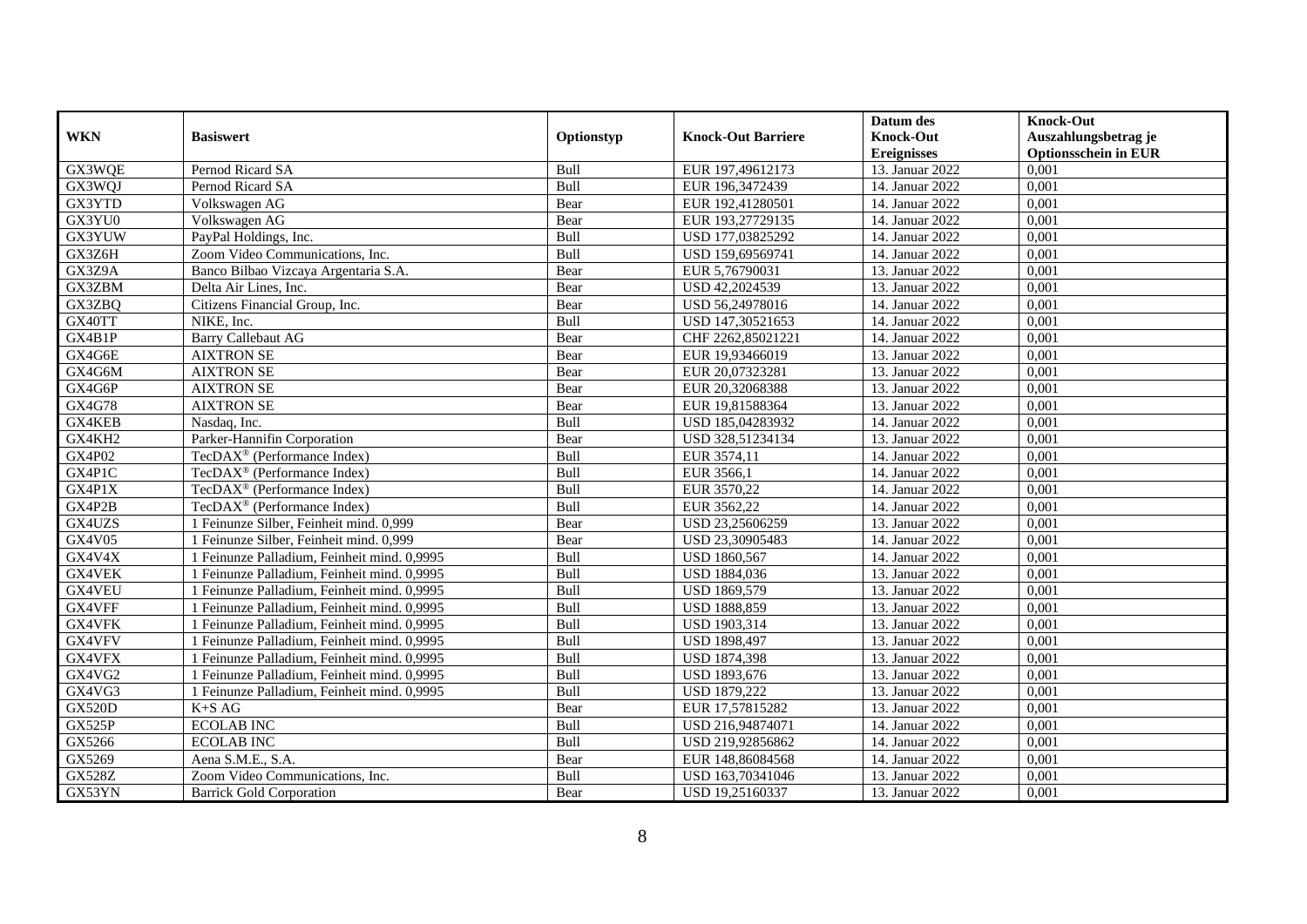| WKN | Basiswert | Optionstyp | Knock-Out Barriere | Datum des Knock-Out Ereignisses | Knock-Out Auszahlungsbetrag je Optionsschein in EUR |
|---|---|---|---|---|---|
| GX3WQE | Pernod Ricard SA | Bull | EUR 197,49612173 | 13. Januar 2022 | 0,001 |
| GX3WQJ | Pernod Ricard SA | Bull | EUR 196,3472439 | 14. Januar 2022 | 0,001 |
| GX3YTD | Volkswagen AG | Bear | EUR 192,41280501 | 14. Januar 2022 | 0,001 |
| GX3YU0 | Volkswagen AG | Bear | EUR 193,27729135 | 14. Januar 2022 | 0,001 |
| GX3YUW | PayPal Holdings, Inc. | Bull | USD 177,03825292 | 14. Januar 2022 | 0,001 |
| GX3Z6H | Zoom Video Communications, Inc. | Bull | USD 159,69569741 | 14. Januar 2022 | 0,001 |
| GX3Z9A | Banco Bilbao Vizcaya Argentaria S.A. | Bear | EUR 5,76790031 | 13. Januar 2022 | 0,001 |
| GX3ZBM | Delta Air Lines, Inc. | Bear | USD 42,2024539 | 13. Januar 2022 | 0,001 |
| GX3ZBQ | Citizens Financial Group, Inc. | Bear | USD 56,24978016 | 14. Januar 2022 | 0,001 |
| GX40TT | NIKE, Inc. | Bull | USD 147,30521653 | 14. Januar 2022 | 0,001 |
| GX4B1P | Barry Callebaut AG | Bear | CHF 2262,85021221 | 14. Januar 2022 | 0,001 |
| GX4G6E | AIXTRON SE | Bear | EUR 19,93466019 | 13. Januar 2022 | 0,001 |
| GX4G6M | AIXTRON SE | Bear | EUR 20,07323281 | 13. Januar 2022 | 0,001 |
| GX4G6P | AIXTRON SE | Bear | EUR 20,32068388 | 13. Januar 2022 | 0,001 |
| GX4G78 | AIXTRON SE | Bear | EUR 19,81588364 | 13. Januar 2022 | 0,001 |
| GX4KEB | Nasdaq, Inc. | Bull | USD 185,04283932 | 14. Januar 2022 | 0,001 |
| GX4KH2 | Parker-Hannifin Corporation | Bear | USD 328,51234134 | 13. Januar 2022 | 0,001 |
| GX4P02 | TecDAX® (Performance Index) | Bull | EUR 3574,11 | 14. Januar 2022 | 0,001 |
| GX4P1C | TecDAX® (Performance Index) | Bull | EUR 3566,1 | 14. Januar 2022 | 0,001 |
| GX4P1X | TecDAX® (Performance Index) | Bull | EUR 3570,22 | 14. Januar 2022 | 0,001 |
| GX4P2B | TecDAX® (Performance Index) | Bull | EUR 3562,22 | 14. Januar 2022 | 0,001 |
| GX4UZS | 1 Feinunze Silber, Feinheit mind. 0,999 | Bear | USD 23,25606259 | 13. Januar 2022 | 0,001 |
| GX4V05 | 1 Feinunze Silber, Feinheit mind. 0,999 | Bear | USD 23,30905483 | 14. Januar 2022 | 0,001 |
| GX4V4X | 1 Feinunze Palladium, Feinheit mind. 0,9995 | Bull | USD 1860,567 | 14. Januar 2022 | 0,001 |
| GX4VEK | 1 Feinunze Palladium, Feinheit mind. 0,9995 | Bull | USD 1884,036 | 13. Januar 2022 | 0,001 |
| GX4VEU | 1 Feinunze Palladium, Feinheit mind. 0,9995 | Bull | USD 1869,579 | 13. Januar 2022 | 0,001 |
| GX4VFF | 1 Feinunze Palladium, Feinheit mind. 0,9995 | Bull | USD 1888,859 | 13. Januar 2022 | 0,001 |
| GX4VFK | 1 Feinunze Palladium, Feinheit mind. 0,9995 | Bull | USD 1903,314 | 13. Januar 2022 | 0,001 |
| GX4VFV | 1 Feinunze Palladium, Feinheit mind. 0,9995 | Bull | USD 1898,497 | 13. Januar 2022 | 0,001 |
| GX4VFX | 1 Feinunze Palladium, Feinheit mind. 0,9995 | Bull | USD 1874,398 | 13. Januar 2022 | 0,001 |
| GX4VG2 | 1 Feinunze Palladium, Feinheit mind. 0,9995 | Bull | USD 1893,676 | 13. Januar 2022 | 0,001 |
| GX4VG3 | 1 Feinunze Palladium, Feinheit mind. 0,9995 | Bull | USD 1879,222 | 13. Januar 2022 | 0,001 |
| GX520D | K+S AG | Bear | EUR 17,57815282 | 13. Januar 2022 | 0,001 |
| GX525P | ECOLAB INC | Bull | USD 216,94874071 | 14. Januar 2022 | 0,001 |
| GX5266 | ECOLAB INC | Bull | USD 219,92856862 | 14. Januar 2022 | 0,001 |
| GX5269 | Aena S.M.E., S.A. | Bear | EUR 148,86084568 | 14. Januar 2022 | 0,001 |
| GX528Z | Zoom Video Communications, Inc. | Bull | USD 163,70341046 | 13. Januar 2022 | 0,001 |
| GX53YN | Barrick Gold Corporation | Bear | USD 19,25160337 | 13. Januar 2022 | 0,001 |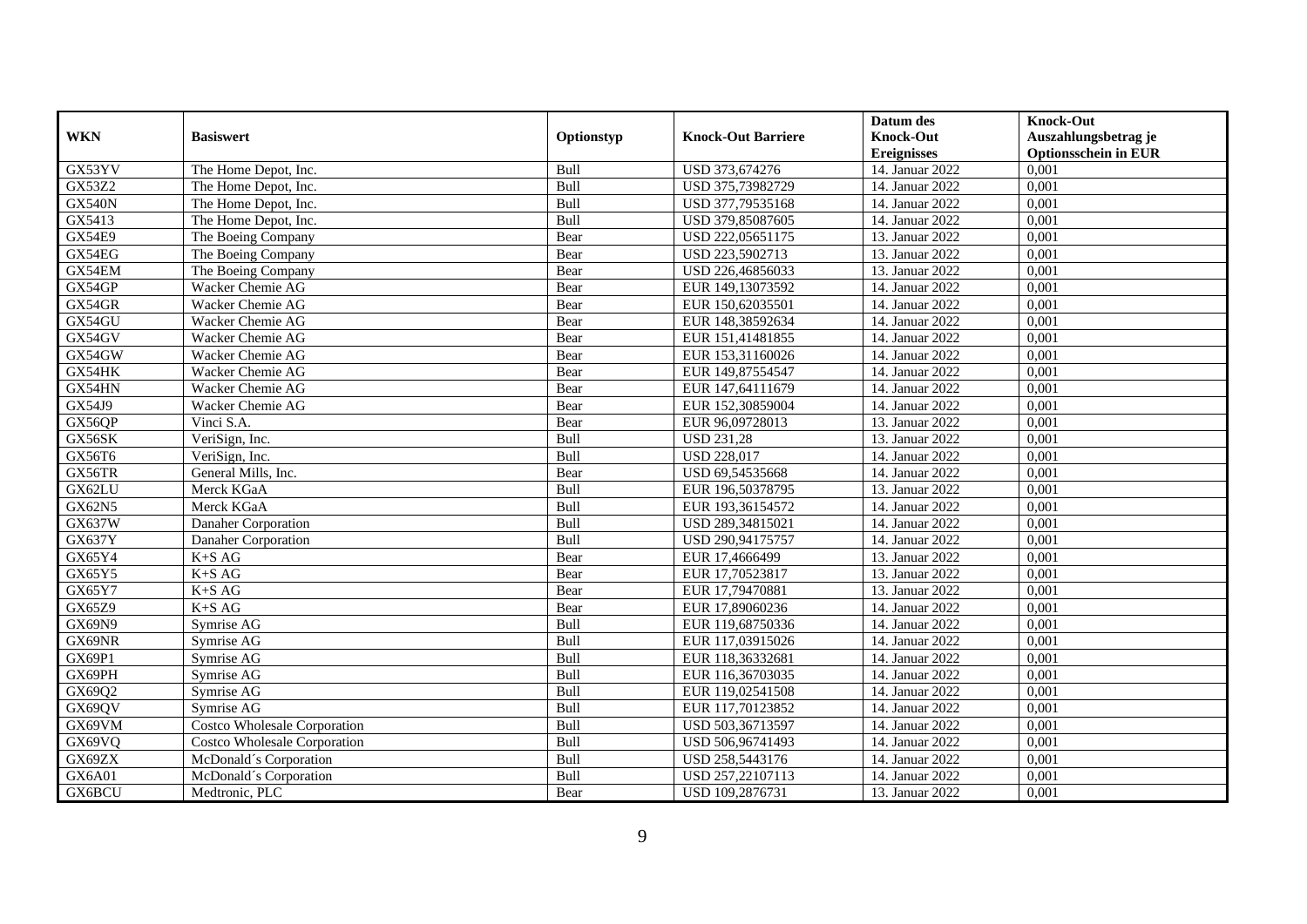| WKN | Basiswert | Optionstyp | Knock-Out Barriere | Datum des Knock-Out Ereignisses | Knock-Out Auszahlungsbetrag je Optionsschein in EUR |
|---|---|---|---|---|---|
| GX53YV | The Home Depot, Inc. | Bull | USD 373,674276 | 14. Januar 2022 | 0,001 |
| GX53Z2 | The Home Depot, Inc. | Bull | USD 375,73982729 | 14. Januar 2022 | 0,001 |
| GX540N | The Home Depot, Inc. | Bull | USD 377,79535168 | 14. Januar 2022 | 0,001 |
| GX5413 | The Home Depot, Inc. | Bull | USD 379,85087605 | 14. Januar 2022 | 0,001 |
| GX54E9 | The Boeing Company | Bear | USD 222,05651175 | 13. Januar 2022 | 0,001 |
| GX54EG | The Boeing Company | Bear | USD 223,5902713 | 13. Januar 2022 | 0,001 |
| GX54EM | The Boeing Company | Bear | USD 226,46856033 | 13. Januar 2022 | 0,001 |
| GX54GP | Wacker Chemie AG | Bear | EUR 149,13073592 | 14. Januar 2022 | 0,001 |
| GX54GR | Wacker Chemie AG | Bear | EUR 150,62035501 | 14. Januar 2022 | 0,001 |
| GX54GU | Wacker Chemie AG | Bear | EUR 148,38592634 | 14. Januar 2022 | 0,001 |
| GX54GV | Wacker Chemie AG | Bear | EUR 151,41481855 | 14. Januar 2022 | 0,001 |
| GX54GW | Wacker Chemie AG | Bear | EUR 153,31160026 | 14. Januar 2022 | 0,001 |
| GX54HK | Wacker Chemie AG | Bear | EUR 149,87554547 | 14. Januar 2022 | 0,001 |
| GX54HN | Wacker Chemie AG | Bear | EUR 147,64111679 | 14. Januar 2022 | 0,001 |
| GX54J9 | Wacker Chemie AG | Bear | EUR 152,30859004 | 14. Januar 2022 | 0,001 |
| GX56QP | Vinci S.A. | Bear | EUR 96,09728013 | 13. Januar 2022 | 0,001 |
| GX56SK | VeriSign, Inc. | Bull | USD 231,28 | 13. Januar 2022 | 0,001 |
| GX56T6 | VeriSign, Inc. | Bull | USD 228,017 | 14. Januar 2022 | 0,001 |
| GX56TR | General Mills, Inc. | Bear | USD 69,54535668 | 14. Januar 2022 | 0,001 |
| GX62LU | Merck KGaA | Bull | EUR 196,50378795 | 13. Januar 2022 | 0,001 |
| GX62N5 | Merck KGaA | Bull | EUR 193,36154572 | 14. Januar 2022 | 0,001 |
| GX637W | Danaher Corporation | Bull | USD 289,34815021 | 14. Januar 2022 | 0,001 |
| GX637Y | Danaher Corporation | Bull | USD 290,94175757 | 14. Januar 2022 | 0,001 |
| GX65Y4 | K+S AG | Bear | EUR 17,4666499 | 13. Januar 2022 | 0,001 |
| GX65Y5 | K+S AG | Bear | EUR 17,70523817 | 13. Januar 2022 | 0,001 |
| GX65Y7 | K+S AG | Bear | EUR 17,79470881 | 13. Januar 2022 | 0,001 |
| GX65Z9 | K+S AG | Bear | EUR 17,89060236 | 14. Januar 2022 | 0,001 |
| GX69N9 | Symrise AG | Bull | EUR 119,68750336 | 14. Januar 2022 | 0,001 |
| GX69NR | Symrise AG | Bull | EUR 117,03915026 | 14. Januar 2022 | 0,001 |
| GX69P1 | Symrise AG | Bull | EUR 118,36332681 | 14. Januar 2022 | 0,001 |
| GX69PH | Symrise AG | Bull | EUR 116,36703035 | 14. Januar 2022 | 0,001 |
| GX69Q2 | Symrise AG | Bull | EUR 119,02541508 | 14. Januar 2022 | 0,001 |
| GX69QV | Symrise AG | Bull | EUR 117,70123852 | 14. Januar 2022 | 0,001 |
| GX69VM | Costco Wholesale Corporation | Bull | USD 503,36713597 | 14. Januar 2022 | 0,001 |
| GX69VQ | Costco Wholesale Corporation | Bull | USD 506,96741493 | 14. Januar 2022 | 0,001 |
| GX69ZX | McDonald´s Corporation | Bull | USD 258,5443176 | 14. Januar 2022 | 0,001 |
| GX6A01 | McDonald´s Corporation | Bull | USD 257,22107113 | 14. Januar 2022 | 0,001 |
| GX6BCU | Medtronic, PLC | Bear | USD 109,2876731 | 13. Januar 2022 | 0,001 |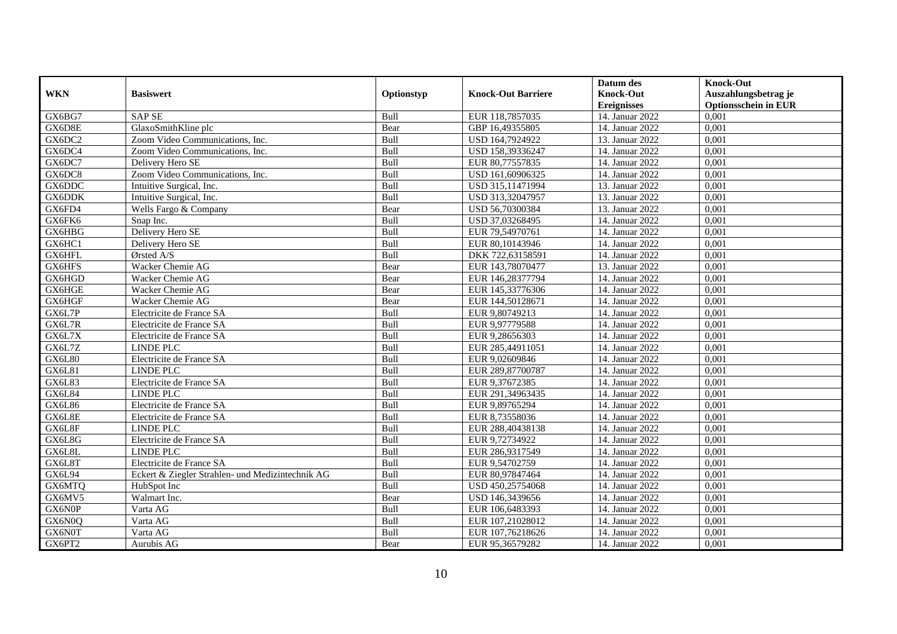| WKN | Basiswert | Optionstyp | Knock-Out Barriere | Datum des Knock-Out Ereignisses | Knock-Out Auszahlungsbetrag je Optionsschein in EUR |
|---|---|---|---|---|---|
| GX6BG7 | SAP SE | Bull | EUR 118,7857035 | 14. Januar 2022 | 0,001 |
| GX6D8E | GlaxoSmithKline plc | Bear | GBP 16,49355805 | 14. Januar 2022 | 0,001 |
| GX6DC2 | Zoom Video Communications, Inc. | Bull | USD 164,7924922 | 13. Januar 2022 | 0,001 |
| GX6DC4 | Zoom Video Communications, Inc. | Bull | USD 158,39336247 | 14. Januar 2022 | 0,001 |
| GX6DC7 | Delivery Hero SE | Bull | EUR 80,77557835 | 14. Januar 2022 | 0,001 |
| GX6DC8 | Zoom Video Communications, Inc. | Bull | USD 161,60906325 | 14. Januar 2022 | 0,001 |
| GX6DDC | Intuitive Surgical, Inc. | Bull | USD 315,11471994 | 13. Januar 2022 | 0,001 |
| GX6DDK | Intuitive Surgical, Inc. | Bull | USD 313,32047957 | 13. Januar 2022 | 0,001 |
| GX6FD4 | Wells Fargo & Company | Bear | USD 56,70300384 | 13. Januar 2022 | 0,001 |
| GX6FK6 | Snap Inc. | Bull | USD 37,03268495 | 14. Januar 2022 | 0,001 |
| GX6HBG | Delivery Hero SE | Bull | EUR 79,54970761 | 14. Januar 2022 | 0,001 |
| GX6HC1 | Delivery Hero SE | Bull | EUR 80,10143946 | 14. Januar 2022 | 0,001 |
| GX6HFL | Ørsted A/S | Bull | DKK 722,63158591 | 14. Januar 2022 | 0,001 |
| GX6HFS | Wacker Chemie AG | Bear | EUR 143,78070477 | 13. Januar 2022 | 0,001 |
| GX6HGD | Wacker Chemie AG | Bear | EUR 146,28377794 | 14. Januar 2022 | 0,001 |
| GX6HGE | Wacker Chemie AG | Bear | EUR 145,33776306 | 14. Januar 2022 | 0,001 |
| GX6HGF | Wacker Chemie AG | Bear | EUR 144,50128671 | 14. Januar 2022 | 0,001 |
| GX6L7P | Electricite de France SA | Bull | EUR 9,80749213 | 14. Januar 2022 | 0,001 |
| GX6L7R | Electricite de France SA | Bull | EUR 9,97779588 | 14. Januar 2022 | 0,001 |
| GX6L7X | Electricite de France SA | Bull | EUR 9,28656303 | 14. Januar 2022 | 0,001 |
| GX6L7Z | LINDE PLC | Bull | EUR 285,44911051 | 14. Januar 2022 | 0,001 |
| GX6L80 | Electricite de France SA | Bull | EUR 9,02609846 | 14. Januar 2022 | 0,001 |
| GX6L81 | LINDE PLC | Bull | EUR 289,87700787 | 14. Januar 2022 | 0,001 |
| GX6L83 | Electricite de France SA | Bull | EUR 9,37672385 | 14. Januar 2022 | 0,001 |
| GX6L84 | LINDE PLC | Bull | EUR 291,34963435 | 14. Januar 2022 | 0,001 |
| GX6L86 | Electricite de France SA | Bull | EUR 9,89765294 | 14. Januar 2022 | 0,001 |
| GX6L8E | Electricite de France SA | Bull | EUR 8,73558036 | 14. Januar 2022 | 0,001 |
| GX6L8F | LINDE PLC | Bull | EUR 288,40438138 | 14. Januar 2022 | 0,001 |
| GX6L8G | Electricite de France SA | Bull | EUR 9,72734922 | 14. Januar 2022 | 0,001 |
| GX6L8L | LINDE PLC | Bull | EUR 286,9317549 | 14. Januar 2022 | 0,001 |
| GX6L8T | Electricite de France SA | Bull | EUR 9,54702759 | 14. Januar 2022 | 0,001 |
| GX6L94 | Eckert & Ziegler Strahlen- und Medizintechnik AG | Bull | EUR 80,97847464 | 14. Januar 2022 | 0,001 |
| GX6MTQ | HubSpot Inc | Bull | USD 450,25754068 | 14. Januar 2022 | 0,001 |
| GX6MV5 | Walmart Inc. | Bear | USD 146,3439656 | 14. Januar 2022 | 0,001 |
| GX6N0P | Varta AG | Bull | EUR 106,6483393 | 14. Januar 2022 | 0,001 |
| GX6N0Q | Varta AG | Bull | EUR 107,21028012 | 14. Januar 2022 | 0,001 |
| GX6N0T | Varta AG | Bull | EUR 107,76218626 | 14. Januar 2022 | 0,001 |
| GX6PT2 | Aurubis AG | Bear | EUR 95,36579282 | 14. Januar 2022 | 0,001 |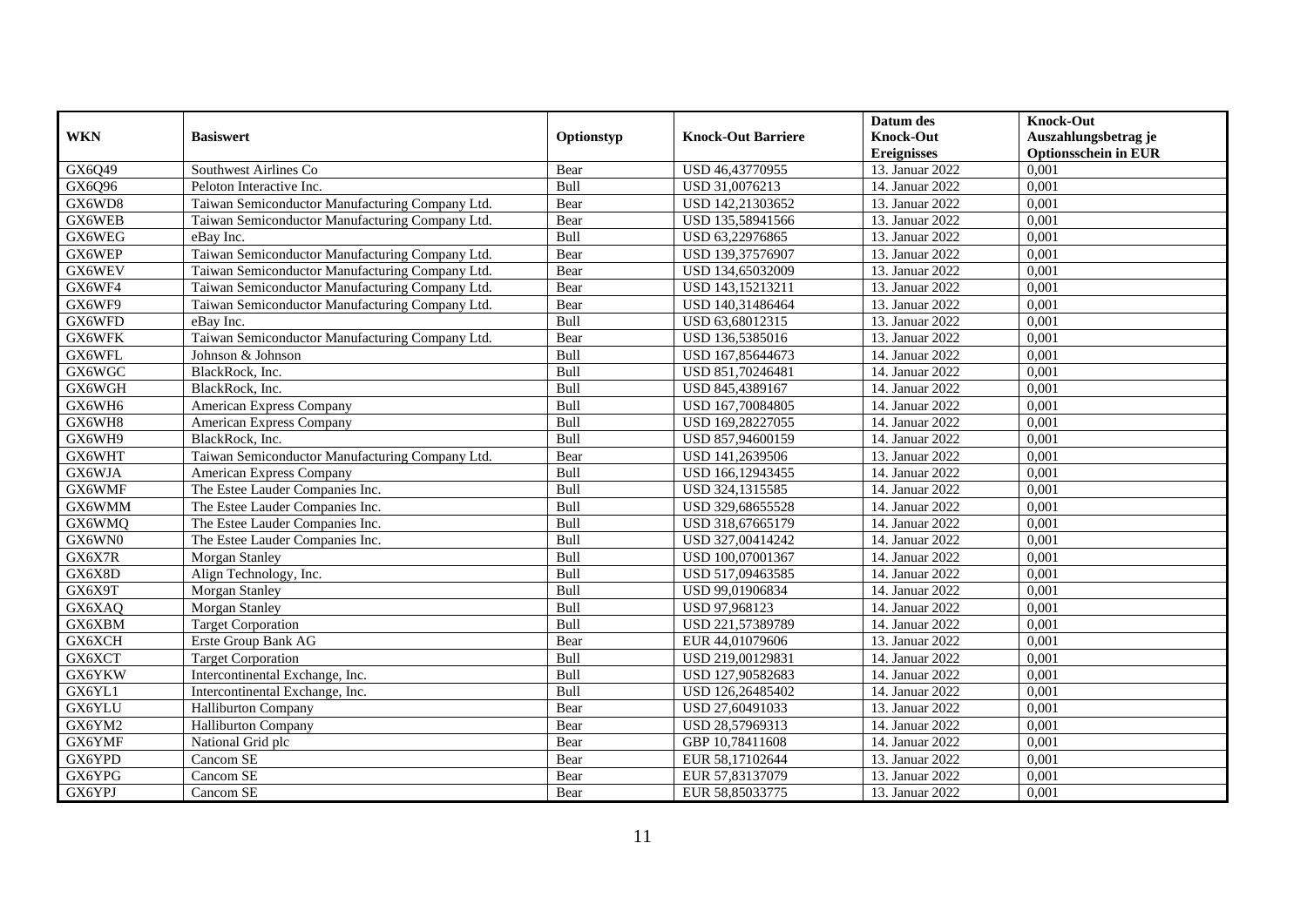| WKN | Basiswert | Optionstyp | Knock-Out Barriere | Datum des Knock-Out Ereignisses | Knock-Out Auszahlungsbetrag je Optionsschein in EUR |
|---|---|---|---|---|---|
| GX6Q49 | Southwest Airlines Co | Bear | USD 46,43770955 | 13. Januar 2022 | 0,001 |
| GX6Q96 | Peloton Interactive Inc. | Bull | USD 31,0076213 | 14. Januar 2022 | 0,001 |
| GX6WD8 | Taiwan Semiconductor Manufacturing Company Ltd. | Bear | USD 142,21303652 | 13. Januar 2022 | 0,001 |
| GX6WEB | Taiwan Semiconductor Manufacturing Company Ltd. | Bear | USD 135,58941566 | 13. Januar 2022 | 0,001 |
| GX6WEG | eBay Inc. | Bull | USD 63,22976865 | 13. Januar 2022 | 0,001 |
| GX6WEP | Taiwan Semiconductor Manufacturing Company Ltd. | Bear | USD 139,37576907 | 13. Januar 2022 | 0,001 |
| GX6WEV | Taiwan Semiconductor Manufacturing Company Ltd. | Bear | USD 134,65032009 | 13. Januar 2022 | 0,001 |
| GX6WF4 | Taiwan Semiconductor Manufacturing Company Ltd. | Bear | USD 143,15213211 | 13. Januar 2022 | 0,001 |
| GX6WF9 | Taiwan Semiconductor Manufacturing Company Ltd. | Bear | USD 140,31486464 | 13. Januar 2022 | 0,001 |
| GX6WFD | eBay Inc. | Bull | USD 63,68012315 | 13. Januar 2022 | 0,001 |
| GX6WFK | Taiwan Semiconductor Manufacturing Company Ltd. | Bear | USD 136,5385016 | 13. Januar 2022 | 0,001 |
| GX6WFL | Johnson & Johnson | Bull | USD 167,85644673 | 14. Januar 2022 | 0,001 |
| GX6WGC | BlackRock, Inc. | Bull | USD 851,70246481 | 14. Januar 2022 | 0,001 |
| GX6WGH | BlackRock, Inc. | Bull | USD 845,4389167 | 14. Januar 2022 | 0,001 |
| GX6WH6 | American Express Company | Bull | USD 167,70084805 | 14. Januar 2022 | 0,001 |
| GX6WH8 | American Express Company | Bull | USD 169,28227055 | 14. Januar 2022 | 0,001 |
| GX6WH9 | BlackRock, Inc. | Bull | USD 857,94600159 | 14. Januar 2022 | 0,001 |
| GX6WHT | Taiwan Semiconductor Manufacturing Company Ltd. | Bear | USD 141,2639506 | 13. Januar 2022 | 0,001 |
| GX6WJA | American Express Company | Bull | USD 166,12943455 | 14. Januar 2022 | 0,001 |
| GX6WMF | The Estee Lauder Companies Inc. | Bull | USD 324,1315585 | 14. Januar 2022 | 0,001 |
| GX6WMM | The Estee Lauder Companies Inc. | Bull | USD 329,68655528 | 14. Januar 2022 | 0,001 |
| GX6WMQ | The Estee Lauder Companies Inc. | Bull | USD 318,67665179 | 14. Januar 2022 | 0,001 |
| GX6WN0 | The Estee Lauder Companies Inc. | Bull | USD 327,00414242 | 14. Januar 2022 | 0,001 |
| GX6X7R | Morgan Stanley | Bull | USD 100,07001367 | 14. Januar 2022 | 0,001 |
| GX6X8D | Align Technology, Inc. | Bull | USD 517,09463585 | 14. Januar 2022 | 0,001 |
| GX6X9T | Morgan Stanley | Bull | USD 99,01906834 | 14. Januar 2022 | 0,001 |
| GX6XAQ | Morgan Stanley | Bull | USD 97,968123 | 14. Januar 2022 | 0,001 |
| GX6XBM | Target Corporation | Bull | USD 221,57389789 | 14. Januar 2022 | 0,001 |
| GX6XCH | Erste Group Bank AG | Bear | EUR 44,01079606 | 13. Januar 2022 | 0,001 |
| GX6XCT | Target Corporation | Bull | USD 219,00129831 | 14. Januar 2022 | 0,001 |
| GX6YKW | Intercontinental Exchange, Inc. | Bull | USD 127,90582683 | 14. Januar 2022 | 0,001 |
| GX6YL1 | Intercontinental Exchange, Inc. | Bull | USD 126,26485402 | 14. Januar 2022 | 0,001 |
| GX6YLU | Halliburton Company | Bear | USD 27,60491033 | 13. Januar 2022 | 0,001 |
| GX6YM2 | Halliburton Company | Bear | USD 28,57969313 | 14. Januar 2022 | 0,001 |
| GX6YMF | National Grid plc | Bear | GBP 10,78411608 | 14. Januar 2022 | 0,001 |
| GX6YPD | Cancom SE | Bear | EUR 58,17102644 | 13. Januar 2022 | 0,001 |
| GX6YPG | Cancom SE | Bear | EUR 57,83137079 | 13. Januar 2022 | 0,001 |
| GX6YPJ | Cancom SE | Bear | EUR 58,85033775 | 13. Januar 2022 | 0,001 |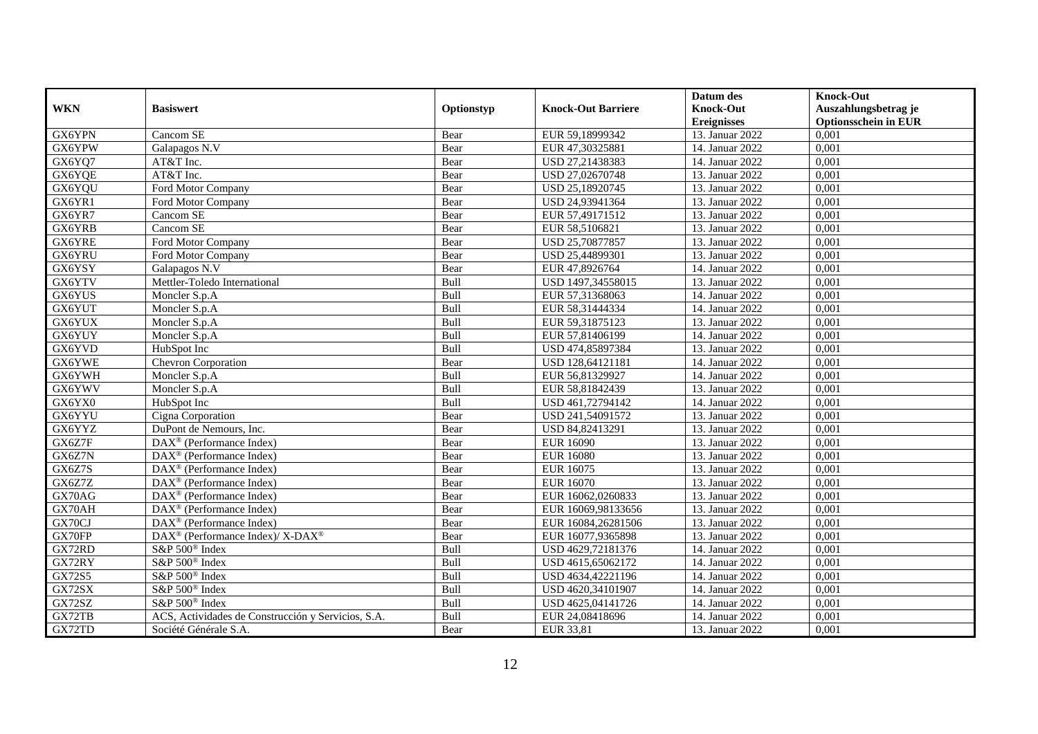| WKN | Basiswert | Optionstyp | Knock-Out Barriere | Datum des Knock-Out Ereignisses | Knock-Out Auszahlungsbetrag je Optionsschein in EUR |
|---|---|---|---|---|---|
| GX6YPN | Cancom SE | Bear | EUR 59,18999342 | 13. Januar 2022 | 0,001 |
| GX6YPW | Galapagos N.V | Bear | EUR 47,30325881 | 14. Januar 2022 | 0,001 |
| GX6YQ7 | AT&T Inc. | Bear | USD 27,21438383 | 14. Januar 2022 | 0,001 |
| GX6YQE | AT&T Inc. | Bear | USD 27,02670748 | 13. Januar 2022 | 0,001 |
| GX6YQU | Ford Motor Company | Bear | USD 25,18920745 | 13. Januar 2022 | 0,001 |
| GX6YR1 | Ford Motor Company | Bear | USD 24,93941364 | 13. Januar 2022 | 0,001 |
| GX6YR7 | Cancom SE | Bear | EUR 57,49171512 | 13. Januar 2022 | 0,001 |
| GX6YRB | Cancom SE | Bear | EUR 58,5106821 | 13. Januar 2022 | 0,001 |
| GX6YRE | Ford Motor Company | Bear | USD 25,70877857 | 13. Januar 2022 | 0,001 |
| GX6YRU | Ford Motor Company | Bear | USD 25,44899301 | 13. Januar 2022 | 0,001 |
| GX6YSY | Galapagos N.V | Bear | EUR 47,8926764 | 14. Januar 2022 | 0,001 |
| GX6YTV | Mettler-Toledo International | Bull | USD 1497,34558015 | 13. Januar 2022 | 0,001 |
| GX6YUS | Moncler S.p.A | Bull | EUR 57,31368063 | 14. Januar 2022 | 0,001 |
| GX6YUT | Moncler S.p.A | Bull | EUR 58,31444334 | 14. Januar 2022 | 0,001 |
| GX6YUX | Moncler S.p.A | Bull | EUR 59,31875123 | 13. Januar 2022 | 0,001 |
| GX6YUY | Moncler S.p.A | Bull | EUR 57,81406199 | 14. Januar 2022 | 0,001 |
| GX6YVD | HubSpot Inc | Bull | USD 474,85897384 | 13. Januar 2022 | 0,001 |
| GX6YWE | Chevron Corporation | Bear | USD 128,64121181 | 14. Januar 2022 | 0,001 |
| GX6YWH | Moncler S.p.A | Bull | EUR 56,81329927 | 14. Januar 2022 | 0,001 |
| GX6YWV | Moncler S.p.A | Bull | EUR 58,81842439 | 13. Januar 2022 | 0,001 |
| GX6YX0 | HubSpot Inc | Bull | USD 461,72794142 | 14. Januar 2022 | 0,001 |
| GX6YYU | Cigna Corporation | Bear | USD 241,54091572 | 13. Januar 2022 | 0,001 |
| GX6YYZ | DuPont de Nemours, Inc. | Bear | USD 84,82413291 | 13. Januar 2022 | 0,001 |
| GX6Z7F | DAX® (Performance Index) | Bear | EUR 16090 | 13. Januar 2022 | 0,001 |
| GX6Z7N | DAX® (Performance Index) | Bear | EUR 16080 | 13. Januar 2022 | 0,001 |
| GX6Z7S | DAX® (Performance Index) | Bear | EUR 16075 | 13. Januar 2022 | 0,001 |
| GX6Z7Z | DAX® (Performance Index) | Bear | EUR 16070 | 13. Januar 2022 | 0,001 |
| GX70AG | DAX® (Performance Index) | Bear | EUR 16062,0260833 | 13. Januar 2022 | 0,001 |
| GX70AH | DAX® (Performance Index) | Bear | EUR 16069,98133656 | 13. Januar 2022 | 0,001 |
| GX70CJ | DAX® (Performance Index) | Bear | EUR 16084,26281506 | 13. Januar 2022 | 0,001 |
| GX70FP | DAX® (Performance Index)/ X-DAX® | Bear | EUR 16077,9365898 | 13. Januar 2022 | 0,001 |
| GX72RD | S&P 500® Index | Bull | USD 4629,72181376 | 14. Januar 2022 | 0,001 |
| GX72RY | S&P 500® Index | Bull | USD 4615,65062172 | 14. Januar 2022 | 0,001 |
| GX72S5 | S&P 500® Index | Bull | USD 4634,42221196 | 14. Januar 2022 | 0,001 |
| GX72SX | S&P 500® Index | Bull | USD 4620,34101907 | 14. Januar 2022 | 0,001 |
| GX72SZ | S&P 500® Index | Bull | USD 4625,04141726 | 14. Januar 2022 | 0,001 |
| GX72TB | ACS, Actividades de Construcción y Servicios, S.A. | Bull | EUR 24,08418696 | 14. Januar 2022 | 0,001 |
| GX72TD | Société Générale S.A. | Bear | EUR 33,81 | 13. Januar 2022 | 0,001 |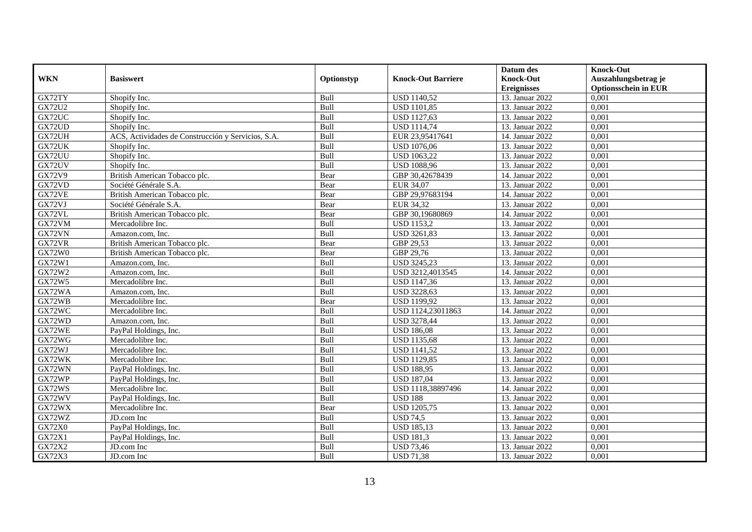| WKN | Basiswert | Optionstyp | Knock-Out Barriere | Datum des Knock-Out Ereignisses | Knock-Out Auszahlungsbetrag je Optionsschein in EUR |
|---|---|---|---|---|---|
| GX72TY | Shopify Inc. | Bull | USD 1140,52 | 13. Januar 2022 | 0,001 |
| GX72U2 | Shopify Inc. | Bull | USD 1101,85 | 13. Januar 2022 | 0,001 |
| GX72UC | Shopify Inc. | Bull | USD 1127,63 | 13. Januar 2022 | 0,001 |
| GX72UD | Shopify Inc. | Bull | USD 1114,74 | 13. Januar 2022 | 0,001 |
| GX72UH | ACS, Actividades de Construcción y Servicios, S.A. | Bull | EUR 23,95417641 | 14. Januar 2022 | 0,001 |
| GX72UK | Shopify Inc. | Bull | USD 1076,06 | 13. Januar 2022 | 0,001 |
| GX72UU | Shopify Inc. | Bull | USD 1063,22 | 13. Januar 2022 | 0,001 |
| GX72UV | Shopify Inc. | Bull | USD 1088,96 | 13. Januar 2022 | 0,001 |
| GX72V9 | British American Tobacco plc. | Bear | GBP 30,42678439 | 14. Januar 2022 | 0,001 |
| GX72VD | Société Générale S.A. | Bear | EUR 34,07 | 13. Januar 2022 | 0,001 |
| GX72VE | British American Tobacco plc. | Bear | GBP 29,97683194 | 14. Januar 2022 | 0,001 |
| GX72VJ | Société Générale S.A. | Bear | EUR 34,32 | 13. Januar 2022 | 0,001 |
| GX72VL | British American Tobacco plc. | Bear | GBP 30,19680869 | 14. Januar 2022 | 0,001 |
| GX72VM | Mercadolibre Inc. | Bull | USD 1153,2 | 13. Januar 2022 | 0,001 |
| GX72VN | Amazon.com, Inc. | Bull | USD 3261,83 | 13. Januar 2022 | 0,001 |
| GX72VR | British American Tobacco plc. | Bear | GBP 29,53 | 13. Januar 2022 | 0,001 |
| GX72W0 | British American Tobacco plc. | Bear | GBP 29,76 | 13. Januar 2022 | 0,001 |
| GX72W1 | Amazon.com, Inc. | Bull | USD 3245,23 | 13. Januar 2022 | 0,001 |
| GX72W2 | Amazon.com, Inc. | Bull | USD 3212,4013545 | 14. Januar 2022 | 0,001 |
| GX72W5 | Mercadolibre Inc. | Bull | USD 1147,36 | 13. Januar 2022 | 0,001 |
| GX72WA | Amazon.com, Inc. | Bull | USD 3228,63 | 13. Januar 2022 | 0,001 |
| GX72WB | Mercadolibre Inc. | Bear | USD 1199,92 | 13. Januar 2022 | 0,001 |
| GX72WC | Mercadolibre Inc. | Bull | USD 1124,23011863 | 14. Januar 2022 | 0,001 |
| GX72WD | Amazon.com, Inc. | Bull | USD 3278,44 | 13. Januar 2022 | 0,001 |
| GX72WE | PayPal Holdings, Inc. | Bull | USD 186,08 | 13. Januar 2022 | 0,001 |
| GX72WG | Mercadolibre Inc. | Bull | USD 1135,68 | 13. Januar 2022 | 0,001 |
| GX72WJ | Mercadolibre Inc. | Bull | USD 1141,52 | 13. Januar 2022 | 0,001 |
| GX72WK | Mercadolibre Inc. | Bull | USD 1129,85 | 13. Januar 2022 | 0,001 |
| GX72WN | PayPal Holdings, Inc. | Bull | USD 188,95 | 13. Januar 2022 | 0,001 |
| GX72WP | PayPal Holdings, Inc. | Bull | USD 187,04 | 13. Januar 2022 | 0,001 |
| GX72WS | Mercadolibre Inc. | Bull | USD 1118,38897496 | 14. Januar 2022 | 0,001 |
| GX72WV | PayPal Holdings, Inc. | Bull | USD 188 | 13. Januar 2022 | 0,001 |
| GX72WX | Mercadolibre Inc. | Bear | USD 1205,75 | 13. Januar 2022 | 0,001 |
| GX72WZ | JD.com Inc | Bull | USD 74,5 | 13. Januar 2022 | 0,001 |
| GX72X0 | PayPal Holdings, Inc. | Bull | USD 185,13 | 13. Januar 2022 | 0,001 |
| GX72X1 | PayPal Holdings, Inc. | Bull | USD 181,3 | 13. Januar 2022 | 0,001 |
| GX72X2 | JD.com Inc | Bull | USD 73,46 | 13. Januar 2022 | 0,001 |
| GX72X3 | JD.com Inc | Bull | USD 71,38 | 13. Januar 2022 | 0,001 |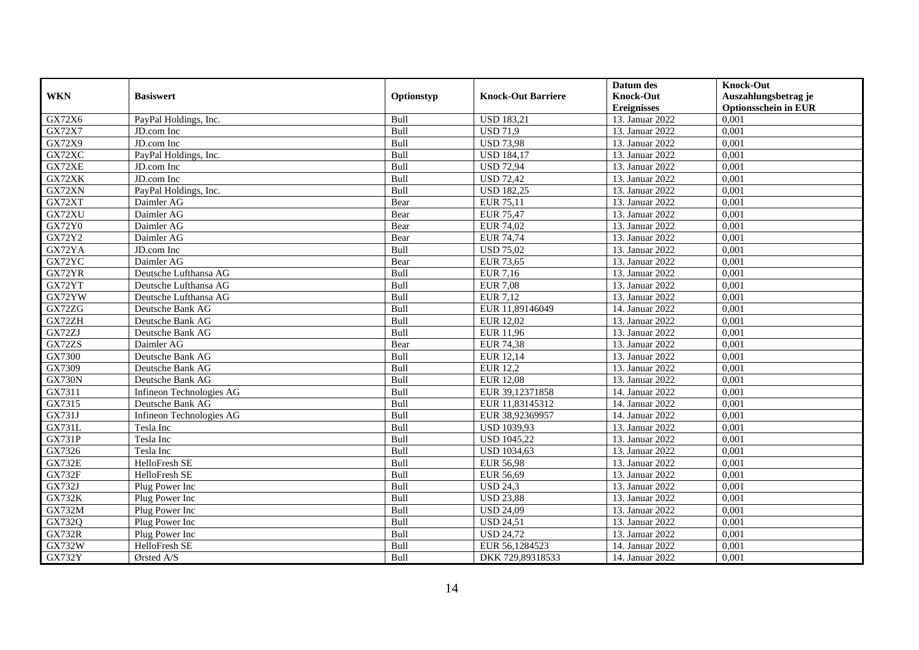| WKN | Basiswert | Optionstyp | Knock-Out Barriere | Datum des Knock-Out Ereignisses | Knock-Out Auszahlungsbetrag je Optionsschein in EUR |
|---|---|---|---|---|---|
| GX72X6 | PayPal Holdings, Inc. | Bull | USD 183,21 | 13. Januar 2022 | 0,001 |
| GX72X7 | JD.com Inc | Bull | USD 71,9 | 13. Januar 2022 | 0,001 |
| GX72X9 | JD.com Inc | Bull | USD 73,98 | 13. Januar 2022 | 0,001 |
| GX72XC | PayPal Holdings, Inc. | Bull | USD 184,17 | 13. Januar 2022 | 0,001 |
| GX72XE | JD.com Inc | Bull | USD 72,94 | 13. Januar 2022 | 0,001 |
| GX72XK | JD.com Inc | Bull | USD 72,42 | 13. Januar 2022 | 0,001 |
| GX72XN | PayPal Holdings, Inc. | Bull | USD 182,25 | 13. Januar 2022 | 0,001 |
| GX72XT | Daimler AG | Bear | EUR 75,11 | 13. Januar 2022 | 0,001 |
| GX72XU | Daimler AG | Bear | EUR 75,47 | 13. Januar 2022 | 0,001 |
| GX72Y0 | Daimler AG | Bear | EUR 74,02 | 13. Januar 2022 | 0,001 |
| GX72Y2 | Daimler AG | Bear | EUR 74,74 | 13. Januar 2022 | 0,001 |
| GX72YA | JD.com Inc | Bull | USD 75,02 | 13. Januar 2022 | 0,001 |
| GX72YC | Daimler AG | Bear | EUR 73,65 | 13. Januar 2022 | 0,001 |
| GX72YR | Deutsche Lufthansa AG | Bull | EUR 7,16 | 13. Januar 2022 | 0,001 |
| GX72YT | Deutsche Lufthansa AG | Bull | EUR 7,08 | 13. Januar 2022 | 0,001 |
| GX72YW | Deutsche Lufthansa AG | Bull | EUR 7,12 | 13. Januar 2022 | 0,001 |
| GX72ZG | Deutsche Bank AG | Bull | EUR 11,89146049 | 14. Januar 2022 | 0,001 |
| GX72ZH | Deutsche Bank AG | Bull | EUR 12,02 | 13. Januar 2022 | 0,001 |
| GX72ZJ | Deutsche Bank AG | Bull | EUR 11,96 | 13. Januar 2022 | 0,001 |
| GX72ZS | Daimler AG | Bear | EUR 74,38 | 13. Januar 2022 | 0,001 |
| GX7300 | Deutsche Bank AG | Bull | EUR 12,14 | 13. Januar 2022 | 0,001 |
| GX7309 | Deutsche Bank AG | Bull | EUR 12,2 | 13. Januar 2022 | 0,001 |
| GX730N | Deutsche Bank AG | Bull | EUR 12,08 | 13. Januar 2022 | 0,001 |
| GX7311 | Infineon Technologies AG | Bull | EUR 39,12371858 | 14. Januar 2022 | 0,001 |
| GX7315 | Deutsche Bank AG | Bull | EUR 11,83145312 | 14. Januar 2022 | 0,001 |
| GX731J | Infineon Technologies AG | Bull | EUR 38,92369957 | 14. Januar 2022 | 0,001 |
| GX731L | Tesla Inc | Bull | USD 1039,93 | 13. Januar 2022 | 0,001 |
| GX731P | Tesla Inc | Bull | USD 1045,22 | 13. Januar 2022 | 0,001 |
| GX7326 | Tesla Inc | Bull | USD 1034,63 | 13. Januar 2022 | 0,001 |
| GX732E | HelloFresh SE | Bull | EUR 56,98 | 13. Januar 2022 | 0,001 |
| GX732F | HelloFresh SE | Bull | EUR 56,69 | 13. Januar 2022 | 0,001 |
| GX732J | Plug Power Inc | Bull | USD 24,3 | 13. Januar 2022 | 0,001 |
| GX732K | Plug Power Inc | Bull | USD 23,88 | 13. Januar 2022 | 0,001 |
| GX732M | Plug Power Inc | Bull | USD 24,09 | 13. Januar 2022 | 0,001 |
| GX732Q | Plug Power Inc | Bull | USD 24,51 | 13. Januar 2022 | 0,001 |
| GX732R | Plug Power Inc | Bull | USD 24,72 | 13. Januar 2022 | 0,001 |
| GX732W | HelloFresh SE | Bull | EUR 56,1284523 | 14. Januar 2022 | 0,001 |
| GX732Y | Ørsted A/S | Bull | DKK 729,89318533 | 14. Januar 2022 | 0,001 |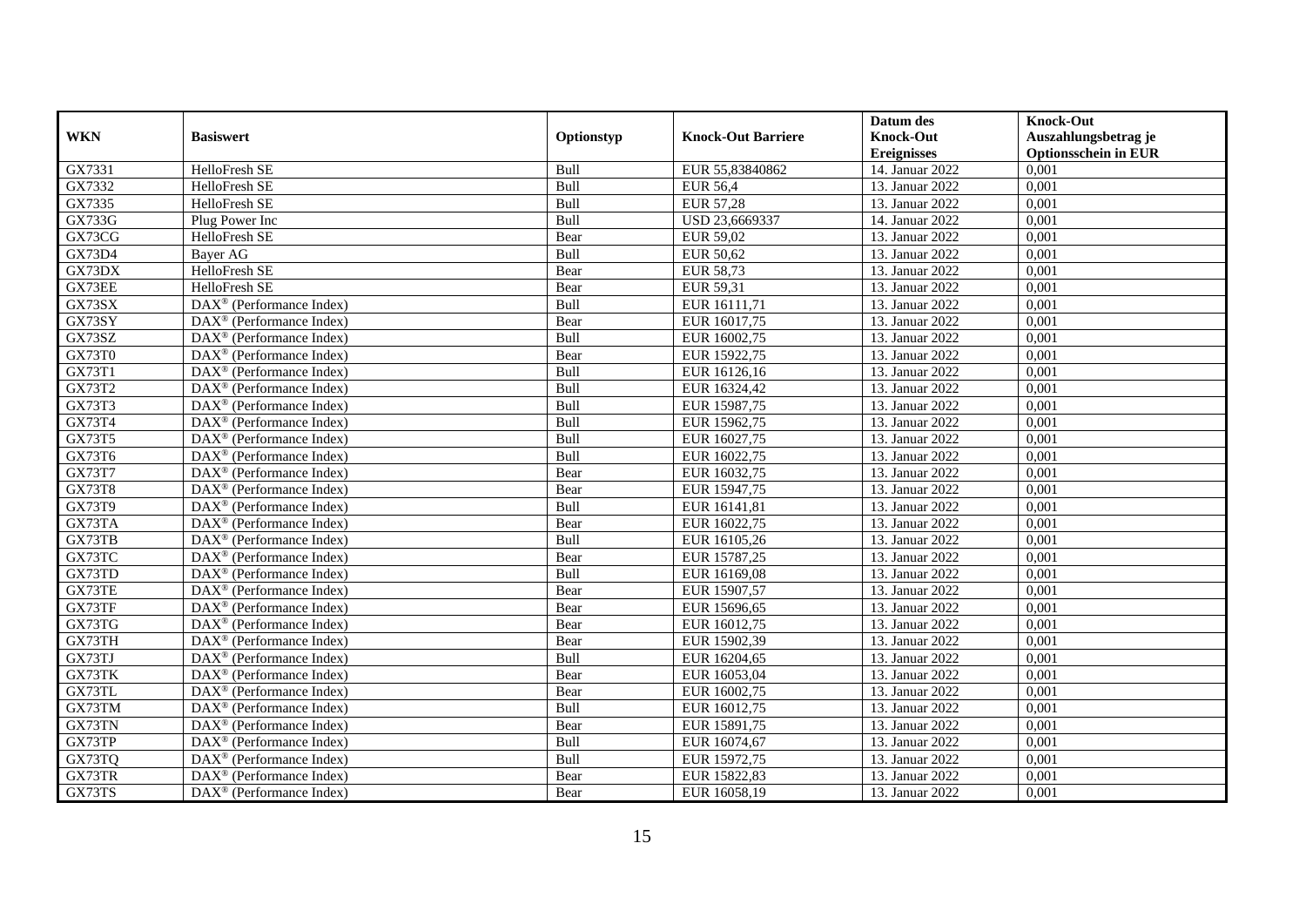| WKN | Basiswert | Optionstyp | Knock-Out Barriere | Datum des Knock-Out Ereignisses | Knock-Out Auszahlungsbetrag je Optionsschein in EUR |
|---|---|---|---|---|---|
| GX7331 | HelloFresh SE | Bull | EUR 55,83840862 | 14. Januar 2022 | 0,001 |
| GX7332 | HelloFresh SE | Bull | EUR 56,4 | 13. Januar 2022 | 0,001 |
| GX7335 | HelloFresh SE | Bull | EUR 57,28 | 13. Januar 2022 | 0,001 |
| GX733G | Plug Power Inc | Bull | USD 23,6669337 | 14. Januar 2022 | 0,001 |
| GX73CG | HelloFresh SE | Bear | EUR 59,02 | 13. Januar 2022 | 0,001 |
| GX73D4 | Bayer AG | Bull | EUR 50,62 | 13. Januar 2022 | 0,001 |
| GX73DX | HelloFresh SE | Bear | EUR 58,73 | 13. Januar 2022 | 0,001 |
| GX73EE | HelloFresh SE | Bear | EUR 59,31 | 13. Januar 2022 | 0,001 |
| GX73SX | DAX® (Performance Index) | Bull | EUR 16111,71 | 13. Januar 2022 | 0,001 |
| GX73SY | DAX® (Performance Index) | Bear | EUR 16017,75 | 13. Januar 2022 | 0,001 |
| GX73SZ | DAX® (Performance Index) | Bull | EUR 16002,75 | 13. Januar 2022 | 0,001 |
| GX73T0 | DAX® (Performance Index) | Bear | EUR 15922,75 | 13. Januar 2022 | 0,001 |
| GX73T1 | DAX® (Performance Index) | Bull | EUR 16126,16 | 13. Januar 2022 | 0,001 |
| GX73T2 | DAX® (Performance Index) | Bull | EUR 16324,42 | 13. Januar 2022 | 0,001 |
| GX73T3 | DAX® (Performance Index) | Bull | EUR 15987,75 | 13. Januar 2022 | 0,001 |
| GX73T4 | DAX® (Performance Index) | Bull | EUR 15962,75 | 13. Januar 2022 | 0,001 |
| GX73T5 | DAX® (Performance Index) | Bull | EUR 16027,75 | 13. Januar 2022 | 0,001 |
| GX73T6 | DAX® (Performance Index) | Bull | EUR 16022,75 | 13. Januar 2022 | 0,001 |
| GX73T7 | DAX® (Performance Index) | Bear | EUR 16032,75 | 13. Januar 2022 | 0,001 |
| GX73T8 | DAX® (Performance Index) | Bear | EUR 15947,75 | 13. Januar 2022 | 0,001 |
| GX73T9 | DAX® (Performance Index) | Bull | EUR 16141,81 | 13. Januar 2022 | 0,001 |
| GX73TA | DAX® (Performance Index) | Bear | EUR 16022,75 | 13. Januar 2022 | 0,001 |
| GX73TB | DAX® (Performance Index) | Bull | EUR 16105,26 | 13. Januar 2022 | 0,001 |
| GX73TC | DAX® (Performance Index) | Bear | EUR 15787,25 | 13. Januar 2022 | 0,001 |
| GX73TD | DAX® (Performance Index) | Bull | EUR 16169,08 | 13. Januar 2022 | 0,001 |
| GX73TE | DAX® (Performance Index) | Bear | EUR 15907,57 | 13. Januar 2022 | 0,001 |
| GX73TF | DAX® (Performance Index) | Bear | EUR 15696,65 | 13. Januar 2022 | 0,001 |
| GX73TG | DAX® (Performance Index) | Bear | EUR 16012,75 | 13. Januar 2022 | 0,001 |
| GX73TH | DAX® (Performance Index) | Bear | EUR 15902,39 | 13. Januar 2022 | 0,001 |
| GX73TJ | DAX® (Performance Index) | Bull | EUR 16204,65 | 13. Januar 2022 | 0,001 |
| GX73TK | DAX® (Performance Index) | Bear | EUR 16053,04 | 13. Januar 2022 | 0,001 |
| GX73TL | DAX® (Performance Index) | Bear | EUR 16002,75 | 13. Januar 2022 | 0,001 |
| GX73TM | DAX® (Performance Index) | Bull | EUR 16012,75 | 13. Januar 2022 | 0,001 |
| GX73TN | DAX® (Performance Index) | Bear | EUR 15891,75 | 13. Januar 2022 | 0,001 |
| GX73TP | DAX® (Performance Index) | Bull | EUR 16074,67 | 13. Januar 2022 | 0,001 |
| GX73TQ | DAX® (Performance Index) | Bull | EUR 15972,75 | 13. Januar 2022 | 0,001 |
| GX73TR | DAX® (Performance Index) | Bear | EUR 15822,83 | 13. Januar 2022 | 0,001 |
| GX73TS | DAX® (Performance Index) | Bear | EUR 16058,19 | 13. Januar 2022 | 0,001 |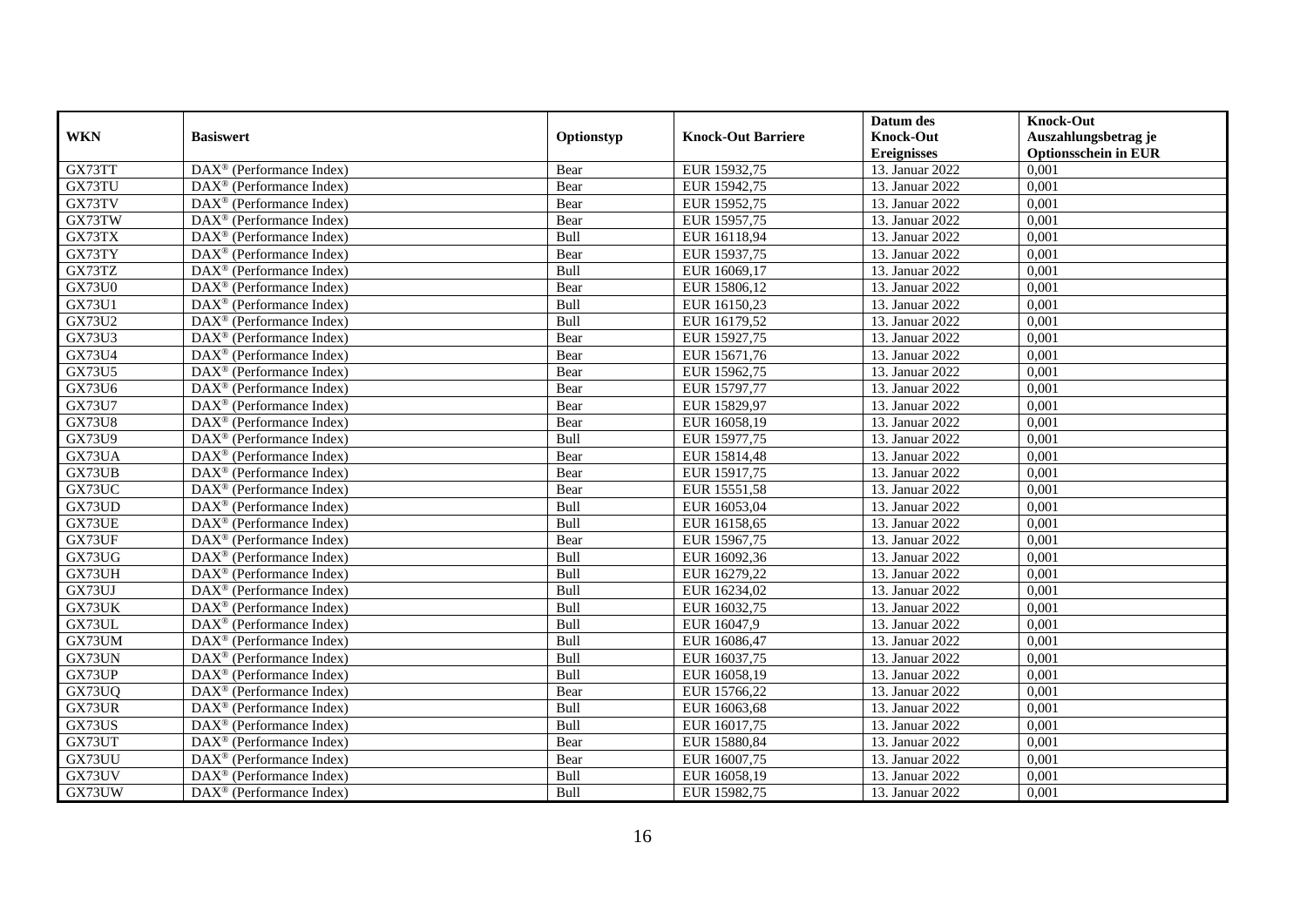| WKN | Basiswert | Optionstyp | Knock-Out Barriere | Datum des Knock-Out Ereignisses | Knock-Out Auszahlungsbetrag je Optionsschein in EUR |
|---|---|---|---|---|---|
| GX73TT | DAX® (Performance Index) | Bear | EUR 15932,75 | 13. Januar 2022 | 0,001 |
| GX73TU | DAX® (Performance Index) | Bear | EUR 15942,75 | 13. Januar 2022 | 0,001 |
| GX73TV | DAX® (Performance Index) | Bear | EUR 15952,75 | 13. Januar 2022 | 0,001 |
| GX73TW | DAX® (Performance Index) | Bear | EUR 15957,75 | 13. Januar 2022 | 0,001 |
| GX73TX | DAX® (Performance Index) | Bull | EUR 16118,94 | 13. Januar 2022 | 0,001 |
| GX73TY | DAX® (Performance Index) | Bear | EUR 15937,75 | 13. Januar 2022 | 0,001 |
| GX73TZ | DAX® (Performance Index) | Bull | EUR 16069,17 | 13. Januar 2022 | 0,001 |
| GX73U0 | DAX® (Performance Index) | Bear | EUR 15806,12 | 13. Januar 2022 | 0,001 |
| GX73U1 | DAX® (Performance Index) | Bull | EUR 16150,23 | 13. Januar 2022 | 0,001 |
| GX73U2 | DAX® (Performance Index) | Bull | EUR 16179,52 | 13. Januar 2022 | 0,001 |
| GX73U3 | DAX® (Performance Index) | Bear | EUR 15927,75 | 13. Januar 2022 | 0,001 |
| GX73U4 | DAX® (Performance Index) | Bear | EUR 15671,76 | 13. Januar 2022 | 0,001 |
| GX73U5 | DAX® (Performance Index) | Bear | EUR 15962,75 | 13. Januar 2022 | 0,001 |
| GX73U6 | DAX® (Performance Index) | Bear | EUR 15797,77 | 13. Januar 2022 | 0,001 |
| GX73U7 | DAX® (Performance Index) | Bear | EUR 15829,97 | 13. Januar 2022 | 0,001 |
| GX73U8 | DAX® (Performance Index) | Bear | EUR 16058,19 | 13. Januar 2022 | 0,001 |
| GX73U9 | DAX® (Performance Index) | Bull | EUR 15977,75 | 13. Januar 2022 | 0,001 |
| GX73UA | DAX® (Performance Index) | Bear | EUR 15814,48 | 13. Januar 2022 | 0,001 |
| GX73UB | DAX® (Performance Index) | Bear | EUR 15917,75 | 13. Januar 2022 | 0,001 |
| GX73UC | DAX® (Performance Index) | Bear | EUR 15551,58 | 13. Januar 2022 | 0,001 |
| GX73UD | DAX® (Performance Index) | Bull | EUR 16053,04 | 13. Januar 2022 | 0,001 |
| GX73UE | DAX® (Performance Index) | Bull | EUR 16158,65 | 13. Januar 2022 | 0,001 |
| GX73UF | DAX® (Performance Index) | Bear | EUR 15967,75 | 13. Januar 2022 | 0,001 |
| GX73UG | DAX® (Performance Index) | Bull | EUR 16092,36 | 13. Januar 2022 | 0,001 |
| GX73UH | DAX® (Performance Index) | Bull | EUR 16279,22 | 13. Januar 2022 | 0,001 |
| GX73UJ | DAX® (Performance Index) | Bull | EUR 16234,02 | 13. Januar 2022 | 0,001 |
| GX73UK | DAX® (Performance Index) | Bull | EUR 16032,75 | 13. Januar 2022 | 0,001 |
| GX73UL | DAX® (Performance Index) | Bull | EUR 16047,9 | 13. Januar 2022 | 0,001 |
| GX73UM | DAX® (Performance Index) | Bull | EUR 16086,47 | 13. Januar 2022 | 0,001 |
| GX73UN | DAX® (Performance Index) | Bull | EUR 16037,75 | 13. Januar 2022 | 0,001 |
| GX73UP | DAX® (Performance Index) | Bull | EUR 16058,19 | 13. Januar 2022 | 0,001 |
| GX73UQ | DAX® (Performance Index) | Bear | EUR 15766,22 | 13. Januar 2022 | 0,001 |
| GX73UR | DAX® (Performance Index) | Bull | EUR 16063,68 | 13. Januar 2022 | 0,001 |
| GX73US | DAX® (Performance Index) | Bull | EUR 16017,75 | 13. Januar 2022 | 0,001 |
| GX73UT | DAX® (Performance Index) | Bear | EUR 15880,84 | 13. Januar 2022 | 0,001 |
| GX73UU | DAX® (Performance Index) | Bear | EUR 16007,75 | 13. Januar 2022 | 0,001 |
| GX73UV | DAX® (Performance Index) | Bull | EUR 16058,19 | 13. Januar 2022 | 0,001 |
| GX73UW | DAX® (Performance Index) | Bull | EUR 15982,75 | 13. Januar 2022 | 0,001 |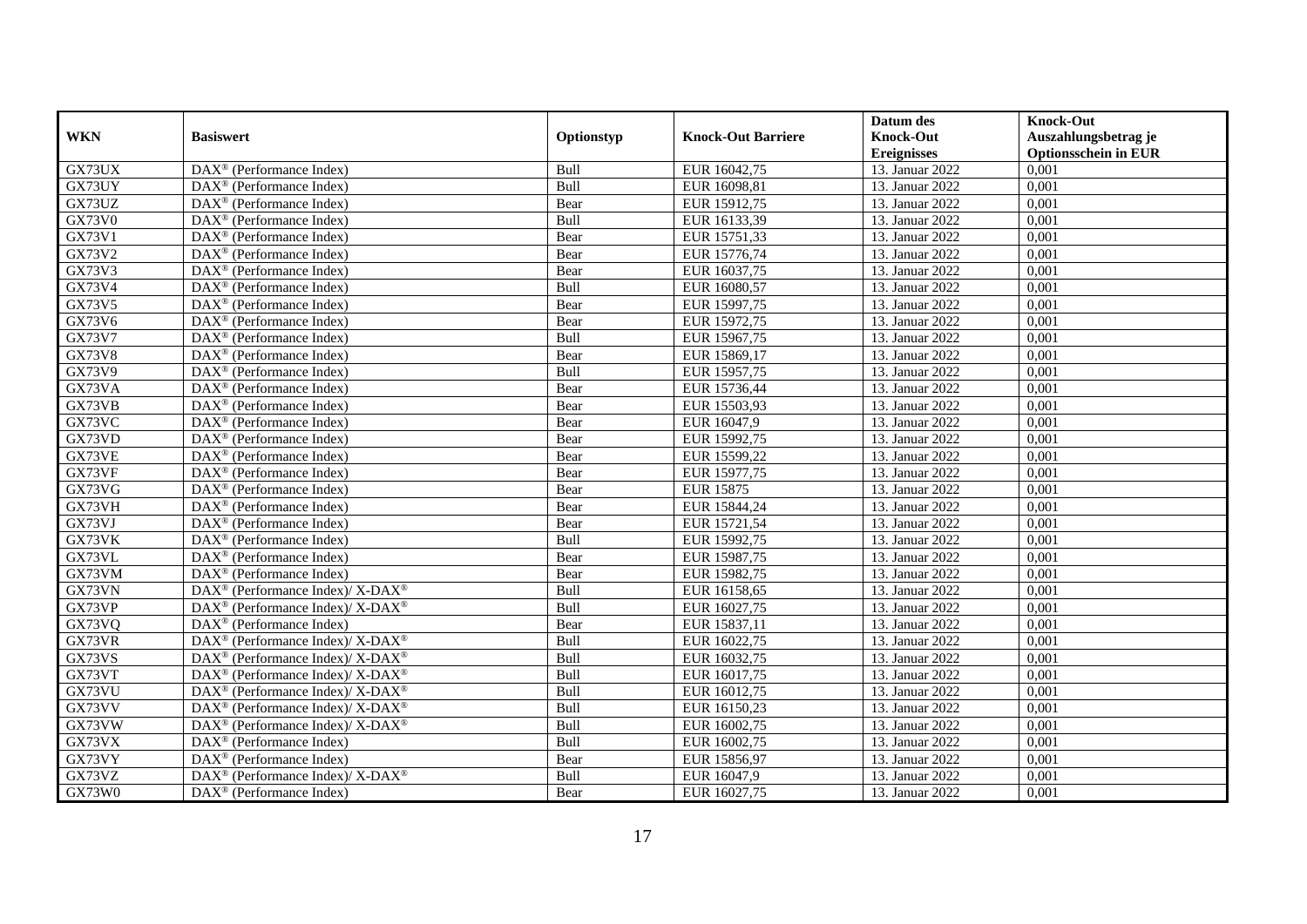| WKN | Basiswert | Optionstyp | Knock-Out Barriere | Datum des Knock-Out Ereignisses | Knock-Out Auszahlungsbetrag je Optionsschein in EUR |
|---|---|---|---|---|---|
| GX73UX | DAX® (Performance Index) | Bull | EUR 16042,75 | 13. Januar 2022 | 0,001 |
| GX73UY | DAX® (Performance Index) | Bull | EUR 16098,81 | 13. Januar 2022 | 0,001 |
| GX73UZ | DAX® (Performance Index) | Bear | EUR 15912,75 | 13. Januar 2022 | 0,001 |
| GX73V0 | DAX® (Performance Index) | Bull | EUR 16133,39 | 13. Januar 2022 | 0,001 |
| GX73V1 | DAX® (Performance Index) | Bear | EUR 15751,33 | 13. Januar 2022 | 0,001 |
| GX73V2 | DAX® (Performance Index) | Bear | EUR 15776,74 | 13. Januar 2022 | 0,001 |
| GX73V3 | DAX® (Performance Index) | Bear | EUR 16037,75 | 13. Januar 2022 | 0,001 |
| GX73V4 | DAX® (Performance Index) | Bull | EUR 16080,57 | 13. Januar 2022 | 0,001 |
| GX73V5 | DAX® (Performance Index) | Bear | EUR 15997,75 | 13. Januar 2022 | 0,001 |
| GX73V6 | DAX® (Performance Index) | Bear | EUR 15972,75 | 13. Januar 2022 | 0,001 |
| GX73V7 | DAX® (Performance Index) | Bull | EUR 15967,75 | 13. Januar 2022 | 0,001 |
| GX73V8 | DAX® (Performance Index) | Bear | EUR 15869,17 | 13. Januar 2022 | 0,001 |
| GX73V9 | DAX® (Performance Index) | Bull | EUR 15957,75 | 13. Januar 2022 | 0,001 |
| GX73VA | DAX® (Performance Index) | Bear | EUR 15736,44 | 13. Januar 2022 | 0,001 |
| GX73VB | DAX® (Performance Index) | Bear | EUR 15503,93 | 13. Januar 2022 | 0,001 |
| GX73VC | DAX® (Performance Index) | Bear | EUR 16047,9 | 13. Januar 2022 | 0,001 |
| GX73VD | DAX® (Performance Index) | Bear | EUR 15992,75 | 13. Januar 2022 | 0,001 |
| GX73VE | DAX® (Performance Index) | Bear | EUR 15599,22 | 13. Januar 2022 | 0,001 |
| GX73VF | DAX® (Performance Index) | Bear | EUR 15977,75 | 13. Januar 2022 | 0,001 |
| GX73VG | DAX® (Performance Index) | Bear | EUR 15875 | 13. Januar 2022 | 0,001 |
| GX73VH | DAX® (Performance Index) | Bear | EUR 15844,24 | 13. Januar 2022 | 0,001 |
| GX73VJ | DAX® (Performance Index) | Bear | EUR 15721,54 | 13. Januar 2022 | 0,001 |
| GX73VK | DAX® (Performance Index) | Bull | EUR 15992,75 | 13. Januar 2022 | 0,001 |
| GX73VL | DAX® (Performance Index) | Bear | EUR 15987,75 | 13. Januar 2022 | 0,001 |
| GX73VM | DAX® (Performance Index) | Bear | EUR 15982,75 | 13. Januar 2022 | 0,001 |
| GX73VN | DAX® (Performance Index)/ X-DAX® | Bull | EUR 16158,65 | 13. Januar 2022 | 0,001 |
| GX73VP | DAX® (Performance Index)/ X-DAX® | Bull | EUR 16027,75 | 13. Januar 2022 | 0,001 |
| GX73VQ | DAX® (Performance Index) | Bear | EUR 15837,11 | 13. Januar 2022 | 0,001 |
| GX73VR | DAX® (Performance Index)/ X-DAX® | Bull | EUR 16022,75 | 13. Januar 2022 | 0,001 |
| GX73VS | DAX® (Performance Index)/ X-DAX® | Bull | EUR 16032,75 | 13. Januar 2022 | 0,001 |
| GX73VT | DAX® (Performance Index)/ X-DAX® | Bull | EUR 16017,75 | 13. Januar 2022 | 0,001 |
| GX73VU | DAX® (Performance Index)/ X-DAX® | Bull | EUR 16012,75 | 13. Januar 2022 | 0,001 |
| GX73VV | DAX® (Performance Index)/ X-DAX® | Bull | EUR 16150,23 | 13. Januar 2022 | 0,001 |
| GX73VW | DAX® (Performance Index)/ X-DAX® | Bull | EUR 16002,75 | 13. Januar 2022 | 0,001 |
| GX73VX | DAX® (Performance Index) | Bull | EUR 16002,75 | 13. Januar 2022 | 0,001 |
| GX73VY | DAX® (Performance Index) | Bear | EUR 15856,97 | 13. Januar 2022 | 0,001 |
| GX73VZ | DAX® (Performance Index)/ X-DAX® | Bull | EUR 16047,9 | 13. Januar 2022 | 0,001 |
| GX73W0 | DAX® (Performance Index) | Bear | EUR 16027,75 | 13. Januar 2022 | 0,001 |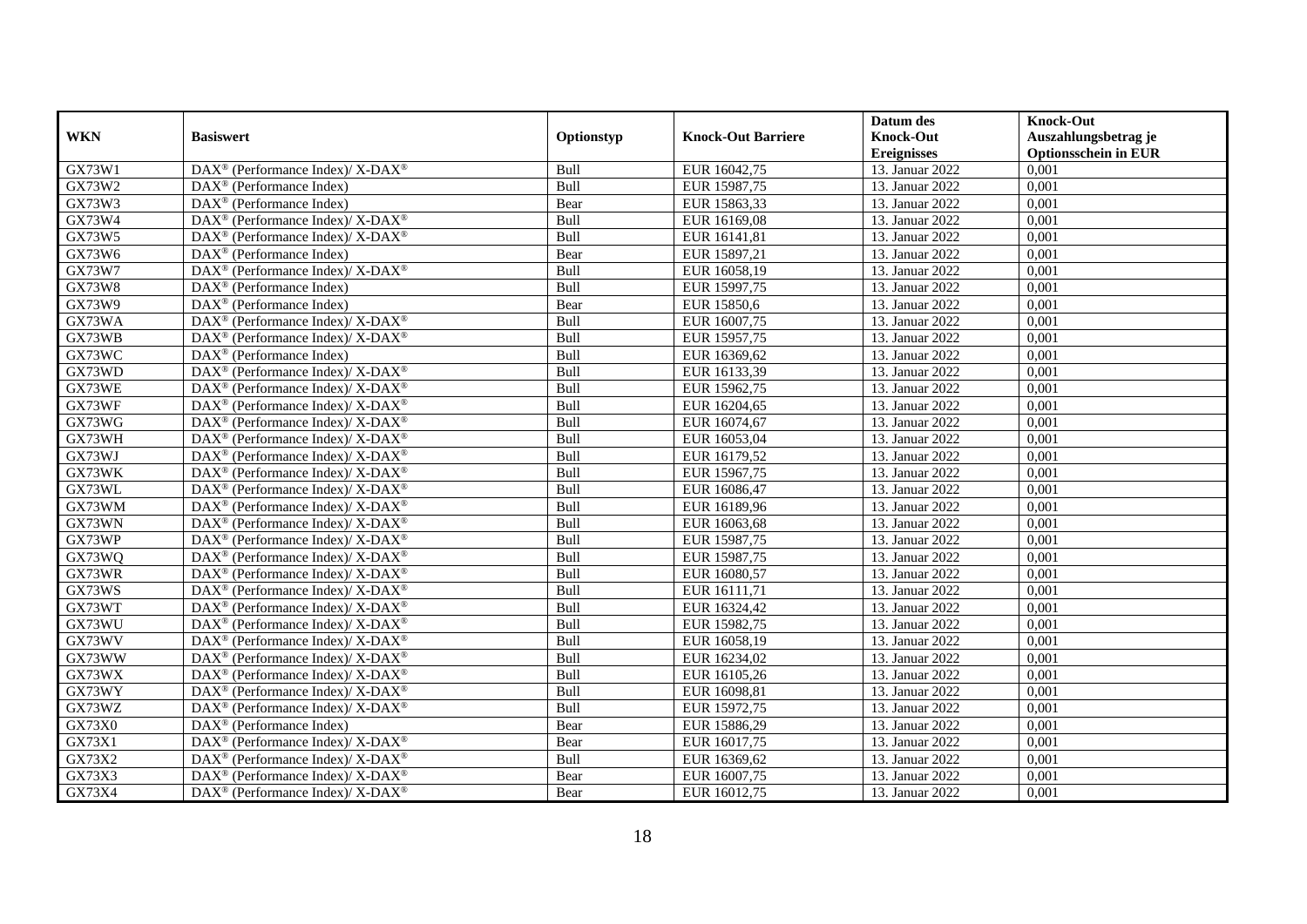| WKN | Basiswert | Optionstyp | Knock-Out Barriere | Datum des Knock-Out Ereignisses | Knock-Out Auszahlungsbetrag je Optionsschein in EUR |
|---|---|---|---|---|---|
| GX73W1 | DAX® (Performance Index)/ X-DAX® | Bull | EUR 16042,75 | 13. Januar 2022 | 0,001 |
| GX73W2 | DAX® (Performance Index) | Bull | EUR 15987,75 | 13. Januar 2022 | 0,001 |
| GX73W3 | DAX® (Performance Index) | Bear | EUR 15863,33 | 13. Januar 2022 | 0,001 |
| GX73W4 | DAX® (Performance Index)/ X-DAX® | Bull | EUR 16169,08 | 13. Januar 2022 | 0,001 |
| GX73W5 | DAX® (Performance Index)/ X-DAX® | Bull | EUR 16141,81 | 13. Januar 2022 | 0,001 |
| GX73W6 | DAX® (Performance Index) | Bear | EUR 15897,21 | 13. Januar 2022 | 0,001 |
| GX73W7 | DAX® (Performance Index)/ X-DAX® | Bull | EUR 16058,19 | 13. Januar 2022 | 0,001 |
| GX73W8 | DAX® (Performance Index) | Bull | EUR 15997,75 | 13. Januar 2022 | 0,001 |
| GX73W9 | DAX® (Performance Index) | Bear | EUR 15850,6 | 13. Januar 2022 | 0,001 |
| GX73WA | DAX® (Performance Index)/ X-DAX® | Bull | EUR 16007,75 | 13. Januar 2022 | 0,001 |
| GX73WB | DAX® (Performance Index)/ X-DAX® | Bull | EUR 15957,75 | 13. Januar 2022 | 0,001 |
| GX73WC | DAX® (Performance Index) | Bull | EUR 16369,62 | 13. Januar 2022 | 0,001 |
| GX73WD | DAX® (Performance Index)/ X-DAX® | Bull | EUR 16133,39 | 13. Januar 2022 | 0,001 |
| GX73WE | DAX® (Performance Index)/ X-DAX® | Bull | EUR 15962,75 | 13. Januar 2022 | 0,001 |
| GX73WF | DAX® (Performance Index)/ X-DAX® | Bull | EUR 16204,65 | 13. Januar 2022 | 0,001 |
| GX73WG | DAX® (Performance Index)/ X-DAX® | Bull | EUR 16074,67 | 13. Januar 2022 | 0,001 |
| GX73WH | DAX® (Performance Index)/ X-DAX® | Bull | EUR 16053,04 | 13. Januar 2022 | 0,001 |
| GX73WJ | DAX® (Performance Index)/ X-DAX® | Bull | EUR 16179,52 | 13. Januar 2022 | 0,001 |
| GX73WK | DAX® (Performance Index)/ X-DAX® | Bull | EUR 15967,75 | 13. Januar 2022 | 0,001 |
| GX73WL | DAX® (Performance Index)/ X-DAX® | Bull | EUR 16086,47 | 13. Januar 2022 | 0,001 |
| GX73WM | DAX® (Performance Index)/ X-DAX® | Bull | EUR 16189,96 | 13. Januar 2022 | 0,001 |
| GX73WN | DAX® (Performance Index)/ X-DAX® | Bull | EUR 16063,68 | 13. Januar 2022 | 0,001 |
| GX73WP | DAX® (Performance Index)/ X-DAX® | Bull | EUR 15987,75 | 13. Januar 2022 | 0,001 |
| GX73WQ | DAX® (Performance Index)/ X-DAX® | Bull | EUR 15987,75 | 13. Januar 2022 | 0,001 |
| GX73WR | DAX® (Performance Index)/ X-DAX® | Bull | EUR 16080,57 | 13. Januar 2022 | 0,001 |
| GX73WS | DAX® (Performance Index)/ X-DAX® | Bull | EUR 16111,71 | 13. Januar 2022 | 0,001 |
| GX73WT | DAX® (Performance Index)/ X-DAX® | Bull | EUR 16324,42 | 13. Januar 2022 | 0,001 |
| GX73WU | DAX® (Performance Index)/ X-DAX® | Bull | EUR 15982,75 | 13. Januar 2022 | 0,001 |
| GX73WV | DAX® (Performance Index)/ X-DAX® | Bull | EUR 16058,19 | 13. Januar 2022 | 0,001 |
| GX73WW | DAX® (Performance Index)/ X-DAX® | Bull | EUR 16234,02 | 13. Januar 2022 | 0,001 |
| GX73WX | DAX® (Performance Index)/ X-DAX® | Bull | EUR 16105,26 | 13. Januar 2022 | 0,001 |
| GX73WY | DAX® (Performance Index)/ X-DAX® | Bull | EUR 16098,81 | 13. Januar 2022 | 0,001 |
| GX73WZ | DAX® (Performance Index)/ X-DAX® | Bull | EUR 15972,75 | 13. Januar 2022 | 0,001 |
| GX73X0 | DAX® (Performance Index) | Bear | EUR 15886,29 | 13. Januar 2022 | 0,001 |
| GX73X1 | DAX® (Performance Index)/ X-DAX® | Bear | EUR 16017,75 | 13. Januar 2022 | 0,001 |
| GX73X2 | DAX® (Performance Index)/ X-DAX® | Bull | EUR 16369,62 | 13. Januar 2022 | 0,001 |
| GX73X3 | DAX® (Performance Index)/ X-DAX® | Bear | EUR 16007,75 | 13. Januar 2022 | 0,001 |
| GX73X4 | DAX® (Performance Index)/ X-DAX® | Bear | EUR 16012,75 | 13. Januar 2022 | 0,001 |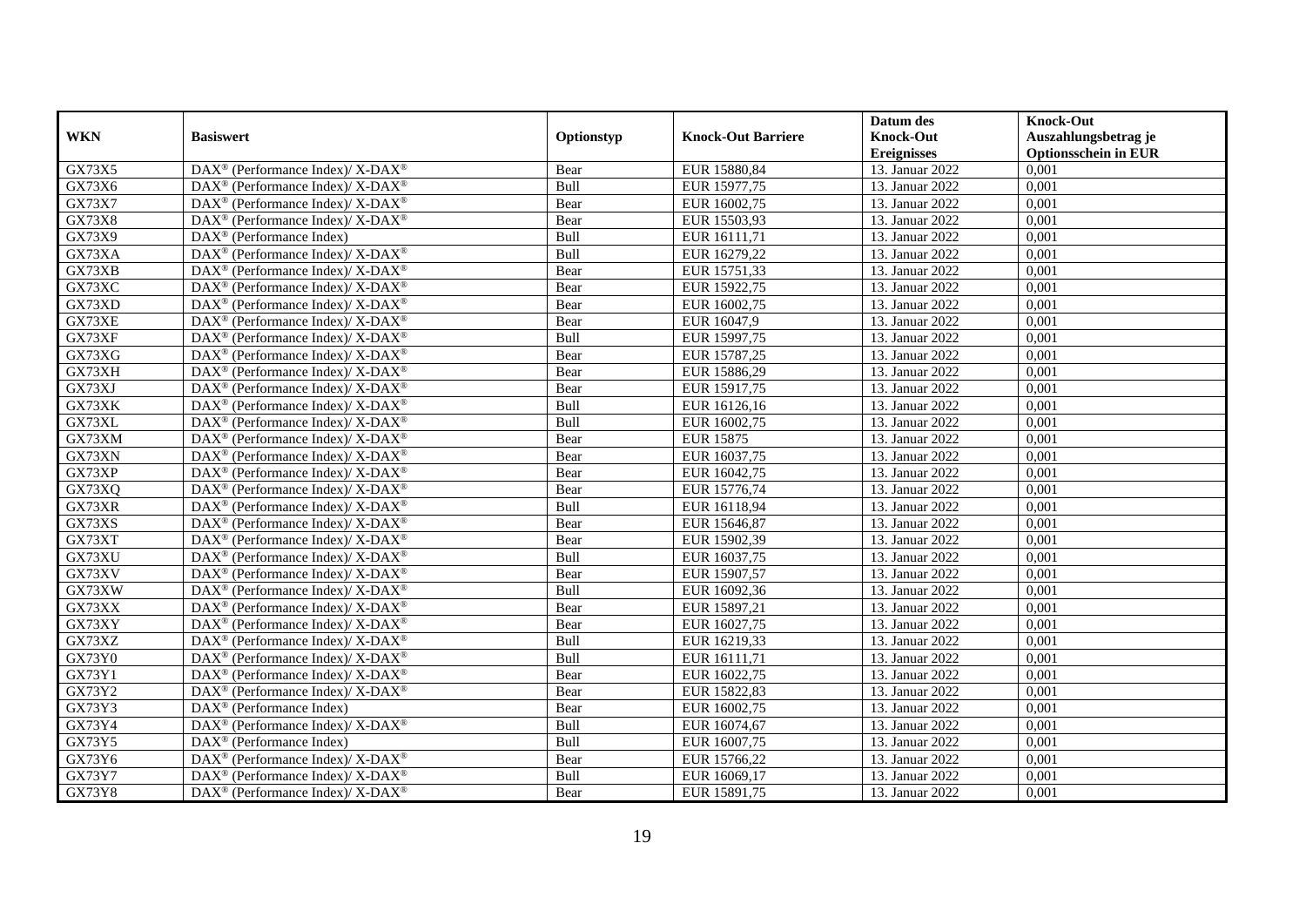| WKN | Basiswert | Optionstyp | Knock-Out Barriere | Datum des Knock-Out Ereignisses | Knock-Out Auszahlungsbetrag je Optionsschein in EUR |
|---|---|---|---|---|---|
| GX73X5 | DAX® (Performance Index)/ X-DAX® | Bear | EUR 15880,84 | 13. Januar 2022 | 0,001 |
| GX73X6 | DAX® (Performance Index)/ X-DAX® | Bull | EUR 15977,75 | 13. Januar 2022 | 0,001 |
| GX73X7 | DAX® (Performance Index)/ X-DAX® | Bear | EUR 16002,75 | 13. Januar 2022 | 0,001 |
| GX73X8 | DAX® (Performance Index)/ X-DAX® | Bear | EUR 15503,93 | 13. Januar 2022 | 0,001 |
| GX73X9 | DAX® (Performance Index) | Bull | EUR 16111,71 | 13. Januar 2022 | 0,001 |
| GX73XA | DAX® (Performance Index)/ X-DAX® | Bull | EUR 16279,22 | 13. Januar 2022 | 0,001 |
| GX73XB | DAX® (Performance Index)/ X-DAX® | Bear | EUR 15751,33 | 13. Januar 2022 | 0,001 |
| GX73XC | DAX® (Performance Index)/ X-DAX® | Bear | EUR 15922,75 | 13. Januar 2022 | 0,001 |
| GX73XD | DAX® (Performance Index)/ X-DAX® | Bear | EUR 16002,75 | 13. Januar 2022 | 0,001 |
| GX73XE | DAX® (Performance Index)/ X-DAX® | Bear | EUR 16047,9 | 13. Januar 2022 | 0,001 |
| GX73XF | DAX® (Performance Index)/ X-DAX® | Bull | EUR 15997,75 | 13. Januar 2022 | 0,001 |
| GX73XG | DAX® (Performance Index)/ X-DAX® | Bear | EUR 15787,25 | 13. Januar 2022 | 0,001 |
| GX73XH | DAX® (Performance Index)/ X-DAX® | Bear | EUR 15886,29 | 13. Januar 2022 | 0,001 |
| GX73XJ | DAX® (Performance Index)/ X-DAX® | Bear | EUR 15917,75 | 13. Januar 2022 | 0,001 |
| GX73XK | DAX® (Performance Index)/ X-DAX® | Bull | EUR 16126,16 | 13. Januar 2022 | 0,001 |
| GX73XL | DAX® (Performance Index)/ X-DAX® | Bull | EUR 16002,75 | 13. Januar 2022 | 0,001 |
| GX73XM | DAX® (Performance Index)/ X-DAX® | Bear | EUR 15875 | 13. Januar 2022 | 0,001 |
| GX73XN | DAX® (Performance Index)/ X-DAX® | Bear | EUR 16037,75 | 13. Januar 2022 | 0,001 |
| GX73XP | DAX® (Performance Index)/ X-DAX® | Bear | EUR 16042,75 | 13. Januar 2022 | 0,001 |
| GX73XQ | DAX® (Performance Index)/ X-DAX® | Bear | EUR 15776,74 | 13. Januar 2022 | 0,001 |
| GX73XR | DAX® (Performance Index)/ X-DAX® | Bull | EUR 16118,94 | 13. Januar 2022 | 0,001 |
| GX73XS | DAX® (Performance Index)/ X-DAX® | Bear | EUR 15646,87 | 13. Januar 2022 | 0,001 |
| GX73XT | DAX® (Performance Index)/ X-DAX® | Bear | EUR 15902,39 | 13. Januar 2022 | 0,001 |
| GX73XU | DAX® (Performance Index)/ X-DAX® | Bull | EUR 16037,75 | 13. Januar 2022 | 0,001 |
| GX73XV | DAX® (Performance Index)/ X-DAX® | Bear | EUR 15907,57 | 13. Januar 2022 | 0,001 |
| GX73XW | DAX® (Performance Index)/ X-DAX® | Bull | EUR 16092,36 | 13. Januar 2022 | 0,001 |
| GX73XX | DAX® (Performance Index)/ X-DAX® | Bear | EUR 15897,21 | 13. Januar 2022 | 0,001 |
| GX73XY | DAX® (Performance Index)/ X-DAX® | Bear | EUR 16027,75 | 13. Januar 2022 | 0,001 |
| GX73XZ | DAX® (Performance Index)/ X-DAX® | Bull | EUR 16219,33 | 13. Januar 2022 | 0,001 |
| GX73Y0 | DAX® (Performance Index)/ X-DAX® | Bull | EUR 16111,71 | 13. Januar 2022 | 0,001 |
| GX73Y1 | DAX® (Performance Index)/ X-DAX® | Bear | EUR 16022,75 | 13. Januar 2022 | 0,001 |
| GX73Y2 | DAX® (Performance Index)/ X-DAX® | Bear | EUR 15822,83 | 13. Januar 2022 | 0,001 |
| GX73Y3 | DAX® (Performance Index) | Bear | EUR 16002,75 | 13. Januar 2022 | 0,001 |
| GX73Y4 | DAX® (Performance Index)/ X-DAX® | Bull | EUR 16074,67 | 13. Januar 2022 | 0,001 |
| GX73Y5 | DAX® (Performance Index) | Bull | EUR 16007,75 | 13. Januar 2022 | 0,001 |
| GX73Y6 | DAX® (Performance Index)/ X-DAX® | Bear | EUR 15766,22 | 13. Januar 2022 | 0,001 |
| GX73Y7 | DAX® (Performance Index)/ X-DAX® | Bull | EUR 16069,17 | 13. Januar 2022 | 0,001 |
| GX73Y8 | DAX® (Performance Index)/ X-DAX® | Bear | EUR 15891,75 | 13. Januar 2022 | 0,001 |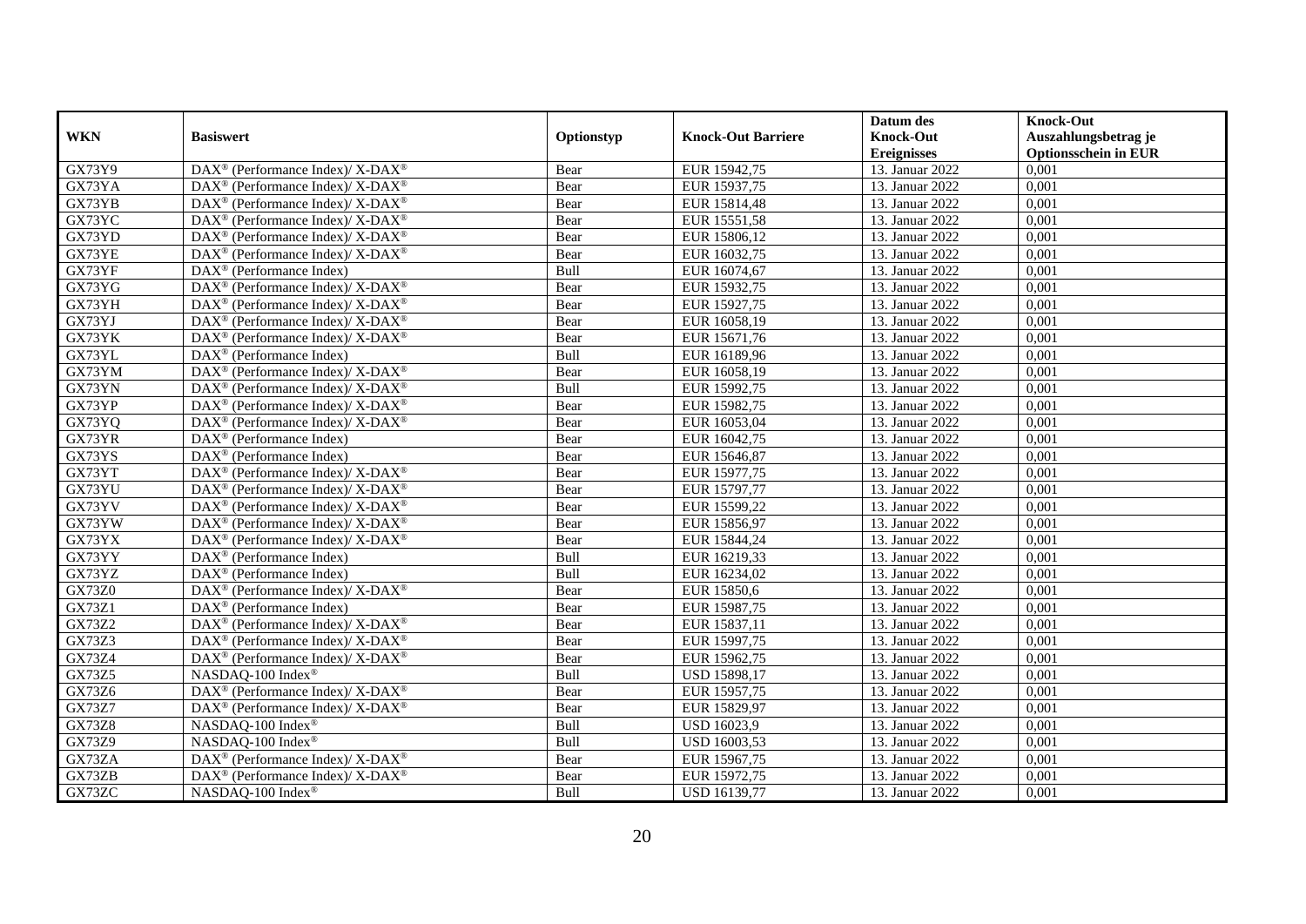| WKN | Basiswert | Optionstyp | Knock-Out Barriere | Datum des Knock-Out Ereignisses | Knock-Out Auszahlungsbetrag je Optionsschein in EUR |
|---|---|---|---|---|---|
| GX73Y9 | DAX® (Performance Index)/ X-DAX® | Bear | EUR 15942,75 | 13. Januar 2022 | 0,001 |
| GX73YA | DAX® (Performance Index)/ X-DAX® | Bear | EUR 15937,75 | 13. Januar 2022 | 0,001 |
| GX73YB | DAX® (Performance Index)/ X-DAX® | Bear | EUR 15814,48 | 13. Januar 2022 | 0,001 |
| GX73YC | DAX® (Performance Index)/ X-DAX® | Bear | EUR 15551,58 | 13. Januar 2022 | 0,001 |
| GX73YD | DAX® (Performance Index)/ X-DAX® | Bear | EUR 15806,12 | 13. Januar 2022 | 0,001 |
| GX73YE | DAX® (Performance Index)/ X-DAX® | Bear | EUR 16032,75 | 13. Januar 2022 | 0,001 |
| GX73YF | DAX® (Performance Index) | Bull | EUR 16074,67 | 13. Januar 2022 | 0,001 |
| GX73YG | DAX® (Performance Index)/ X-DAX® | Bear | EUR 15932,75 | 13. Januar 2022 | 0,001 |
| GX73YH | DAX® (Performance Index)/ X-DAX® | Bear | EUR 15927,75 | 13. Januar 2022 | 0,001 |
| GX73YJ | DAX® (Performance Index)/ X-DAX® | Bear | EUR 16058,19 | 13. Januar 2022 | 0,001 |
| GX73YK | DAX® (Performance Index)/ X-DAX® | Bear | EUR 15671,76 | 13. Januar 2022 | 0,001 |
| GX73YL | DAX® (Performance Index) | Bull | EUR 16189,96 | 13. Januar 2022 | 0,001 |
| GX73YM | DAX® (Performance Index)/ X-DAX® | Bear | EUR 16058,19 | 13. Januar 2022 | 0,001 |
| GX73YN | DAX® (Performance Index)/ X-DAX® | Bull | EUR 15992,75 | 13. Januar 2022 | 0,001 |
| GX73YP | DAX® (Performance Index)/ X-DAX® | Bear | EUR 15982,75 | 13. Januar 2022 | 0,001 |
| GX73YQ | DAX® (Performance Index)/ X-DAX® | Bear | EUR 16053,04 | 13. Januar 2022 | 0,001 |
| GX73YR | DAX® (Performance Index) | Bear | EUR 16042,75 | 13. Januar 2022 | 0,001 |
| GX73YS | DAX® (Performance Index) | Bear | EUR 15646,87 | 13. Januar 2022 | 0,001 |
| GX73YT | DAX® (Performance Index)/ X-DAX® | Bear | EUR 15977,75 | 13. Januar 2022 | 0,001 |
| GX73YU | DAX® (Performance Index)/ X-DAX® | Bear | EUR 15797,77 | 13. Januar 2022 | 0,001 |
| GX73YV | DAX® (Performance Index)/ X-DAX® | Bear | EUR 15599,22 | 13. Januar 2022 | 0,001 |
| GX73YW | DAX® (Performance Index)/ X-DAX® | Bear | EUR 15856,97 | 13. Januar 2022 | 0,001 |
| GX73YX | DAX® (Performance Index)/ X-DAX® | Bear | EUR 15844,24 | 13. Januar 2022 | 0,001 |
| GX73YY | DAX® (Performance Index) | Bull | EUR 16219,33 | 13. Januar 2022 | 0,001 |
| GX73YZ | DAX® (Performance Index) | Bull | EUR 16234,02 | 13. Januar 2022 | 0,001 |
| GX73Z0 | DAX® (Performance Index)/ X-DAX® | Bear | EUR 15850,6 | 13. Januar 2022 | 0,001 |
| GX73Z1 | DAX® (Performance Index) | Bear | EUR 15987,75 | 13. Januar 2022 | 0,001 |
| GX73Z2 | DAX® (Performance Index)/ X-DAX® | Bear | EUR 15837,11 | 13. Januar 2022 | 0,001 |
| GX73Z3 | DAX® (Performance Index)/ X-DAX® | Bear | EUR 15997,75 | 13. Januar 2022 | 0,001 |
| GX73Z4 | DAX® (Performance Index)/ X-DAX® | Bear | EUR 15962,75 | 13. Januar 2022 | 0,001 |
| GX73Z5 | NASDAQ-100 Index® | Bull | USD 15898,17 | 13. Januar 2022 | 0,001 |
| GX73Z6 | DAX® (Performance Index)/ X-DAX® | Bear | EUR 15957,75 | 13. Januar 2022 | 0,001 |
| GX73Z7 | DAX® (Performance Index)/ X-DAX® | Bear | EUR 15829,97 | 13. Januar 2022 | 0,001 |
| GX73Z8 | NASDAQ-100 Index® | Bull | USD 16023,9 | 13. Januar 2022 | 0,001 |
| GX73Z9 | NASDAQ-100 Index® | Bull | USD 16003,53 | 13. Januar 2022 | 0,001 |
| GX73ZA | DAX® (Performance Index)/ X-DAX® | Bear | EUR 15967,75 | 13. Januar 2022 | 0,001 |
| GX73ZB | DAX® (Performance Index)/ X-DAX® | Bear | EUR 15972,75 | 13. Januar 2022 | 0,001 |
| GX73ZC | NASDAQ-100 Index® | Bull | USD 16139,77 | 13. Januar 2022 | 0,001 |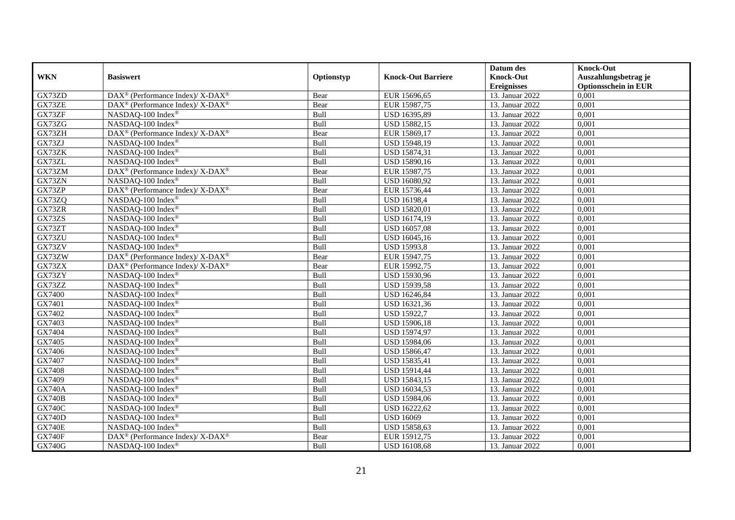| WKN | Basiswert | Optionstyp | Knock-Out Barriere | Datum des Knock-Out Ereignisses | Knock-Out Auszahlungsbetrag je Optionsschein in EUR |
|---|---|---|---|---|---|
| GX73ZD | DAX® (Performance Index)/ X-DAX® | Bear | EUR 15696,65 | 13. Januar 2022 | 0,001 |
| GX73ZE | DAX® (Performance Index)/ X-DAX® | Bear | EUR 15987,75 | 13. Januar 2022 | 0,001 |
| GX73ZF | NASDAQ-100 Index® | Bull | USD 16395,89 | 13. Januar 2022 | 0,001 |
| GX73ZG | NASDAQ-100 Index® | Bull | USD 15882,15 | 13. Januar 2022 | 0,001 |
| GX73ZH | DAX® (Performance Index)/ X-DAX® | Bear | EUR 15869,17 | 13. Januar 2022 | 0,001 |
| GX73ZJ | NASDAQ-100 Index® | Bull | USD 15948,19 | 13. Januar 2022 | 0,001 |
| GX73ZK | NASDAQ-100 Index® | Bull | USD 15874,31 | 13. Januar 2022 | 0,001 |
| GX73ZL | NASDAQ-100 Index® | Bull | USD 15890,16 | 13. Januar 2022 | 0,001 |
| GX73ZM | DAX® (Performance Index)/ X-DAX® | Bear | EUR 15987,75 | 13. Januar 2022 | 0,001 |
| GX73ZN | NASDAQ-100 Index® | Bull | USD 16080,92 | 13. Januar 2022 | 0,001 |
| GX73ZP | DAX® (Performance Index)/ X-DAX® | Bear | EUR 15736,44 | 13. Januar 2022 | 0,001 |
| GX73ZQ | NASDAQ-100 Index® | Bull | USD 16198,4 | 13. Januar 2022 | 0,001 |
| GX73ZR | NASDAQ-100 Index® | Bull | USD 15820,01 | 13. Januar 2022 | 0,001 |
| GX73ZS | NASDAQ-100 Index® | Bull | USD 16174,19 | 13. Januar 2022 | 0,001 |
| GX73ZT | NASDAQ-100 Index® | Bull | USD 16057,08 | 13. Januar 2022 | 0,001 |
| GX73ZU | NASDAQ-100 Index® | Bull | USD 16045,16 | 13. Januar 2022 | 0,001 |
| GX73ZV | NASDAQ-100 Index® | Bull | USD 15993,8 | 13. Januar 2022 | 0,001 |
| GX73ZW | DAX® (Performance Index)/ X-DAX® | Bear | EUR 15947,75 | 13. Januar 2022 | 0,001 |
| GX73ZX | DAX® (Performance Index)/ X-DAX® | Bear | EUR 15992,75 | 13. Januar 2022 | 0,001 |
| GX73ZY | NASDAQ-100 Index® | Bull | USD 15930,96 | 13. Januar 2022 | 0,001 |
| GX73ZZ | NASDAQ-100 Index® | Bull | USD 15939,58 | 13. Januar 2022 | 0,001 |
| GX7400 | NASDAQ-100 Index® | Bull | USD 16246,84 | 13. Januar 2022 | 0,001 |
| GX7401 | NASDAQ-100 Index® | Bull | USD 16321,36 | 13. Januar 2022 | 0,001 |
| GX7402 | NASDAQ-100 Index® | Bull | USD 15922,7 | 13. Januar 2022 | 0,001 |
| GX7403 | NASDAQ-100 Index® | Bull | USD 15906,18 | 13. Januar 2022 | 0,001 |
| GX7404 | NASDAQ-100 Index® | Bull | USD 15974,97 | 13. Januar 2022 | 0,001 |
| GX7405 | NASDAQ-100 Index® | Bull | USD 15984,06 | 13. Januar 2022 | 0,001 |
| GX7406 | NASDAQ-100 Index® | Bull | USD 15866,47 | 13. Januar 2022 | 0,001 |
| GX7407 | NASDAQ-100 Index® | Bull | USD 15835,41 | 13. Januar 2022 | 0,001 |
| GX7408 | NASDAQ-100 Index® | Bull | USD 15914,44 | 13. Januar 2022 | 0,001 |
| GX7409 | NASDAQ-100 Index® | Bull | USD 15843,15 | 13. Januar 2022 | 0,001 |
| GX740A | NASDAQ-100 Index® | Bull | USD 16034,53 | 13. Januar 2022 | 0,001 |
| GX740B | NASDAQ-100 Index® | Bull | USD 15984,06 | 13. Januar 2022 | 0,001 |
| GX740C | NASDAQ-100 Index® | Bull | USD 16222,62 | 13. Januar 2022 | 0,001 |
| GX740D | NASDAQ-100 Index® | Bull | USD 16069 | 13. Januar 2022 | 0,001 |
| GX740E | NASDAQ-100 Index® | Bull | USD 15858,63 | 13. Januar 2022 | 0,001 |
| GX740F | DAX® (Performance Index)/ X-DAX® | Bear | EUR 15912,75 | 13. Januar 2022 | 0,001 |
| GX740G | NASDAQ-100 Index® | Bull | USD 16108,68 | 13. Januar 2022 | 0,001 |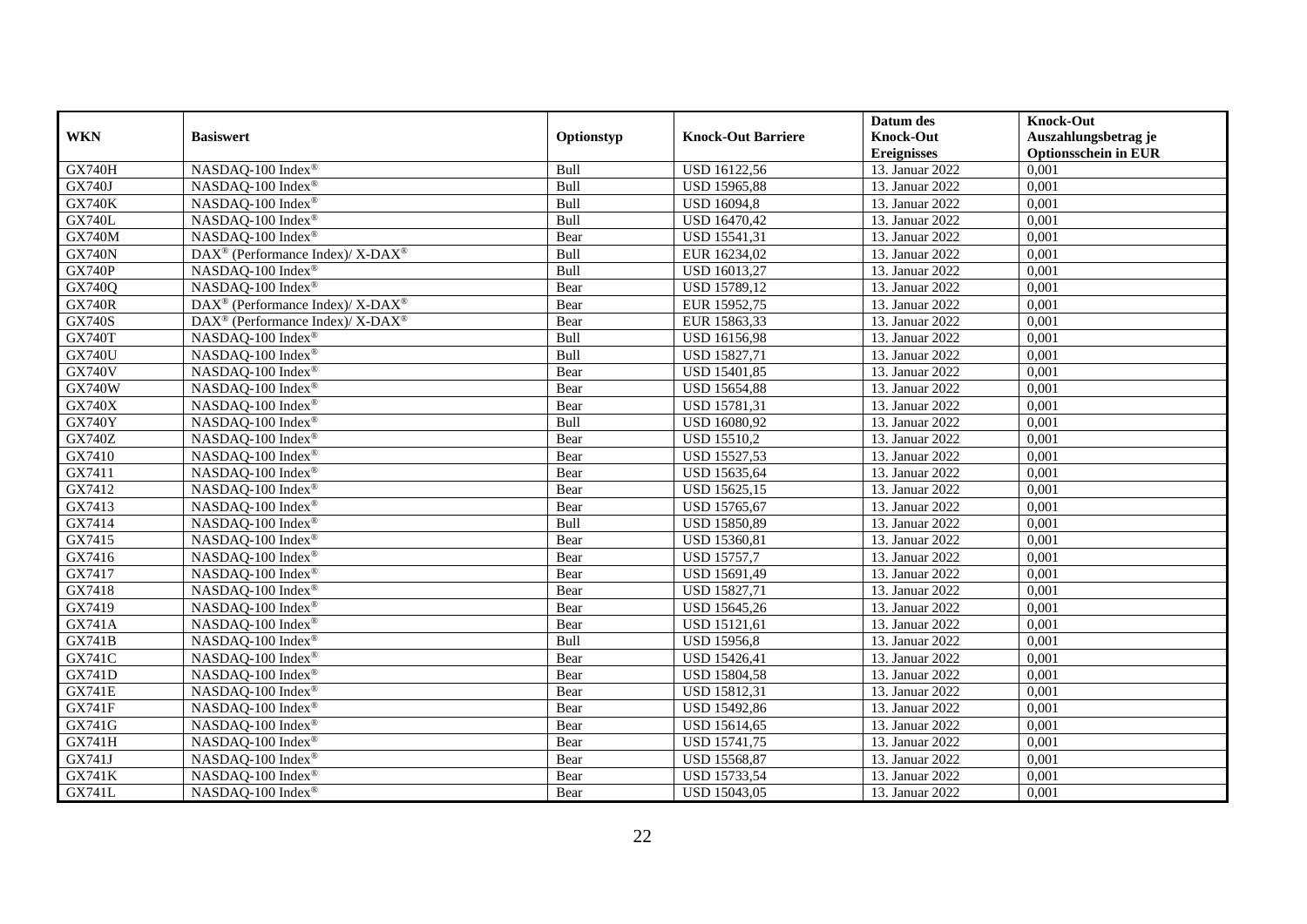| WKN | Basiswert | Optionstyp | Knock-Out Barriere | Datum des Knock-Out Ereignisses | Knock-Out Auszahlungsbetrag je Optionsschein in EUR |
|---|---|---|---|---|---|
| GX740H | NASDAQ-100 Index® | Bull | USD 16122,56 | 13. Januar 2022 | 0,001 |
| GX740J | NASDAQ-100 Index® | Bull | USD 15965,88 | 13. Januar 2022 | 0,001 |
| GX740K | NASDAQ-100 Index® | Bull | USD 16094,8 | 13. Januar 2022 | 0,001 |
| GX740L | NASDAQ-100 Index® | Bull | USD 16470,42 | 13. Januar 2022 | 0,001 |
| GX740M | NASDAQ-100 Index® | Bear | USD 15541,31 | 13. Januar 2022 | 0,001 |
| GX740N | DAX® (Performance Index)/ X-DAX® | Bull | EUR 16234,02 | 13. Januar 2022 | 0,001 |
| GX740P | NASDAQ-100 Index® | Bull | USD 16013,27 | 13. Januar 2022 | 0,001 |
| GX740Q | NASDAQ-100 Index® | Bear | USD 15789,12 | 13. Januar 2022 | 0,001 |
| GX740R | DAX® (Performance Index)/ X-DAX® | Bear | EUR 15952,75 | 13. Januar 2022 | 0,001 |
| GX740S | DAX® (Performance Index)/ X-DAX® | Bear | EUR 15863,33 | 13. Januar 2022 | 0,001 |
| GX740T | NASDAQ-100 Index® | Bull | USD 16156,98 | 13. Januar 2022 | 0,001 |
| GX740U | NASDAQ-100 Index® | Bull | USD 15827,71 | 13. Januar 2022 | 0,001 |
| GX740V | NASDAQ-100 Index® | Bear | USD 15401,85 | 13. Januar 2022 | 0,001 |
| GX740W | NASDAQ-100 Index® | Bear | USD 15654,88 | 13. Januar 2022 | 0,001 |
| GX740X | NASDAQ-100 Index® | Bear | USD 15781,31 | 13. Januar 2022 | 0,001 |
| GX740Y | NASDAQ-100 Index® | Bull | USD 16080,92 | 13. Januar 2022 | 0,001 |
| GX740Z | NASDAQ-100 Index® | Bear | USD 15510,2 | 13. Januar 2022 | 0,001 |
| GX7410 | NASDAQ-100 Index® | Bear | USD 15527,53 | 13. Januar 2022 | 0,001 |
| GX7411 | NASDAQ-100 Index® | Bear | USD 15635,64 | 13. Januar 2022 | 0,001 |
| GX7412 | NASDAQ-100 Index® | Bear | USD 15625,15 | 13. Januar 2022 | 0,001 |
| GX7413 | NASDAQ-100 Index® | Bear | USD 15765,67 | 13. Januar 2022 | 0,001 |
| GX7414 | NASDAQ-100 Index® | Bull | USD 15850,89 | 13. Januar 2022 | 0,001 |
| GX7415 | NASDAQ-100 Index® | Bear | USD 15360,81 | 13. Januar 2022 | 0,001 |
| GX7416 | NASDAQ-100 Index® | Bear | USD 15757,7 | 13. Januar 2022 | 0,001 |
| GX7417 | NASDAQ-100 Index® | Bear | USD 15691,49 | 13. Januar 2022 | 0,001 |
| GX7418 | NASDAQ-100 Index® | Bear | USD 15827,71 | 13. Januar 2022 | 0,001 |
| GX7419 | NASDAQ-100 Index® | Bear | USD 15645,26 | 13. Januar 2022 | 0,001 |
| GX741A | NASDAQ-100 Index® | Bear | USD 15121,61 | 13. Januar 2022 | 0,001 |
| GX741B | NASDAQ-100 Index® | Bull | USD 15956,8 | 13. Januar 2022 | 0,001 |
| GX741C | NASDAQ-100 Index® | Bear | USD 15426,41 | 13. Januar 2022 | 0,001 |
| GX741D | NASDAQ-100 Index® | Bear | USD 15804,58 | 13. Januar 2022 | 0,001 |
| GX741E | NASDAQ-100 Index® | Bear | USD 15812,31 | 13. Januar 2022 | 0,001 |
| GX741F | NASDAQ-100 Index® | Bear | USD 15492,86 | 13. Januar 2022 | 0,001 |
| GX741G | NASDAQ-100 Index® | Bear | USD 15614,65 | 13. Januar 2022 | 0,001 |
| GX741H | NASDAQ-100 Index® | Bear | USD 15741,75 | 13. Januar 2022 | 0,001 |
| GX741J | NASDAQ-100 Index® | Bear | USD 15568,87 | 13. Januar 2022 | 0,001 |
| GX741K | NASDAQ-100 Index® | Bear | USD 15733,54 | 13. Januar 2022 | 0,001 |
| GX741L | NASDAQ-100 Index® | Bear | USD 15043,05 | 13. Januar 2022 | 0,001 |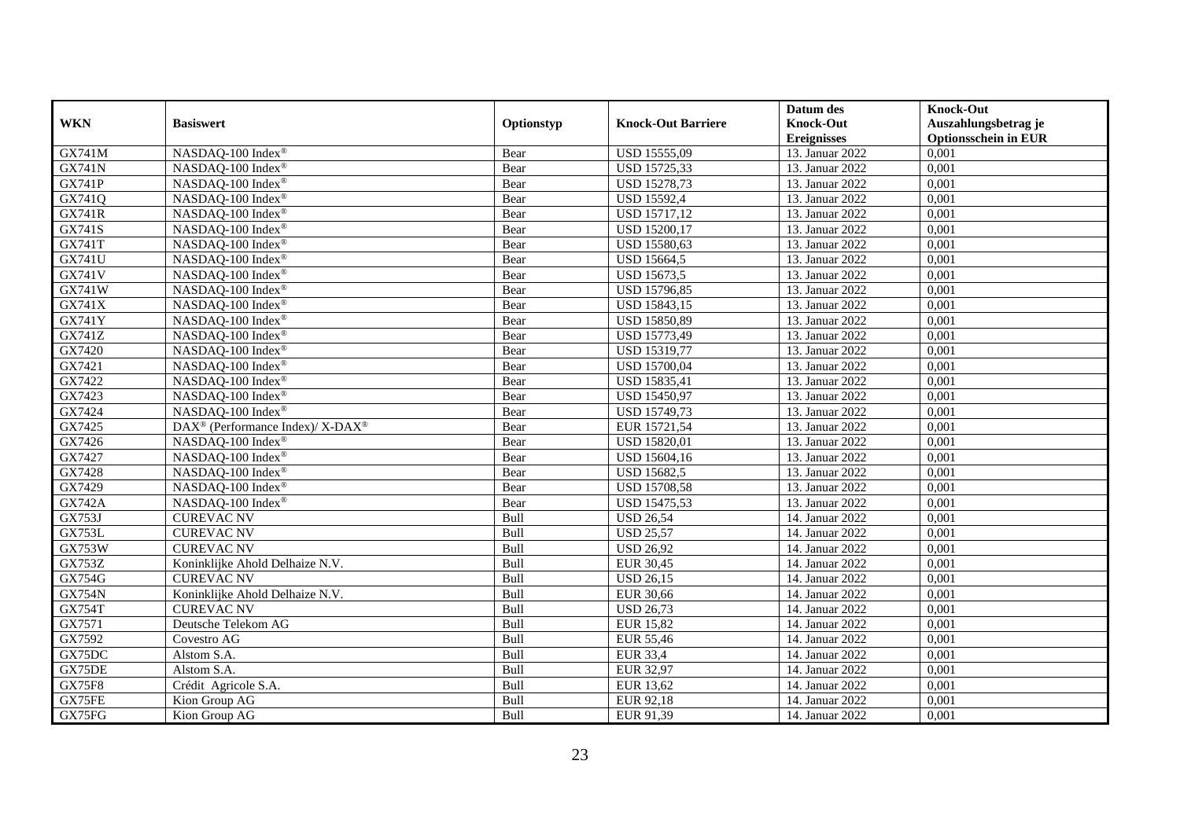| WKN | Basiswert | Optionstyp | Knock-Out Barriere | Datum des Knock-Out Ereignisses | Knock-Out Auszahlungsbetrag je Optionsschein in EUR |
|---|---|---|---|---|---|
| GX741M | NASDAQ-100 Index® | Bear | USD 15555,09 | 13. Januar 2022 | 0,001 |
| GX741N | NASDAQ-100 Index® | Bear | USD 15725,33 | 13. Januar 2022 | 0,001 |
| GX741P | NASDAQ-100 Index® | Bear | USD 15278,73 | 13. Januar 2022 | 0,001 |
| GX741Q | NASDAQ-100 Index® | Bear | USD 15592,4 | 13. Januar 2022 | 0,001 |
| GX741R | NASDAQ-100 Index® | Bear | USD 15717,12 | 13. Januar 2022 | 0,001 |
| GX741S | NASDAQ-100 Index® | Bear | USD 15200,17 | 13. Januar 2022 | 0,001 |
| GX741T | NASDAQ-100 Index® | Bear | USD 15580,63 | 13. Januar 2022 | 0,001 |
| GX741U | NASDAQ-100 Index® | Bear | USD 15664,5 | 13. Januar 2022 | 0,001 |
| GX741V | NASDAQ-100 Index® | Bear | USD 15673,5 | 13. Januar 2022 | 0,001 |
| GX741W | NASDAQ-100 Index® | Bear | USD 15796,85 | 13. Januar 2022 | 0,001 |
| GX741X | NASDAQ-100 Index® | Bear | USD 15843,15 | 13. Januar 2022 | 0,001 |
| GX741Y | NASDAQ-100 Index® | Bear | USD 15850,89 | 13. Januar 2022 | 0,001 |
| GX741Z | NASDAQ-100 Index® | Bear | USD 15773,49 | 13. Januar 2022 | 0,001 |
| GX7420 | NASDAQ-100 Index® | Bear | USD 15319,77 | 13. Januar 2022 | 0,001 |
| GX7421 | NASDAQ-100 Index® | Bear | USD 15700,04 | 13. Januar 2022 | 0,001 |
| GX7422 | NASDAQ-100 Index® | Bear | USD 15835,41 | 13. Januar 2022 | 0,001 |
| GX7423 | NASDAQ-100 Index® | Bear | USD 15450,97 | 13. Januar 2022 | 0,001 |
| GX7424 | NASDAQ-100 Index® | Bear | USD 15749,73 | 13. Januar 2022 | 0,001 |
| GX7425 | DAX® (Performance Index)/ X-DAX® | Bear | EUR 15721,54 | 13. Januar 2022 | 0,001 |
| GX7426 | NASDAQ-100 Index® | Bear | USD 15820,01 | 13. Januar 2022 | 0,001 |
| GX7427 | NASDAQ-100 Index® | Bear | USD 15604,16 | 13. Januar 2022 | 0,001 |
| GX7428 | NASDAQ-100 Index® | Bear | USD 15682,5 | 13. Januar 2022 | 0,001 |
| GX7429 | NASDAQ-100 Index® | Bear | USD 15708,58 | 13. Januar 2022 | 0,001 |
| GX742A | NASDAQ-100 Index® | Bear | USD 15475,53 | 13. Januar 2022 | 0,001 |
| GX753J | CUREVAC NV | Bull | USD 26,54 | 14. Januar 2022 | 0,001 |
| GX753L | CUREVAC NV | Bull | USD 25,57 | 14. Januar 2022 | 0,001 |
| GX753W | CUREVAC NV | Bull | USD 26,92 | 14. Januar 2022 | 0,001 |
| GX753Z | Koninklijke Ahold Delhaize N.V. | Bull | EUR 30,45 | 14. Januar 2022 | 0,001 |
| GX754G | CUREVAC NV | Bull | USD 26,15 | 14. Januar 2022 | 0,001 |
| GX754N | Koninklijke Ahold Delhaize N.V. | Bull | EUR 30,66 | 14. Januar 2022 | 0,001 |
| GX754T | CUREVAC NV | Bull | USD 26,73 | 14. Januar 2022 | 0,001 |
| GX7571 | Deutsche Telekom AG | Bull | EUR 15,82 | 14. Januar 2022 | 0,001 |
| GX7592 | Covestro AG | Bull | EUR 55,46 | 14. Januar 2022 | 0,001 |
| GX75DC | Alstom S.A. | Bull | EUR 33,4 | 14. Januar 2022 | 0,001 |
| GX75DE | Alstom S.A. | Bull | EUR 32,97 | 14. Januar 2022 | 0,001 |
| GX75F8 | Crédit Agricole S.A. | Bull | EUR 13,62 | 14. Januar 2022 | 0,001 |
| GX75FE | Kion Group AG | Bull | EUR 92,18 | 14. Januar 2022 | 0,001 |
| GX75FG | Kion Group AG | Bull | EUR 91,39 | 14. Januar 2022 | 0,001 |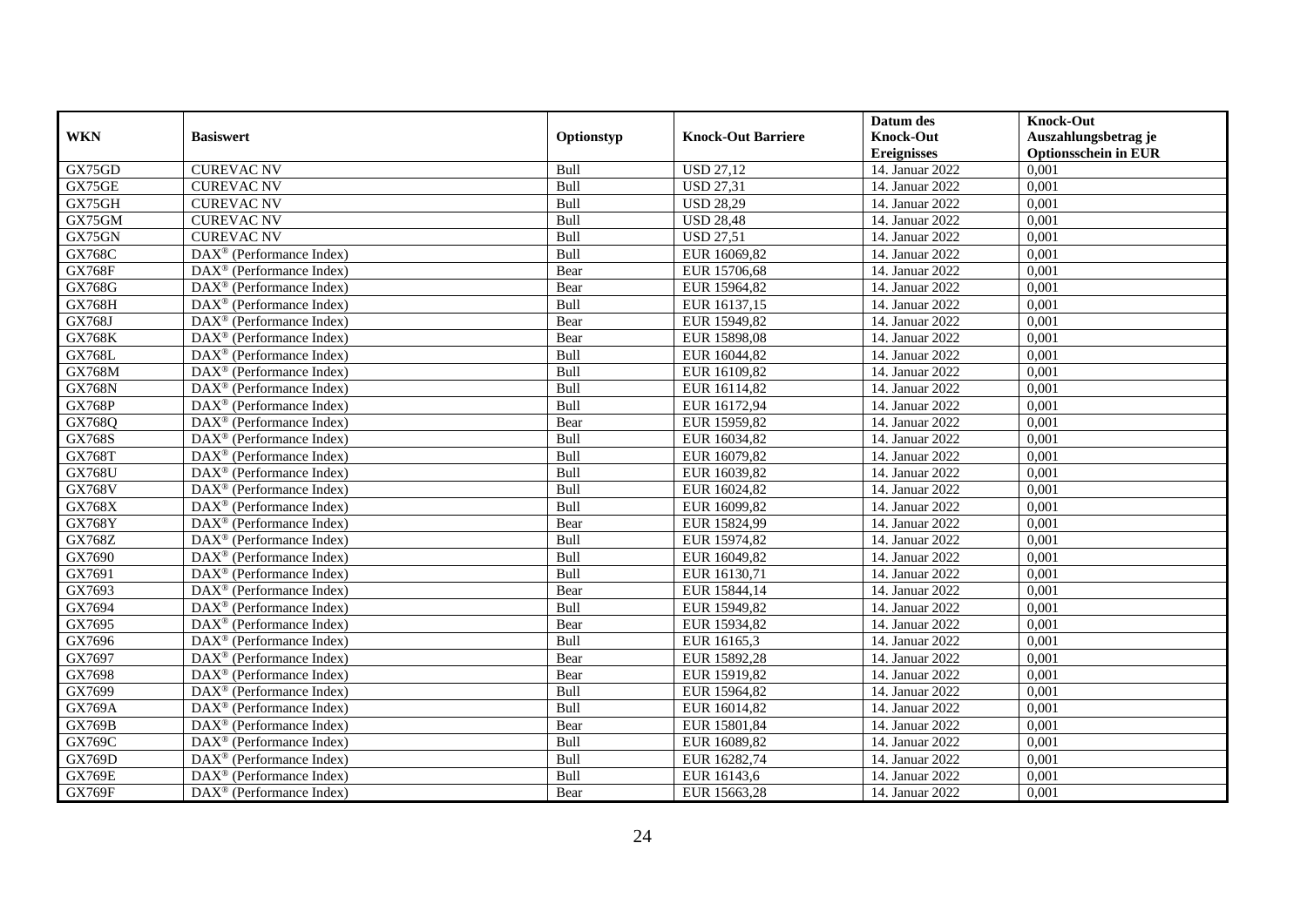| WKN | Basiswert | Optionstyp | Knock-Out Barriere | Datum des Knock-Out Ereignisses | Knock-Out Auszahlungsbetrag je Optionsschein in EUR |
|---|---|---|---|---|---|
| GX75GD | CUREVAC NV | Bull | USD 27,12 | 14. Januar 2022 | 0,001 |
| GX75GE | CUREVAC NV | Bull | USD 27,31 | 14. Januar 2022 | 0,001 |
| GX75GH | CUREVAC NV | Bull | USD 28,29 | 14. Januar 2022 | 0,001 |
| GX75GM | CUREVAC NV | Bull | USD 28,48 | 14. Januar 2022 | 0,001 |
| GX75GN | CUREVAC NV | Bull | USD 27,51 | 14. Januar 2022 | 0,001 |
| GX768C | DAX® (Performance Index) | Bull | EUR 16069,82 | 14. Januar 2022 | 0,001 |
| GX768F | DAX® (Performance Index) | Bear | EUR 15706,68 | 14. Januar 2022 | 0,001 |
| GX768G | DAX® (Performance Index) | Bear | EUR 15964,82 | 14. Januar 2022 | 0,001 |
| GX768H | DAX® (Performance Index) | Bull | EUR 16137,15 | 14. Januar 2022 | 0,001 |
| GX768J | DAX® (Performance Index) | Bear | EUR 15949,82 | 14. Januar 2022 | 0,001 |
| GX768K | DAX® (Performance Index) | Bear | EUR 15898,08 | 14. Januar 2022 | 0,001 |
| GX768L | DAX® (Performance Index) | Bull | EUR 16044,82 | 14. Januar 2022 | 0,001 |
| GX768M | DAX® (Performance Index) | Bull | EUR 16109,82 | 14. Januar 2022 | 0,001 |
| GX768N | DAX® (Performance Index) | Bull | EUR 16114,82 | 14. Januar 2022 | 0,001 |
| GX768P | DAX® (Performance Index) | Bull | EUR 16172,94 | 14. Januar 2022 | 0,001 |
| GX768Q | DAX® (Performance Index) | Bear | EUR 15959,82 | 14. Januar 2022 | 0,001 |
| GX768S | DAX® (Performance Index) | Bull | EUR 16034,82 | 14. Januar 2022 | 0,001 |
| GX768T | DAX® (Performance Index) | Bull | EUR 16079,82 | 14. Januar 2022 | 0,001 |
| GX768U | DAX® (Performance Index) | Bull | EUR 16039,82 | 14. Januar 2022 | 0,001 |
| GX768V | DAX® (Performance Index) | Bull | EUR 16024,82 | 14. Januar 2022 | 0,001 |
| GX768X | DAX® (Performance Index) | Bull | EUR 16099,82 | 14. Januar 2022 | 0,001 |
| GX768Y | DAX® (Performance Index) | Bear | EUR 15824,99 | 14. Januar 2022 | 0,001 |
| GX768Z | DAX® (Performance Index) | Bull | EUR 15974,82 | 14. Januar 2022 | 0,001 |
| GX7690 | DAX® (Performance Index) | Bull | EUR 16049,82 | 14. Januar 2022 | 0,001 |
| GX7691 | DAX® (Performance Index) | Bull | EUR 16130,71 | 14. Januar 2022 | 0,001 |
| GX7693 | DAX® (Performance Index) | Bear | EUR 15844,14 | 14. Januar 2022 | 0,001 |
| GX7694 | DAX® (Performance Index) | Bull | EUR 15949,82 | 14. Januar 2022 | 0,001 |
| GX7695 | DAX® (Performance Index) | Bear | EUR 15934,82 | 14. Januar 2022 | 0,001 |
| GX7696 | DAX® (Performance Index) | Bull | EUR 16165,3 | 14. Januar 2022 | 0,001 |
| GX7697 | DAX® (Performance Index) | Bear | EUR 15892,28 | 14. Januar 2022 | 0,001 |
| GX7698 | DAX® (Performance Index) | Bear | EUR 15919,82 | 14. Januar 2022 | 0,001 |
| GX7699 | DAX® (Performance Index) | Bull | EUR 15964,82 | 14. Januar 2022 | 0,001 |
| GX769A | DAX® (Performance Index) | Bull | EUR 16014,82 | 14. Januar 2022 | 0,001 |
| GX769B | DAX® (Performance Index) | Bear | EUR 15801,84 | 14. Januar 2022 | 0,001 |
| GX769C | DAX® (Performance Index) | Bull | EUR 16089,82 | 14. Januar 2022 | 0,001 |
| GX769D | DAX® (Performance Index) | Bull | EUR 16282,74 | 14. Januar 2022 | 0,001 |
| GX769E | DAX® (Performance Index) | Bull | EUR 16143,6 | 14. Januar 2022 | 0,001 |
| GX769F | DAX® (Performance Index) | Bear | EUR 15663,28 | 14. Januar 2022 | 0,001 |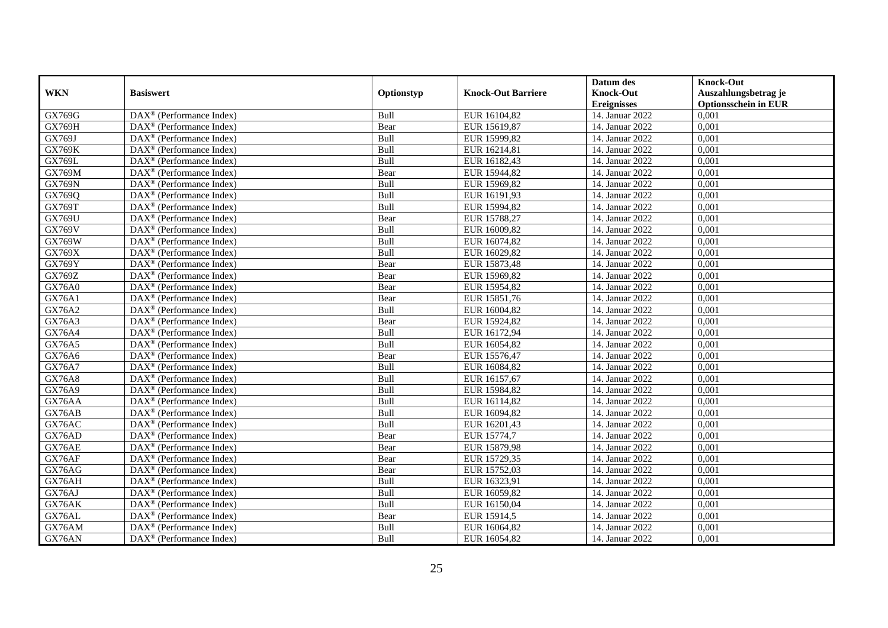| WKN | Basiswert | Optionstyp | Knock-Out Barriere | Datum des Knock-Out Ereignisses | Knock-Out Auszahlungsbetrag je Optionsschein in EUR |
|---|---|---|---|---|---|
| GX769G | DAX® (Performance Index) | Bull | EUR 16104,82 | 14. Januar 2022 | 0,001 |
| GX769H | DAX® (Performance Index) | Bear | EUR 15619,87 | 14. Januar 2022 | 0,001 |
| GX769J | DAX® (Performance Index) | Bull | EUR 15999,82 | 14. Januar 2022 | 0,001 |
| GX769K | DAX® (Performance Index) | Bull | EUR 16214,81 | 14. Januar 2022 | 0,001 |
| GX769L | DAX® (Performance Index) | Bull | EUR 16182,43 | 14. Januar 2022 | 0,001 |
| GX769M | DAX® (Performance Index) | Bear | EUR 15944,82 | 14. Januar 2022 | 0,001 |
| GX769N | DAX® (Performance Index) | Bull | EUR 15969,82 | 14. Januar 2022 | 0,001 |
| GX769Q | DAX® (Performance Index) | Bull | EUR 16191,93 | 14. Januar 2022 | 0,001 |
| GX769T | DAX® (Performance Index) | Bull | EUR 15994,82 | 14. Januar 2022 | 0,001 |
| GX769U | DAX® (Performance Index) | Bear | EUR 15788,27 | 14. Januar 2022 | 0,001 |
| GX769V | DAX® (Performance Index) | Bull | EUR 16009,82 | 14. Januar 2022 | 0,001 |
| GX769W | DAX® (Performance Index) | Bull | EUR 16074,82 | 14. Januar 2022 | 0,001 |
| GX769X | DAX® (Performance Index) | Bull | EUR 16029,82 | 14. Januar 2022 | 0,001 |
| GX769Y | DAX® (Performance Index) | Bear | EUR 15873,48 | 14. Januar 2022 | 0,001 |
| GX769Z | DAX® (Performance Index) | Bear | EUR 15969,82 | 14. Januar 2022 | 0,001 |
| GX76A0 | DAX® (Performance Index) | Bear | EUR 15954,82 | 14. Januar 2022 | 0,001 |
| GX76A1 | DAX® (Performance Index) | Bear | EUR 15851,76 | 14. Januar 2022 | 0,001 |
| GX76A2 | DAX® (Performance Index) | Bull | EUR 16004,82 | 14. Januar 2022 | 0,001 |
| GX76A3 | DAX® (Performance Index) | Bear | EUR 15924,82 | 14. Januar 2022 | 0,001 |
| GX76A4 | DAX® (Performance Index) | Bull | EUR 16172,94 | 14. Januar 2022 | 0,001 |
| GX76A5 | DAX® (Performance Index) | Bull | EUR 16054,82 | 14. Januar 2022 | 0,001 |
| GX76A6 | DAX® (Performance Index) | Bear | EUR 15576,47 | 14. Januar 2022 | 0,001 |
| GX76A7 | DAX® (Performance Index) | Bull | EUR 16084,82 | 14. Januar 2022 | 0,001 |
| GX76A8 | DAX® (Performance Index) | Bull | EUR 16157,67 | 14. Januar 2022 | 0,001 |
| GX76A9 | DAX® (Performance Index) | Bull | EUR 15984,82 | 14. Januar 2022 | 0,001 |
| GX76AA | DAX® (Performance Index) | Bull | EUR 16114,82 | 14. Januar 2022 | 0,001 |
| GX76AB | DAX® (Performance Index) | Bull | EUR 16094,82 | 14. Januar 2022 | 0,001 |
| GX76AC | DAX® (Performance Index) | Bull | EUR 16201,43 | 14. Januar 2022 | 0,001 |
| GX76AD | DAX® (Performance Index) | Bear | EUR 15774,7 | 14. Januar 2022 | 0,001 |
| GX76AE | DAX® (Performance Index) | Bear | EUR 15879,98 | 14. Januar 2022 | 0,001 |
| GX76AF | DAX® (Performance Index) | Bear | EUR 15729,35 | 14. Januar 2022 | 0,001 |
| GX76AG | DAX® (Performance Index) | Bear | EUR 15752,03 | 14. Januar 2022 | 0,001 |
| GX76AH | DAX® (Performance Index) | Bull | EUR 16323,91 | 14. Januar 2022 | 0,001 |
| GX76AJ | DAX® (Performance Index) | Bull | EUR 16059,82 | 14. Januar 2022 | 0,001 |
| GX76AK | DAX® (Performance Index) | Bull | EUR 16150,04 | 14. Januar 2022 | 0,001 |
| GX76AL | DAX® (Performance Index) | Bear | EUR 15914,5 | 14. Januar 2022 | 0,001 |
| GX76AM | DAX® (Performance Index) | Bull | EUR 16064,82 | 14. Januar 2022 | 0,001 |
| GX76AN | DAX® (Performance Index) | Bull | EUR 16054,82 | 14. Januar 2022 | 0,001 |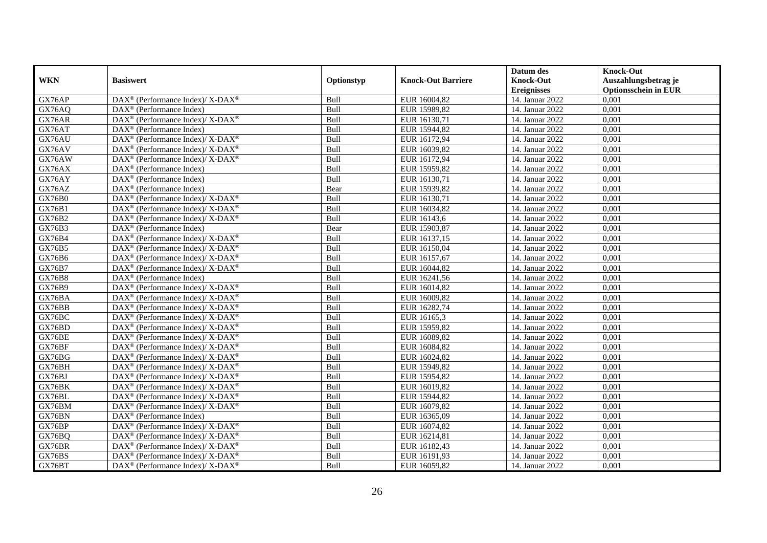| WKN | Basiswert | Optionstyp | Knock-Out Barriere | Datum des Knock-Out Ereignisses | Knock-Out Auszahlungsbetrag je Optionsschein in EUR |
|---|---|---|---|---|---|
| GX76AP | DAX® (Performance Index)/ X-DAX® | Bull | EUR 16004,82 | 14. Januar 2022 | 0,001 |
| GX76AQ | DAX® (Performance Index) | Bull | EUR 15989,82 | 14. Januar 2022 | 0,001 |
| GX76AR | DAX® (Performance Index)/ X-DAX® | Bull | EUR 16130,71 | 14. Januar 2022 | 0,001 |
| GX76AT | DAX® (Performance Index) | Bull | EUR 15944,82 | 14. Januar 2022 | 0,001 |
| GX76AU | DAX® (Performance Index)/ X-DAX® | Bull | EUR 16172,94 | 14. Januar 2022 | 0,001 |
| GX76AV | DAX® (Performance Index)/ X-DAX® | Bull | EUR 16039,82 | 14. Januar 2022 | 0,001 |
| GX76AW | DAX® (Performance Index)/ X-DAX® | Bull | EUR 16172,94 | 14. Januar 2022 | 0,001 |
| GX76AX | DAX® (Performance Index) | Bull | EUR 15959,82 | 14. Januar 2022 | 0,001 |
| GX76AY | DAX® (Performance Index) | Bull | EUR 16130,71 | 14. Januar 2022 | 0,001 |
| GX76AZ | DAX® (Performance Index) | Bear | EUR 15939,82 | 14. Januar 2022 | 0,001 |
| GX76B0 | DAX® (Performance Index)/ X-DAX® | Bull | EUR 16130,71 | 14. Januar 2022 | 0,001 |
| GX76B1 | DAX® (Performance Index)/ X-DAX® | Bull | EUR 16034,82 | 14. Januar 2022 | 0,001 |
| GX76B2 | DAX® (Performance Index)/ X-DAX® | Bull | EUR 16143,6 | 14. Januar 2022 | 0,001 |
| GX76B3 | DAX® (Performance Index) | Bear | EUR 15903,87 | 14. Januar 2022 | 0,001 |
| GX76B4 | DAX® (Performance Index)/ X-DAX® | Bull | EUR 16137,15 | 14. Januar 2022 | 0,001 |
| GX76B5 | DAX® (Performance Index)/ X-DAX® | Bull | EUR 16150,04 | 14. Januar 2022 | 0,001 |
| GX76B6 | DAX® (Performance Index)/ X-DAX® | Bull | EUR 16157,67 | 14. Januar 2022 | 0,001 |
| GX76B7 | DAX® (Performance Index)/ X-DAX® | Bull | EUR 16044,82 | 14. Januar 2022 | 0,001 |
| GX76B8 | DAX® (Performance Index) | Bull | EUR 16241,56 | 14. Januar 2022 | 0,001 |
| GX76B9 | DAX® (Performance Index)/ X-DAX® | Bull | EUR 16014,82 | 14. Januar 2022 | 0,001 |
| GX76BA | DAX® (Performance Index)/ X-DAX® | Bull | EUR 16009,82 | 14. Januar 2022 | 0,001 |
| GX76BB | DAX® (Performance Index)/ X-DAX® | Bull | EUR 16282,74 | 14. Januar 2022 | 0,001 |
| GX76BC | DAX® (Performance Index)/ X-DAX® | Bull | EUR 16165,3 | 14. Januar 2022 | 0,001 |
| GX76BD | DAX® (Performance Index)/ X-DAX® | Bull | EUR 15959,82 | 14. Januar 2022 | 0,001 |
| GX76BE | DAX® (Performance Index)/ X-DAX® | Bull | EUR 16089,82 | 14. Januar 2022 | 0,001 |
| GX76BF | DAX® (Performance Index)/ X-DAX® | Bull | EUR 16084,82 | 14. Januar 2022 | 0,001 |
| GX76BG | DAX® (Performance Index)/ X-DAX® | Bull | EUR 16024,82 | 14. Januar 2022 | 0,001 |
| GX76BH | DAX® (Performance Index)/ X-DAX® | Bull | EUR 15949,82 | 14. Januar 2022 | 0,001 |
| GX76BJ | DAX® (Performance Index)/ X-DAX® | Bull | EUR 15954,82 | 14. Januar 2022 | 0,001 |
| GX76BK | DAX® (Performance Index)/ X-DAX® | Bull | EUR 16019,82 | 14. Januar 2022 | 0,001 |
| GX76BL | DAX® (Performance Index)/ X-DAX® | Bull | EUR 15944,82 | 14. Januar 2022 | 0,001 |
| GX76BM | DAX® (Performance Index)/ X-DAX® | Bull | EUR 16079,82 | 14. Januar 2022 | 0,001 |
| GX76BN | DAX® (Performance Index) | Bull | EUR 16365,09 | 14. Januar 2022 | 0,001 |
| GX76BP | DAX® (Performance Index)/ X-DAX® | Bull | EUR 16074,82 | 14. Januar 2022 | 0,001 |
| GX76BQ | DAX® (Performance Index)/ X-DAX® | Bull | EUR 16214,81 | 14. Januar 2022 | 0,001 |
| GX76BR | DAX® (Performance Index)/ X-DAX® | Bull | EUR 16182,43 | 14. Januar 2022 | 0,001 |
| GX76BS | DAX® (Performance Index)/ X-DAX® | Bull | EUR 16191,93 | 14. Januar 2022 | 0,001 |
| GX76BT | DAX® (Performance Index)/ X-DAX® | Bull | EUR 16059,82 | 14. Januar 2022 | 0,001 |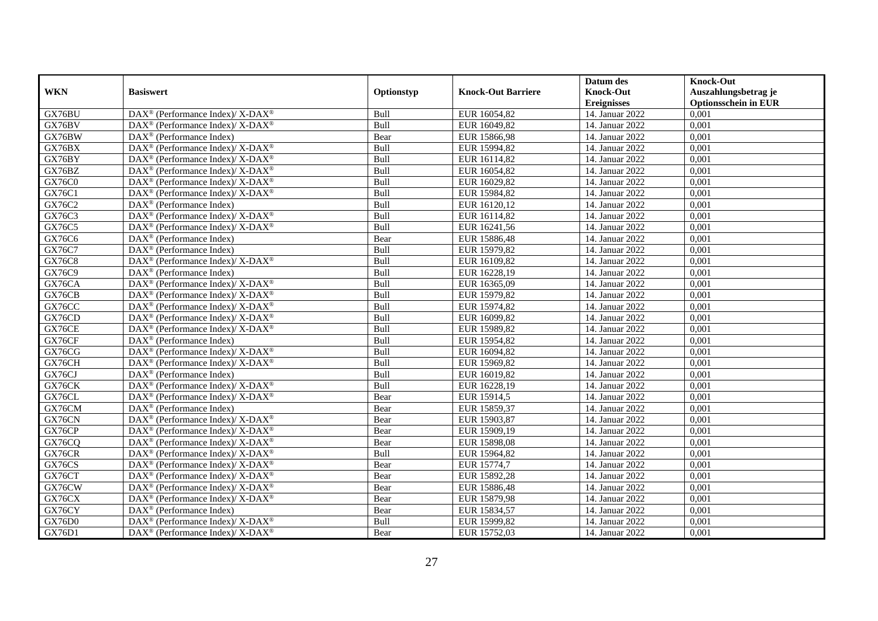| WKN | Basiswert | Optionstyp | Knock-Out Barriere | Datum des Knock-Out Ereignisses | Knock-Out Auszahlungsbetrag je Optionsschein in EUR |
|---|---|---|---|---|---|
| GX76BU | DAX® (Performance Index)/ X-DAX® | Bull | EUR 16054,82 | 14. Januar 2022 | 0,001 |
| GX76BV | DAX® (Performance Index)/ X-DAX® | Bull | EUR 16049,82 | 14. Januar 2022 | 0,001 |
| GX76BW | DAX® (Performance Index) | Bear | EUR 15866,98 | 14. Januar 2022 | 0,001 |
| GX76BX | DAX® (Performance Index)/ X-DAX® | Bull | EUR 15994,82 | 14. Januar 2022 | 0,001 |
| GX76BY | DAX® (Performance Index)/ X-DAX® | Bull | EUR 16114,82 | 14. Januar 2022 | 0,001 |
| GX76BZ | DAX® (Performance Index)/ X-DAX® | Bull | EUR 16054,82 | 14. Januar 2022 | 0,001 |
| GX76C0 | DAX® (Performance Index)/ X-DAX® | Bull | EUR 16029,82 | 14. Januar 2022 | 0,001 |
| GX76C1 | DAX® (Performance Index)/ X-DAX® | Bull | EUR 15984,82 | 14. Januar 2022 | 0,001 |
| GX76C2 | DAX® (Performance Index) | Bull | EUR 16120,12 | 14. Januar 2022 | 0,001 |
| GX76C3 | DAX® (Performance Index)/ X-DAX® | Bull | EUR 16114,82 | 14. Januar 2022 | 0,001 |
| GX76C5 | DAX® (Performance Index)/ X-DAX® | Bull | EUR 16241,56 | 14. Januar 2022 | 0,001 |
| GX76C6 | DAX® (Performance Index) | Bear | EUR 15886,48 | 14. Januar 2022 | 0,001 |
| GX76C7 | DAX® (Performance Index) | Bull | EUR 15979,82 | 14. Januar 2022 | 0,001 |
| GX76C8 | DAX® (Performance Index)/ X-DAX® | Bull | EUR 16109,82 | 14. Januar 2022 | 0,001 |
| GX76C9 | DAX® (Performance Index) | Bull | EUR 16228,19 | 14. Januar 2022 | 0,001 |
| GX76CA | DAX® (Performance Index)/ X-DAX® | Bull | EUR 16365,09 | 14. Januar 2022 | 0,001 |
| GX76CB | DAX® (Performance Index)/ X-DAX® | Bull | EUR 15979,82 | 14. Januar 2022 | 0,001 |
| GX76CC | DAX® (Performance Index)/ X-DAX® | Bull | EUR 15974,82 | 14. Januar 2022 | 0,001 |
| GX76CD | DAX® (Performance Index)/ X-DAX® | Bull | EUR 16099,82 | 14. Januar 2022 | 0,001 |
| GX76CE | DAX® (Performance Index)/ X-DAX® | Bull | EUR 15989,82 | 14. Januar 2022 | 0,001 |
| GX76CF | DAX® (Performance Index) | Bull | EUR 15954,82 | 14. Januar 2022 | 0,001 |
| GX76CG | DAX® (Performance Index)/ X-DAX® | Bull | EUR 16094,82 | 14. Januar 2022 | 0,001 |
| GX76CH | DAX® (Performance Index)/ X-DAX® | Bull | EUR 15969,82 | 14. Januar 2022 | 0,001 |
| GX76CJ | DAX® (Performance Index) | Bull | EUR 16019,82 | 14. Januar 2022 | 0,001 |
| GX76CK | DAX® (Performance Index)/ X-DAX® | Bull | EUR 16228,19 | 14. Januar 2022 | 0,001 |
| GX76CL | DAX® (Performance Index)/ X-DAX® | Bear | EUR 15914,5 | 14. Januar 2022 | 0,001 |
| GX76CM | DAX® (Performance Index) | Bear | EUR 15859,37 | 14. Januar 2022 | 0,001 |
| GX76CN | DAX® (Performance Index)/ X-DAX® | Bear | EUR 15903,87 | 14. Januar 2022 | 0,001 |
| GX76CP | DAX® (Performance Index)/ X-DAX® | Bear | EUR 15909,19 | 14. Januar 2022 | 0,001 |
| GX76CQ | DAX® (Performance Index)/ X-DAX® | Bear | EUR 15898,08 | 14. Januar 2022 | 0,001 |
| GX76CR | DAX® (Performance Index)/ X-DAX® | Bull | EUR 15964,82 | 14. Januar 2022 | 0,001 |
| GX76CS | DAX® (Performance Index)/ X-DAX® | Bear | EUR 15774,7 | 14. Januar 2022 | 0,001 |
| GX76CT | DAX® (Performance Index)/ X-DAX® | Bear | EUR 15892,28 | 14. Januar 2022 | 0,001 |
| GX76CW | DAX® (Performance Index)/ X-DAX® | Bear | EUR 15886,48 | 14. Januar 2022 | 0,001 |
| GX76CX | DAX® (Performance Index)/ X-DAX® | Bear | EUR 15879,98 | 14. Januar 2022 | 0,001 |
| GX76CY | DAX® (Performance Index) | Bear | EUR 15834,57 | 14. Januar 2022 | 0,001 |
| GX76D0 | DAX® (Performance Index)/ X-DAX® | Bull | EUR 15999,82 | 14. Januar 2022 | 0,001 |
| GX76D1 | DAX® (Performance Index)/ X-DAX® | Bear | EUR 15752,03 | 14. Januar 2022 | 0,001 |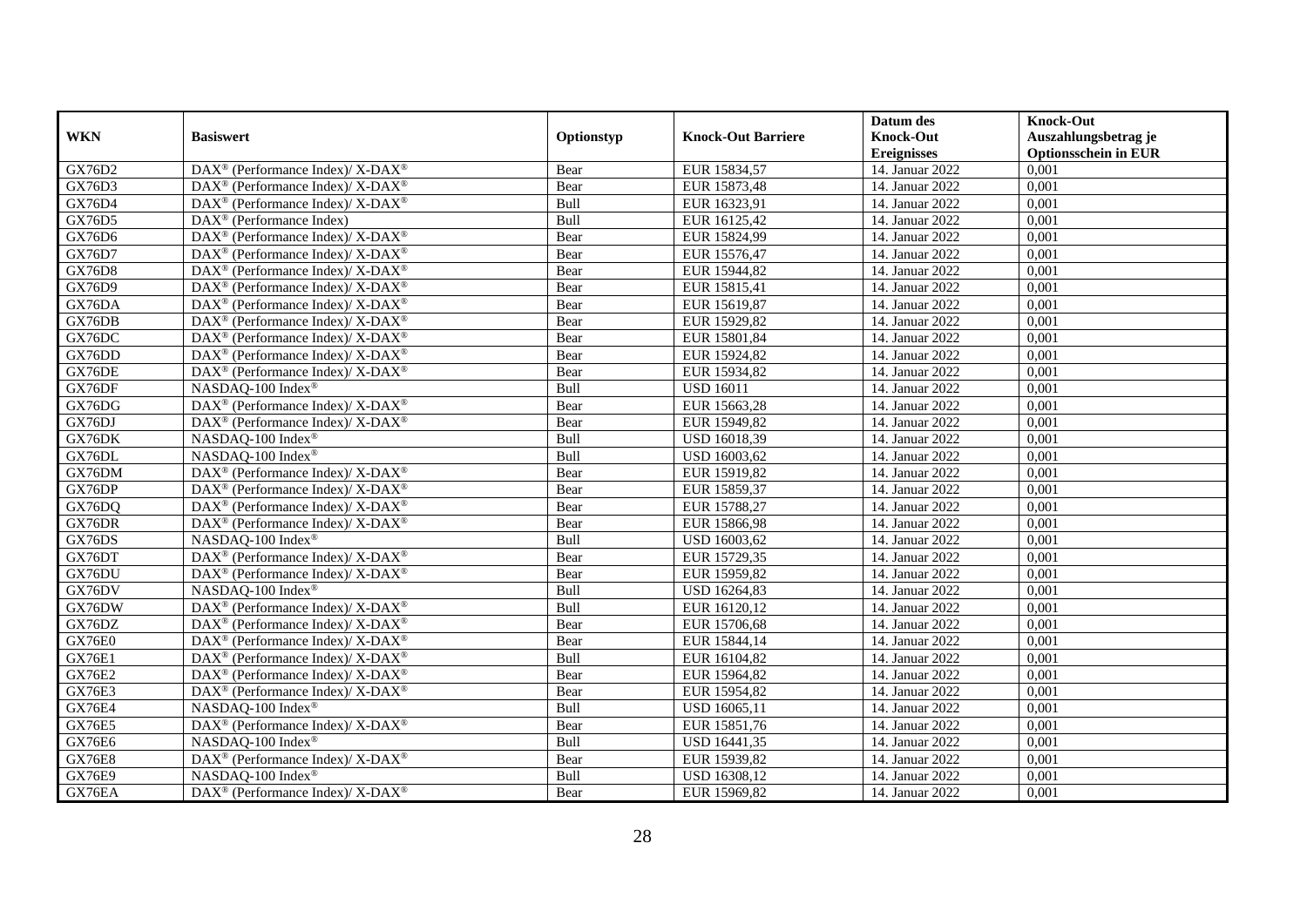| WKN | Basiswert | Optionstyp | Knock-Out Barriere | Datum des Knock-Out Ereignisses | Knock-Out Auszahlungsbetrag je Optionsschein in EUR |
|---|---|---|---|---|---|
| GX76D2 | DAX® (Performance Index)/ X-DAX® | Bear | EUR 15834,57 | 14. Januar 2022 | 0,001 |
| GX76D3 | DAX® (Performance Index)/ X-DAX® | Bear | EUR 15873,48 | 14. Januar 2022 | 0,001 |
| GX76D4 | DAX® (Performance Index)/ X-DAX® | Bull | EUR 16323,91 | 14. Januar 2022 | 0,001 |
| GX76D5 | DAX® (Performance Index) | Bull | EUR 16125,42 | 14. Januar 2022 | 0,001 |
| GX76D6 | DAX® (Performance Index)/ X-DAX® | Bear | EUR 15824,99 | 14. Januar 2022 | 0,001 |
| GX76D7 | DAX® (Performance Index)/ X-DAX® | Bear | EUR 15576,47 | 14. Januar 2022 | 0,001 |
| GX76D8 | DAX® (Performance Index)/ X-DAX® | Bear | EUR 15944,82 | 14. Januar 2022 | 0,001 |
| GX76D9 | DAX® (Performance Index)/ X-DAX® | Bear | EUR 15815,41 | 14. Januar 2022 | 0,001 |
| GX76DA | DAX® (Performance Index)/ X-DAX® | Bear | EUR 15619,87 | 14. Januar 2022 | 0,001 |
| GX76DB | DAX® (Performance Index)/ X-DAX® | Bear | EUR 15929,82 | 14. Januar 2022 | 0,001 |
| GX76DC | DAX® (Performance Index)/ X-DAX® | Bear | EUR 15801,84 | 14. Januar 2022 | 0,001 |
| GX76DD | DAX® (Performance Index)/ X-DAX® | Bear | EUR 15924,82 | 14. Januar 2022 | 0,001 |
| GX76DE | DAX® (Performance Index)/ X-DAX® | Bear | EUR 15934,82 | 14. Januar 2022 | 0,001 |
| GX76DF | NASDAQ-100 Index® | Bull | USD 16011 | 14. Januar 2022 | 0,001 |
| GX76DG | DAX® (Performance Index)/ X-DAX® | Bear | EUR 15663,28 | 14. Januar 2022 | 0,001 |
| GX76DJ | DAX® (Performance Index)/ X-DAX® | Bear | EUR 15949,82 | 14. Januar 2022 | 0,001 |
| GX76DK | NASDAQ-100 Index® | Bull | USD 16018,39 | 14. Januar 2022 | 0,001 |
| GX76DL | NASDAQ-100 Index® | Bull | USD 16003,62 | 14. Januar 2022 | 0,001 |
| GX76DM | DAX® (Performance Index)/ X-DAX® | Bear | EUR 15919,82 | 14. Januar 2022 | 0,001 |
| GX76DP | DAX® (Performance Index)/ X-DAX® | Bear | EUR 15859,37 | 14. Januar 2022 | 0,001 |
| GX76DQ | DAX® (Performance Index)/ X-DAX® | Bear | EUR 15788,27 | 14. Januar 2022 | 0,001 |
| GX76DR | DAX® (Performance Index)/ X-DAX® | Bear | EUR 15866,98 | 14. Januar 2022 | 0,001 |
| GX76DS | NASDAQ-100 Index® | Bull | USD 16003,62 | 14. Januar 2022 | 0,001 |
| GX76DT | DAX® (Performance Index)/ X-DAX® | Bear | EUR 15729,35 | 14. Januar 2022 | 0,001 |
| GX76DU | DAX® (Performance Index)/ X-DAX® | Bear | EUR 15959,82 | 14. Januar 2022 | 0,001 |
| GX76DV | NASDAQ-100 Index® | Bull | USD 16264,83 | 14. Januar 2022 | 0,001 |
| GX76DW | DAX® (Performance Index)/ X-DAX® | Bull | EUR 16120,12 | 14. Januar 2022 | 0,001 |
| GX76DZ | DAX® (Performance Index)/ X-DAX® | Bear | EUR 15706,68 | 14. Januar 2022 | 0,001 |
| GX76E0 | DAX® (Performance Index)/ X-DAX® | Bear | EUR 15844,14 | 14. Januar 2022 | 0,001 |
| GX76E1 | DAX® (Performance Index)/ X-DAX® | Bull | EUR 16104,82 | 14. Januar 2022 | 0,001 |
| GX76E2 | DAX® (Performance Index)/ X-DAX® | Bear | EUR 15964,82 | 14. Januar 2022 | 0,001 |
| GX76E3 | DAX® (Performance Index)/ X-DAX® | Bear | EUR 15954,82 | 14. Januar 2022 | 0,001 |
| GX76E4 | NASDAQ-100 Index® | Bull | USD 16065,11 | 14. Januar 2022 | 0,001 |
| GX76E5 | DAX® (Performance Index)/ X-DAX® | Bear | EUR 15851,76 | 14. Januar 2022 | 0,001 |
| GX76E6 | NASDAQ-100 Index® | Bull | USD 16441,35 | 14. Januar 2022 | 0,001 |
| GX76E8 | DAX® (Performance Index)/ X-DAX® | Bear | EUR 15939,82 | 14. Januar 2022 | 0,001 |
| GX76E9 | NASDAQ-100 Index® | Bull | USD 16308,12 | 14. Januar 2022 | 0,001 |
| GX76EA | DAX® (Performance Index)/ X-DAX® | Bear | EUR 15969,82 | 14. Januar 2022 | 0,001 |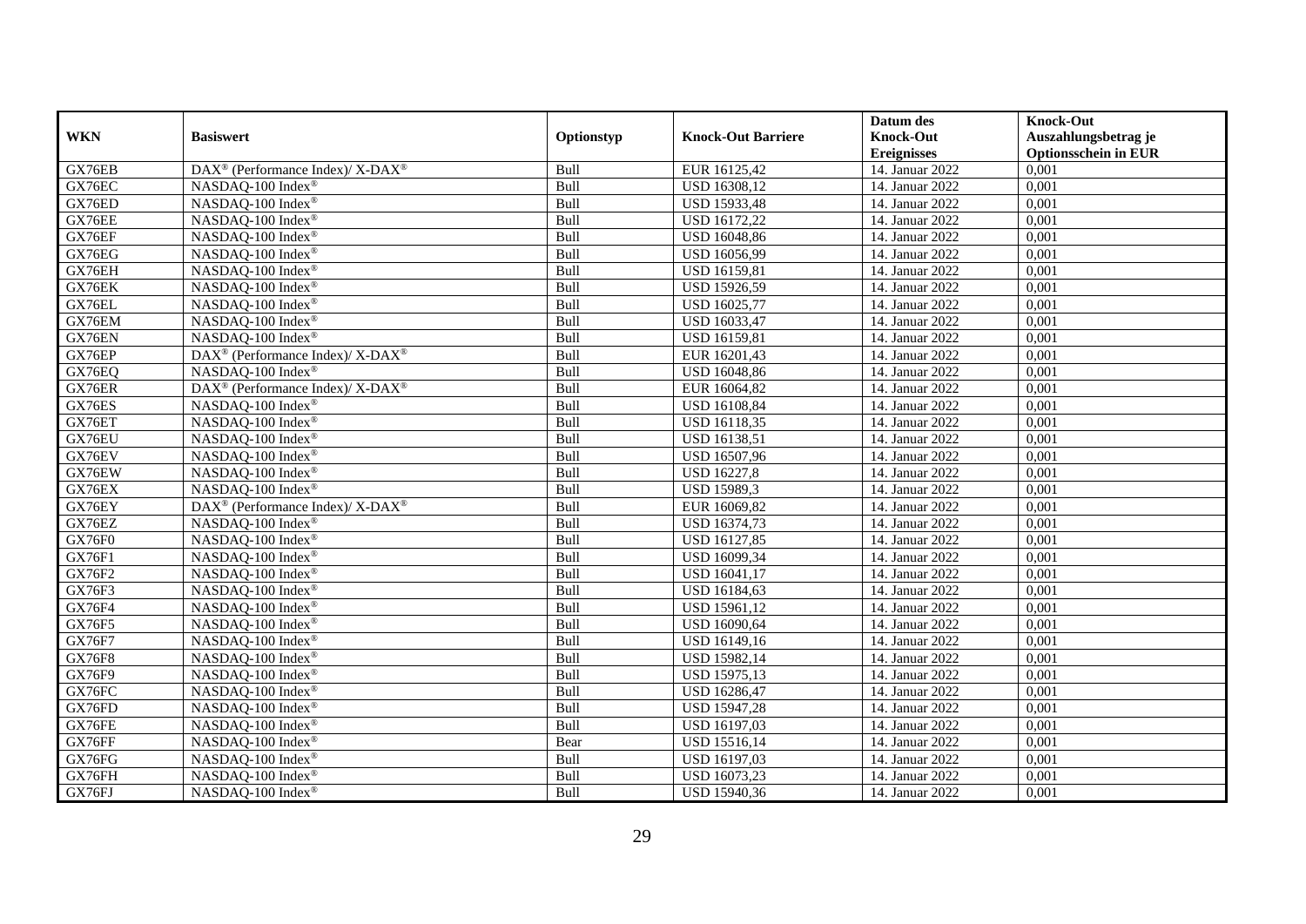| WKN | Basiswert | Optionstyp | Knock-Out Barriere | Datum des Knock-Out Ereignisses | Knock-Out Auszahlungsbetrag je Optionsschein in EUR |
|---|---|---|---|---|---|
| GX76EB | DAX® (Performance Index)/ X-DAX® | Bull | EUR 16125,42 | 14. Januar 2022 | 0,001 |
| GX76EC | NASDAQ-100 Index® | Bull | USD 16308,12 | 14. Januar 2022 | 0,001 |
| GX76ED | NASDAQ-100 Index® | Bull | USD 15933,48 | 14. Januar 2022 | 0,001 |
| GX76EE | NASDAQ-100 Index® | Bull | USD 16172,22 | 14. Januar 2022 | 0,001 |
| GX76EF | NASDAQ-100 Index® | Bull | USD 16048,86 | 14. Januar 2022 | 0,001 |
| GX76EG | NASDAQ-100 Index® | Bull | USD 16056,99 | 14. Januar 2022 | 0,001 |
| GX76EH | NASDAQ-100 Index® | Bull | USD 16159,81 | 14. Januar 2022 | 0,001 |
| GX76EK | NASDAQ-100 Index® | Bull | USD 15926,59 | 14. Januar 2022 | 0,001 |
| GX76EL | NASDAQ-100 Index® | Bull | USD 16025,77 | 14. Januar 2022 | 0,001 |
| GX76EM | NASDAQ-100 Index® | Bull | USD 16033,47 | 14. Januar 2022 | 0,001 |
| GX76EN | NASDAQ-100 Index® | Bull | USD 16159,81 | 14. Januar 2022 | 0,001 |
| GX76EP | DAX® (Performance Index)/ X-DAX® | Bull | EUR 16201,43 | 14. Januar 2022 | 0,001 |
| GX76EQ | NASDAQ-100 Index® | Bull | USD 16048,86 | 14. Januar 2022 | 0,001 |
| GX76ER | DAX® (Performance Index)/ X-DAX® | Bull | EUR 16064,82 | 14. Januar 2022 | 0,001 |
| GX76ES | NASDAQ-100 Index® | Bull | USD 16108,84 | 14. Januar 2022 | 0,001 |
| GX76ET | NASDAQ-100 Index® | Bull | USD 16118,35 | 14. Januar 2022 | 0,001 |
| GX76EU | NASDAQ-100 Index® | Bull | USD 16138,51 | 14. Januar 2022 | 0,001 |
| GX76EV | NASDAQ-100 Index® | Bull | USD 16507,96 | 14. Januar 2022 | 0,001 |
| GX76EW | NASDAQ-100 Index® | Bull | USD 16227,8 | 14. Januar 2022 | 0,001 |
| GX76EX | NASDAQ-100 Index® | Bull | USD 15989,3 | 14. Januar 2022 | 0,001 |
| GX76EY | DAX® (Performance Index)/ X-DAX® | Bull | EUR 16069,82 | 14. Januar 2022 | 0,001 |
| GX76EZ | NASDAQ-100 Index® | Bull | USD 16374,73 | 14. Januar 2022 | 0,001 |
| GX76F0 | NASDAQ-100 Index® | Bull | USD 16127,85 | 14. Januar 2022 | 0,001 |
| GX76F1 | NASDAQ-100 Index® | Bull | USD 16099,34 | 14. Januar 2022 | 0,001 |
| GX76F2 | NASDAQ-100 Index® | Bull | USD 16041,17 | 14. Januar 2022 | 0,001 |
| GX76F3 | NASDAQ-100 Index® | Bull | USD 16184,63 | 14. Januar 2022 | 0,001 |
| GX76F4 | NASDAQ-100 Index® | Bull | USD 15961,12 | 14. Januar 2022 | 0,001 |
| GX76F5 | NASDAQ-100 Index® | Bull | USD 16090,64 | 14. Januar 2022 | 0,001 |
| GX76F7 | NASDAQ-100 Index® | Bull | USD 16149,16 | 14. Januar 2022 | 0,001 |
| GX76F8 | NASDAQ-100 Index® | Bull | USD 15982,14 | 14. Januar 2022 | 0,001 |
| GX76F9 | NASDAQ-100 Index® | Bull | USD 15975,13 | 14. Januar 2022 | 0,001 |
| GX76FC | NASDAQ-100 Index® | Bull | USD 16286,47 | 14. Januar 2022 | 0,001 |
| GX76FD | NASDAQ-100 Index® | Bull | USD 15947,28 | 14. Januar 2022 | 0,001 |
| GX76FE | NASDAQ-100 Index® | Bull | USD 16197,03 | 14. Januar 2022 | 0,001 |
| GX76FF | NASDAQ-100 Index® | Bear | USD 15516,14 | 14. Januar 2022 | 0,001 |
| GX76FG | NASDAQ-100 Index® | Bull | USD 16197,03 | 14. Januar 2022 | 0,001 |
| GX76FH | NASDAQ-100 Index® | Bull | USD 16073,23 | 14. Januar 2022 | 0,001 |
| GX76FJ | NASDAQ-100 Index® | Bull | USD 15940,36 | 14. Januar 2022 | 0,001 |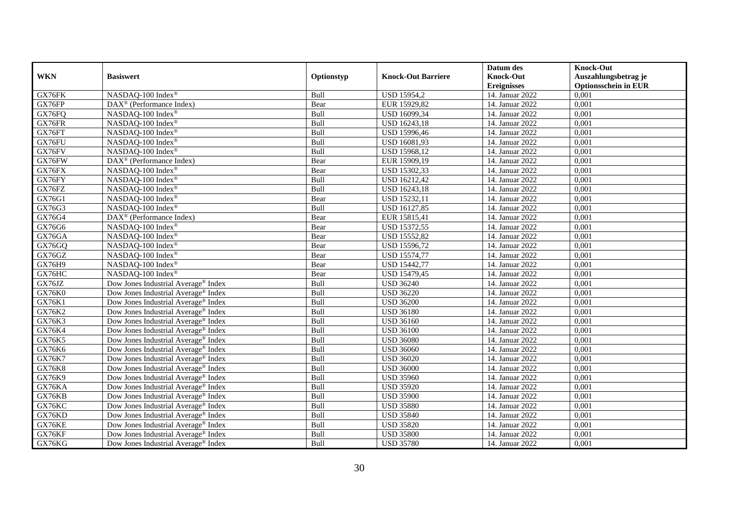| WKN | Basiswert | Optionstyp | Knock-Out Barriere | Datum des Knock-Out Ereignisses | Knock-Out Auszahlungsbetrag je Optionsschein in EUR |
|---|---|---|---|---|---|
| GX76FK | NASDAQ-100 Index® | Bull | USD 15954,2 | 14. Januar 2022 | 0,001 |
| GX76FP | DAX® (Performance Index) | Bear | EUR 15929,82 | 14. Januar 2022 | 0,001 |
| GX76FQ | NASDAQ-100 Index® | Bull | USD 16099,34 | 14. Januar 2022 | 0,001 |
| GX76FR | NASDAQ-100 Index® | Bull | USD 16243,18 | 14. Januar 2022 | 0,001 |
| GX76FT | NASDAQ-100 Index® | Bull | USD 15996,46 | 14. Januar 2022 | 0,001 |
| GX76FU | NASDAQ-100 Index® | Bull | USD 16081,93 | 14. Januar 2022 | 0,001 |
| GX76FV | NASDAQ-100 Index® | Bull | USD 15968,12 | 14. Januar 2022 | 0,001 |
| GX76FW | DAX® (Performance Index) | Bear | EUR 15909,19 | 14. Januar 2022 | 0,001 |
| GX76FX | NASDAQ-100 Index® | Bear | USD 15302,33 | 14. Januar 2022 | 0,001 |
| GX76FY | NASDAQ-100 Index® | Bull | USD 16212,42 | 14. Januar 2022 | 0,001 |
| GX76FZ | NASDAQ-100 Index® | Bull | USD 16243,18 | 14. Januar 2022 | 0,001 |
| GX76G1 | NASDAQ-100 Index® | Bear | USD 15232,11 | 14. Januar 2022 | 0,001 |
| GX76G3 | NASDAQ-100 Index® | Bull | USD 16127,85 | 14. Januar 2022 | 0,001 |
| GX76G4 | DAX® (Performance Index) | Bear | EUR 15815,41 | 14. Januar 2022 | 0,001 |
| GX76G6 | NASDAQ-100 Index® | Bear | USD 15372,55 | 14. Januar 2022 | 0,001 |
| GX76GA | NASDAQ-100 Index® | Bear | USD 15552,82 | 14. Januar 2022 | 0,001 |
| GX76GQ | NASDAQ-100 Index® | Bear | USD 15596,72 | 14. Januar 2022 | 0,001 |
| GX76GZ | NASDAQ-100 Index® | Bear | USD 15574,77 | 14. Januar 2022 | 0,001 |
| GX76H9 | NASDAQ-100 Index® | Bear | USD 15442,77 | 14. Januar 2022 | 0,001 |
| GX76HC | NASDAQ-100 Index® | Bear | USD 15479,45 | 14. Januar 2022 | 0,001 |
| GX76JZ | Dow Jones Industrial Average® Index | Bull | USD 36240 | 14. Januar 2022 | 0,001 |
| GX76K0 | Dow Jones Industrial Average® Index | Bull | USD 36220 | 14. Januar 2022 | 0,001 |
| GX76K1 | Dow Jones Industrial Average® Index | Bull | USD 36200 | 14. Januar 2022 | 0,001 |
| GX76K2 | Dow Jones Industrial Average® Index | Bull | USD 36180 | 14. Januar 2022 | 0,001 |
| GX76K3 | Dow Jones Industrial Average® Index | Bull | USD 36160 | 14. Januar 2022 | 0,001 |
| GX76K4 | Dow Jones Industrial Average® Index | Bull | USD 36100 | 14. Januar 2022 | 0,001 |
| GX76K5 | Dow Jones Industrial Average® Index | Bull | USD 36080 | 14. Januar 2022 | 0,001 |
| GX76K6 | Dow Jones Industrial Average® Index | Bull | USD 36060 | 14. Januar 2022 | 0,001 |
| GX76K7 | Dow Jones Industrial Average® Index | Bull | USD 36020 | 14. Januar 2022 | 0,001 |
| GX76K8 | Dow Jones Industrial Average® Index | Bull | USD 36000 | 14. Januar 2022 | 0,001 |
| GX76K9 | Dow Jones Industrial Average® Index | Bull | USD 35960 | 14. Januar 2022 | 0,001 |
| GX76KA | Dow Jones Industrial Average® Index | Bull | USD 35920 | 14. Januar 2022 | 0,001 |
| GX76KB | Dow Jones Industrial Average® Index | Bull | USD 35900 | 14. Januar 2022 | 0,001 |
| GX76KC | Dow Jones Industrial Average® Index | Bull | USD 35880 | 14. Januar 2022 | 0,001 |
| GX76KD | Dow Jones Industrial Average® Index | Bull | USD 35840 | 14. Januar 2022 | 0,001 |
| GX76KE | Dow Jones Industrial Average® Index | Bull | USD 35820 | 14. Januar 2022 | 0,001 |
| GX76KF | Dow Jones Industrial Average® Index | Bull | USD 35800 | 14. Januar 2022 | 0,001 |
| GX76KG | Dow Jones Industrial Average® Index | Bull | USD 35780 | 14. Januar 2022 | 0,001 |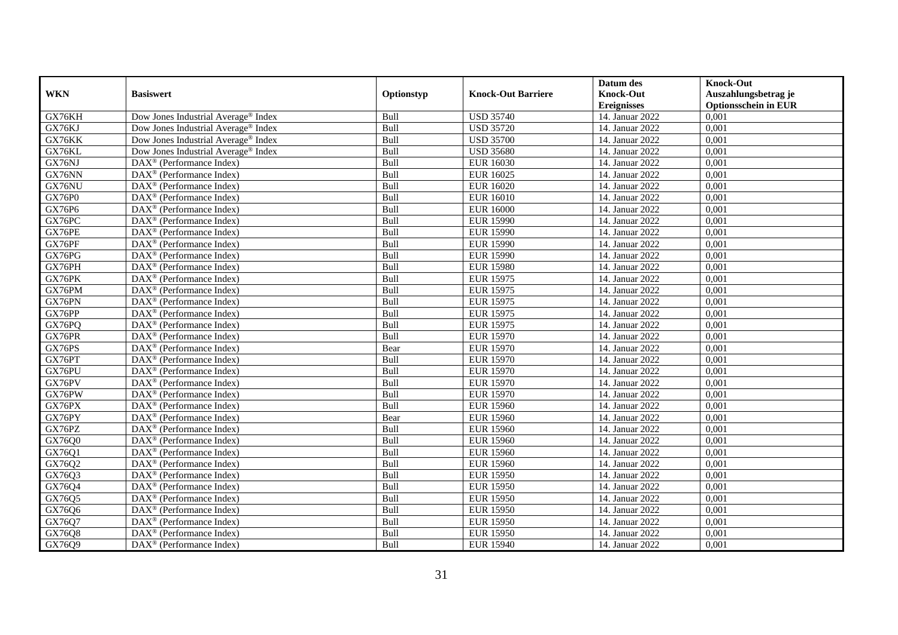| WKN | Basiswert | Optionstyp | Knock-Out Barriere | Datum des Knock-Out Ereignisses | Knock-Out Auszahlungsbetrag je Optionsschein in EUR |
|---|---|---|---|---|---|
| GX76KH | Dow Jones Industrial Average® Index | Bull | USD 35740 | 14. Januar 2022 | 0,001 |
| GX76KJ | Dow Jones Industrial Average® Index | Bull | USD 35720 | 14. Januar 2022 | 0,001 |
| GX76KK | Dow Jones Industrial Average® Index | Bull | USD 35700 | 14. Januar 2022 | 0,001 |
| GX76KL | Dow Jones Industrial Average® Index | Bull | USD 35680 | 14. Januar 2022 | 0,001 |
| GX76NJ | DAX® (Performance Index) | Bull | EUR 16030 | 14. Januar 2022 | 0,001 |
| GX76NN | DAX® (Performance Index) | Bull | EUR 16025 | 14. Januar 2022 | 0,001 |
| GX76NU | DAX® (Performance Index) | Bull | EUR 16020 | 14. Januar 2022 | 0,001 |
| GX76P0 | DAX® (Performance Index) | Bull | EUR 16010 | 14. Januar 2022 | 0,001 |
| GX76P6 | DAX® (Performance Index) | Bull | EUR 16000 | 14. Januar 2022 | 0,001 |
| GX76PC | DAX® (Performance Index) | Bull | EUR 15990 | 14. Januar 2022 | 0,001 |
| GX76PE | DAX® (Performance Index) | Bull | EUR 15990 | 14. Januar 2022 | 0,001 |
| GX76PF | DAX® (Performance Index) | Bull | EUR 15990 | 14. Januar 2022 | 0,001 |
| GX76PG | DAX® (Performance Index) | Bull | EUR 15990 | 14. Januar 2022 | 0,001 |
| GX76PH | DAX® (Performance Index) | Bull | EUR 15980 | 14. Januar 2022 | 0,001 |
| GX76PK | DAX® (Performance Index) | Bull | EUR 15975 | 14. Januar 2022 | 0,001 |
| GX76PM | DAX® (Performance Index) | Bull | EUR 15975 | 14. Januar 2022 | 0,001 |
| GX76PN | DAX® (Performance Index) | Bull | EUR 15975 | 14. Januar 2022 | 0,001 |
| GX76PP | DAX® (Performance Index) | Bull | EUR 15975 | 14. Januar 2022 | 0,001 |
| GX76PQ | DAX® (Performance Index) | Bull | EUR 15975 | 14. Januar 2022 | 0,001 |
| GX76PR | DAX® (Performance Index) | Bull | EUR 15970 | 14. Januar 2022 | 0,001 |
| GX76PS | DAX® (Performance Index) | Bear | EUR 15970 | 14. Januar 2022 | 0,001 |
| GX76PT | DAX® (Performance Index) | Bull | EUR 15970 | 14. Januar 2022 | 0,001 |
| GX76PU | DAX® (Performance Index) | Bull | EUR 15970 | 14. Januar 2022 | 0,001 |
| GX76PV | DAX® (Performance Index) | Bull | EUR 15970 | 14. Januar 2022 | 0,001 |
| GX76PW | DAX® (Performance Index) | Bull | EUR 15970 | 14. Januar 2022 | 0,001 |
| GX76PX | DAX® (Performance Index) | Bull | EUR 15960 | 14. Januar 2022 | 0,001 |
| GX76PY | DAX® (Performance Index) | Bear | EUR 15960 | 14. Januar 2022 | 0,001 |
| GX76PZ | DAX® (Performance Index) | Bull | EUR 15960 | 14. Januar 2022 | 0,001 |
| GX76Q0 | DAX® (Performance Index) | Bull | EUR 15960 | 14. Januar 2022 | 0,001 |
| GX76Q1 | DAX® (Performance Index) | Bull | EUR 15960 | 14. Januar 2022 | 0,001 |
| GX76Q2 | DAX® (Performance Index) | Bull | EUR 15960 | 14. Januar 2022 | 0,001 |
| GX76Q3 | DAX® (Performance Index) | Bull | EUR 15950 | 14. Januar 2022 | 0,001 |
| GX76Q4 | DAX® (Performance Index) | Bull | EUR 15950 | 14. Januar 2022 | 0,001 |
| GX76Q5 | DAX® (Performance Index) | Bull | EUR 15950 | 14. Januar 2022 | 0,001 |
| GX76Q6 | DAX® (Performance Index) | Bull | EUR 15950 | 14. Januar 2022 | 0,001 |
| GX76Q7 | DAX® (Performance Index) | Bull | EUR 15950 | 14. Januar 2022 | 0,001 |
| GX76Q8 | DAX® (Performance Index) | Bull | EUR 15950 | 14. Januar 2022 | 0,001 |
| GX76Q9 | DAX® (Performance Index) | Bull | EUR 15940 | 14. Januar 2022 | 0,001 |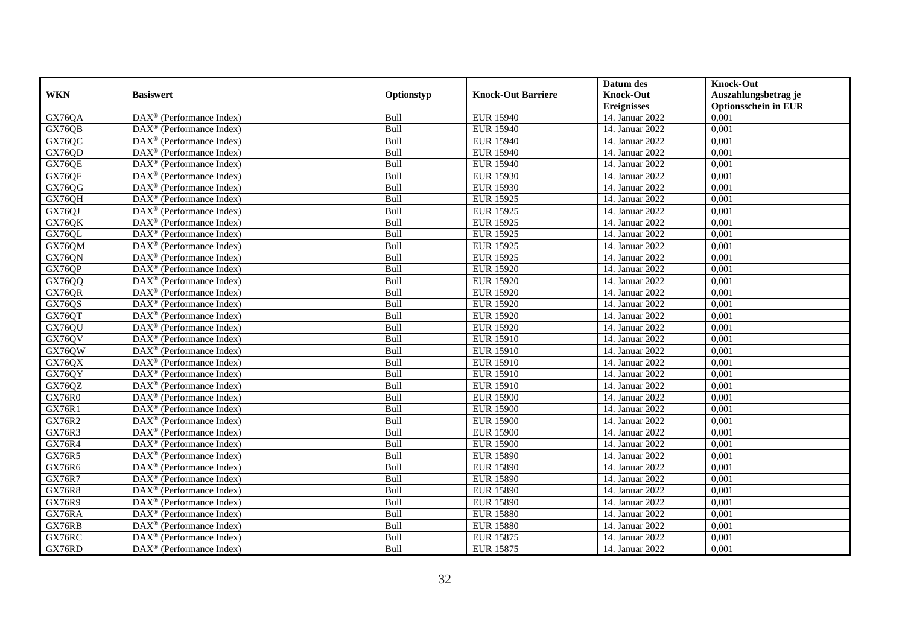| WKN | Basiswert | Optionstyp | Knock-Out Barriere | Datum des Knock-Out Ereignisses | Knock-Out Auszahlungsbetrag je Optionsschein in EUR |
|---|---|---|---|---|---|
| GX76QA | DAX® (Performance Index) | Bull | EUR 15940 | 14. Januar 2022 | 0,001 |
| GX76QB | DAX® (Performance Index) | Bull | EUR 15940 | 14. Januar 2022 | 0,001 |
| GX76QC | DAX® (Performance Index) | Bull | EUR 15940 | 14. Januar 2022 | 0,001 |
| GX76QD | DAX® (Performance Index) | Bull | EUR 15940 | 14. Januar 2022 | 0,001 |
| GX76QE | DAX® (Performance Index) | Bull | EUR 15940 | 14. Januar 2022 | 0,001 |
| GX76QF | DAX® (Performance Index) | Bull | EUR 15930 | 14. Januar 2022 | 0,001 |
| GX76QG | DAX® (Performance Index) | Bull | EUR 15930 | 14. Januar 2022 | 0,001 |
| GX76QH | DAX® (Performance Index) | Bull | EUR 15925 | 14. Januar 2022 | 0,001 |
| GX76QJ | DAX® (Performance Index) | Bull | EUR 15925 | 14. Januar 2022 | 0,001 |
| GX76QK | DAX® (Performance Index) | Bull | EUR 15925 | 14. Januar 2022 | 0,001 |
| GX76QL | DAX® (Performance Index) | Bull | EUR 15925 | 14. Januar 2022 | 0,001 |
| GX76QM | DAX® (Performance Index) | Bull | EUR 15925 | 14. Januar 2022 | 0,001 |
| GX76QN | DAX® (Performance Index) | Bull | EUR 15925 | 14. Januar 2022 | 0,001 |
| GX76QP | DAX® (Performance Index) | Bull | EUR 15920 | 14. Januar 2022 | 0,001 |
| GX76QQ | DAX® (Performance Index) | Bull | EUR 15920 | 14. Januar 2022 | 0,001 |
| GX76QR | DAX® (Performance Index) | Bull | EUR 15920 | 14. Januar 2022 | 0,001 |
| GX76QS | DAX® (Performance Index) | Bull | EUR 15920 | 14. Januar 2022 | 0,001 |
| GX76QT | DAX® (Performance Index) | Bull | EUR 15920 | 14. Januar 2022 | 0,001 |
| GX76QU | DAX® (Performance Index) | Bull | EUR 15920 | 14. Januar 2022 | 0,001 |
| GX76QV | DAX® (Performance Index) | Bull | EUR 15910 | 14. Januar 2022 | 0,001 |
| GX76QW | DAX® (Performance Index) | Bull | EUR 15910 | 14. Januar 2022 | 0,001 |
| GX76QX | DAX® (Performance Index) | Bull | EUR 15910 | 14. Januar 2022 | 0,001 |
| GX76QY | DAX® (Performance Index) | Bull | EUR 15910 | 14. Januar 2022 | 0,001 |
| GX76QZ | DAX® (Performance Index) | Bull | EUR 15910 | 14. Januar 2022 | 0,001 |
| GX76R0 | DAX® (Performance Index) | Bull | EUR 15900 | 14. Januar 2022 | 0,001 |
| GX76R1 | DAX® (Performance Index) | Bull | EUR 15900 | 14. Januar 2022 | 0,001 |
| GX76R2 | DAX® (Performance Index) | Bull | EUR 15900 | 14. Januar 2022 | 0,001 |
| GX76R3 | DAX® (Performance Index) | Bull | EUR 15900 | 14. Januar 2022 | 0,001 |
| GX76R4 | DAX® (Performance Index) | Bull | EUR 15900 | 14. Januar 2022 | 0,001 |
| GX76R5 | DAX® (Performance Index) | Bull | EUR 15890 | 14. Januar 2022 | 0,001 |
| GX76R6 | DAX® (Performance Index) | Bull | EUR 15890 | 14. Januar 2022 | 0,001 |
| GX76R7 | DAX® (Performance Index) | Bull | EUR 15890 | 14. Januar 2022 | 0,001 |
| GX76R8 | DAX® (Performance Index) | Bull | EUR 15890 | 14. Januar 2022 | 0,001 |
| GX76R9 | DAX® (Performance Index) | Bull | EUR 15890 | 14. Januar 2022 | 0,001 |
| GX76RA | DAX® (Performance Index) | Bull | EUR 15880 | 14. Januar 2022 | 0,001 |
| GX76RB | DAX® (Performance Index) | Bull | EUR 15880 | 14. Januar 2022 | 0,001 |
| GX76RC | DAX® (Performance Index) | Bull | EUR 15875 | 14. Januar 2022 | 0,001 |
| GX76RD | DAX® (Performance Index) | Bull | EUR 15875 | 14. Januar 2022 | 0,001 |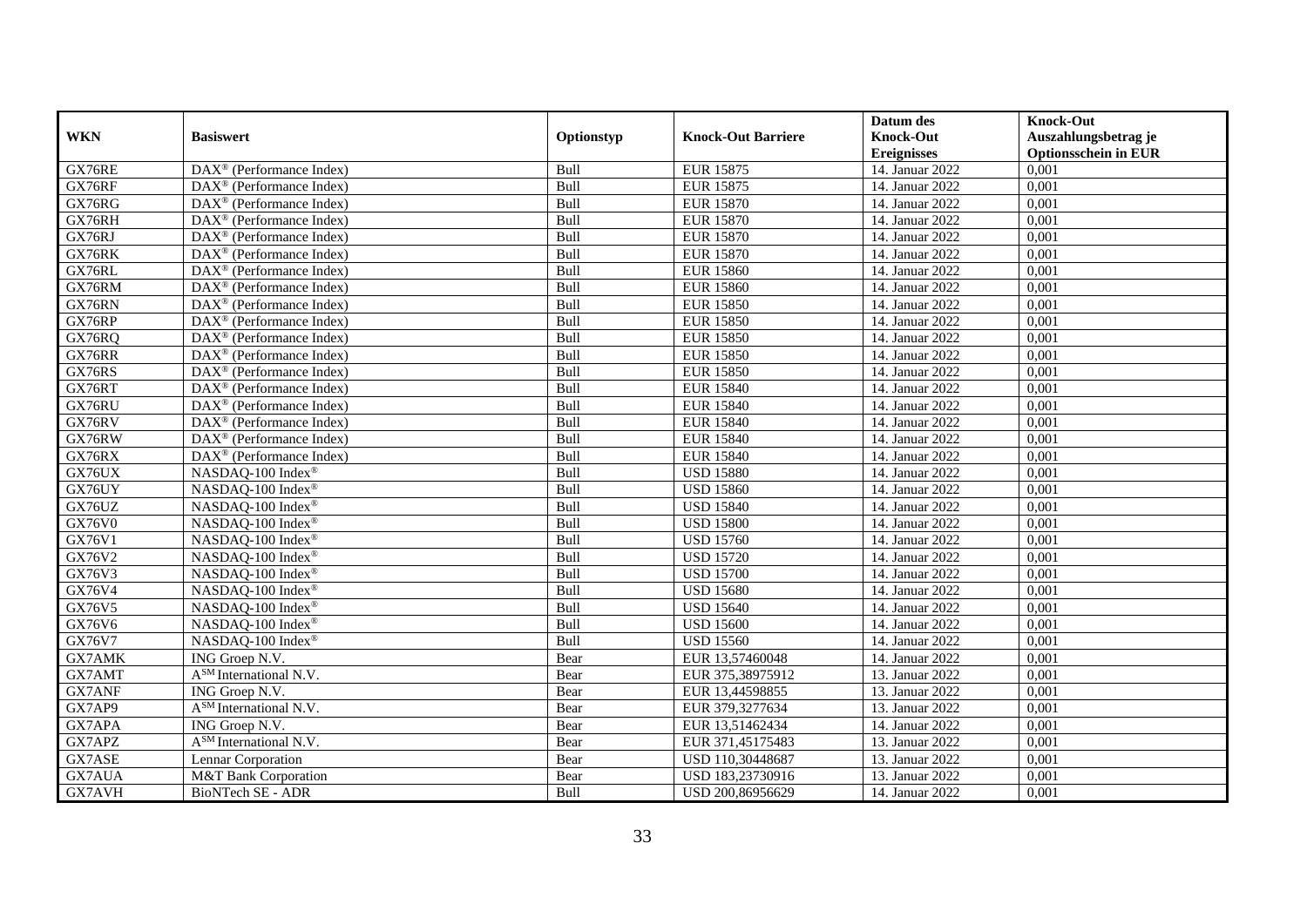| WKN | Basiswert | Optionstyp | Knock-Out Barriere | Datum des Knock-Out Ereignisses | Knock-Out Auszahlungsbetrag je Optionsschein in EUR |
|---|---|---|---|---|---|
| GX76RE | DAX® (Performance Index) | Bull | EUR 15875 | 14. Januar 2022 | 0,001 |
| GX76RF | DAX® (Performance Index) | Bull | EUR 15875 | 14. Januar 2022 | 0,001 |
| GX76RG | DAX® (Performance Index) | Bull | EUR 15870 | 14. Januar 2022 | 0,001 |
| GX76RH | DAX® (Performance Index) | Bull | EUR 15870 | 14. Januar 2022 | 0,001 |
| GX76RJ | DAX® (Performance Index) | Bull | EUR 15870 | 14. Januar 2022 | 0,001 |
| GX76RK | DAX® (Performance Index) | Bull | EUR 15870 | 14. Januar 2022 | 0,001 |
| GX76RL | DAX® (Performance Index) | Bull | EUR 15860 | 14. Januar 2022 | 0,001 |
| GX76RM | DAX® (Performance Index) | Bull | EUR 15860 | 14. Januar 2022 | 0,001 |
| GX76RN | DAX® (Performance Index) | Bull | EUR 15850 | 14. Januar 2022 | 0,001 |
| GX76RP | DAX® (Performance Index) | Bull | EUR 15850 | 14. Januar 2022 | 0,001 |
| GX76RQ | DAX® (Performance Index) | Bull | EUR 15850 | 14. Januar 2022 | 0,001 |
| GX76RR | DAX® (Performance Index) | Bull | EUR 15850 | 14. Januar 2022 | 0,001 |
| GX76RS | DAX® (Performance Index) | Bull | EUR 15850 | 14. Januar 2022 | 0,001 |
| GX76RT | DAX® (Performance Index) | Bull | EUR 15840 | 14. Januar 2022 | 0,001 |
| GX76RU | DAX® (Performance Index) | Bull | EUR 15840 | 14. Januar 2022 | 0,001 |
| GX76RV | DAX® (Performance Index) | Bull | EUR 15840 | 14. Januar 2022 | 0,001 |
| GX76RW | DAX® (Performance Index) | Bull | EUR 15840 | 14. Januar 2022 | 0,001 |
| GX76RX | DAX® (Performance Index) | Bull | EUR 15840 | 14. Januar 2022 | 0,001 |
| GX76UX | NASDAQ-100 Index® | Bull | USD 15880 | 14. Januar 2022 | 0,001 |
| GX76UY | NASDAQ-100 Index® | Bull | USD 15860 | 14. Januar 2022 | 0,001 |
| GX76UZ | NASDAQ-100 Index® | Bull | USD 15840 | 14. Januar 2022 | 0,001 |
| GX76V0 | NASDAQ-100 Index® | Bull | USD 15800 | 14. Januar 2022 | 0,001 |
| GX76V1 | NASDAQ-100 Index® | Bull | USD 15760 | 14. Januar 2022 | 0,001 |
| GX76V2 | NASDAQ-100 Index® | Bull | USD 15720 | 14. Januar 2022 | 0,001 |
| GX76V3 | NASDAQ-100 Index® | Bull | USD 15700 | 14. Januar 2022 | 0,001 |
| GX76V4 | NASDAQ-100 Index® | Bull | USD 15680 | 14. Januar 2022 | 0,001 |
| GX76V5 | NASDAQ-100 Index® | Bull | USD 15640 | 14. Januar 2022 | 0,001 |
| GX76V6 | NASDAQ-100 Index® | Bull | USD 15600 | 14. Januar 2022 | 0,001 |
| GX76V7 | NASDAQ-100 Index® | Bull | USD 15560 | 14. Januar 2022 | 0,001 |
| GX7AMK | ING Groep N.V. | Bear | EUR 13,57460048 | 14. Januar 2022 | 0,001 |
| GX7AMT | A[SM] International N.V. | Bear | EUR 375,38975912 | 13. Januar 2022 | 0,001 |
| GX7ANF | ING Groep N.V. | Bear | EUR 13,44598855 | 13. Januar 2022 | 0,001 |
| GX7AP9 | A[SM] International N.V. | Bear | EUR 379,3277634 | 13. Januar 2022 | 0,001 |
| GX7APA | ING Groep N.V. | Bear | EUR 13,51462434 | 14. Januar 2022 | 0,001 |
| GX7APZ | A[SM] International N.V. | Bear | EUR 371,45175483 | 13. Januar 2022 | 0,001 |
| GX7ASE | Lennar Corporation | Bear | USD 110,30448687 | 13. Januar 2022 | 0,001 |
| GX7AUA | M&T Bank Corporation | Bear | USD 183,23730916 | 13. Januar 2022 | 0,001 |
| GX7AVH | BioNTech SE - ADR | Bull | USD 200,86956629 | 14. Januar 2022 | 0,001 |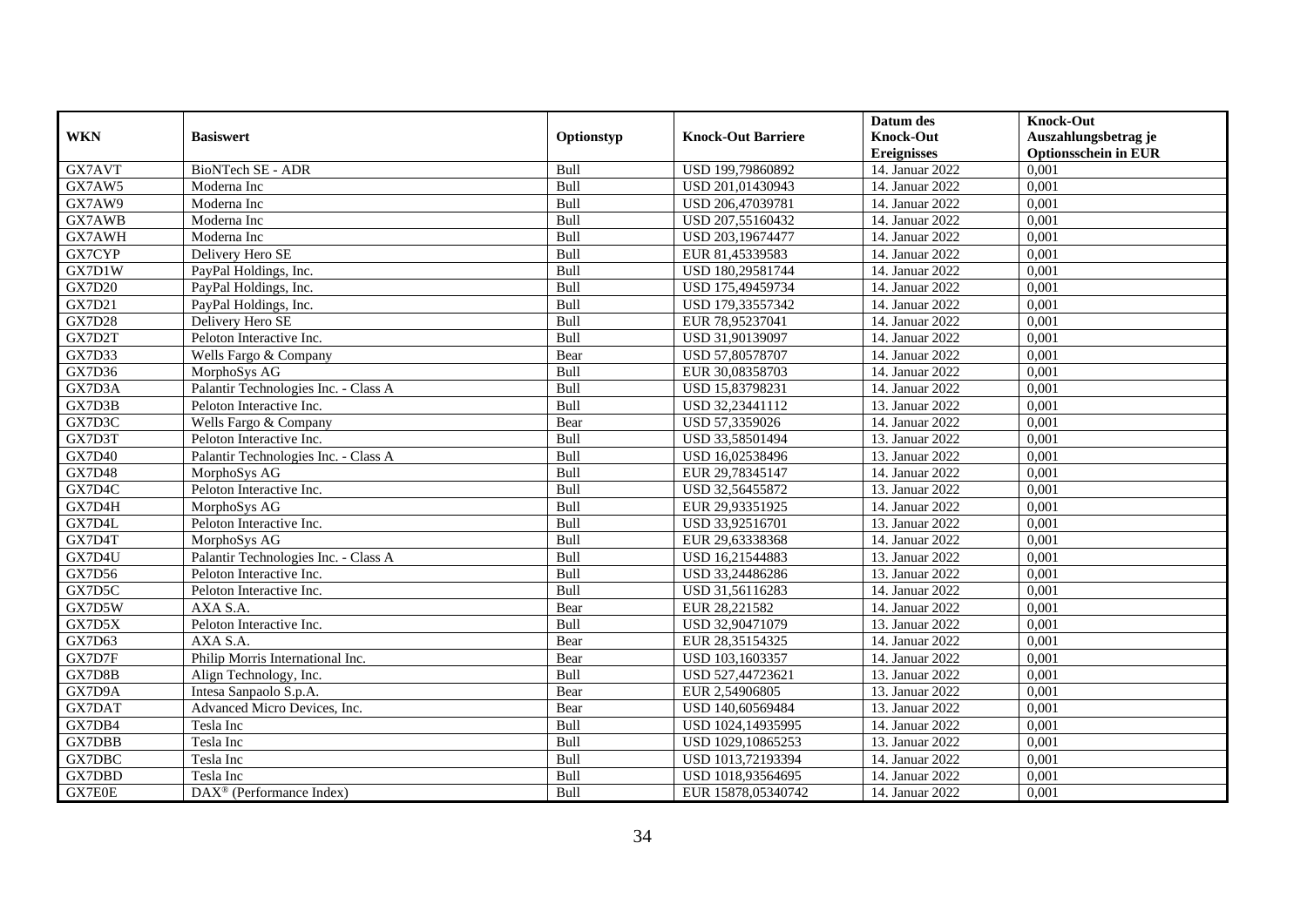| WKN | Basiswert | Optionstyp | Knock-Out Barriere | Datum des Knock-Out Ereignisses | Knock-Out Auszahlungsbetrag je Optionsschein in EUR |
|---|---|---|---|---|---|
| GX7AVT | BioNTech SE - ADR | Bull | USD 199,79860892 | 14. Januar 2022 | 0,001 |
| GX7AW5 | Moderna Inc | Bull | USD 201,01430943 | 14. Januar 2022 | 0,001 |
| GX7AW9 | Moderna Inc | Bull | USD 206,47039781 | 14. Januar 2022 | 0,001 |
| GX7AWB | Moderna Inc | Bull | USD 207,55160432 | 14. Januar 2022 | 0,001 |
| GX7AWH | Moderna Inc | Bull | USD 203,19674477 | 14. Januar 2022 | 0,001 |
| GX7CYP | Delivery Hero SE | Bull | EUR 81,45339583 | 14. Januar 2022 | 0,001 |
| GX7D1W | PayPal Holdings, Inc. | Bull | USD 180,29581744 | 14. Januar 2022 | 0,001 |
| GX7D20 | PayPal Holdings, Inc. | Bull | USD 175,49459734 | 14. Januar 2022 | 0,001 |
| GX7D21 | PayPal Holdings, Inc. | Bull | USD 179,33557342 | 14. Januar 2022 | 0,001 |
| GX7D28 | Delivery Hero SE | Bull | EUR 78,95237041 | 14. Januar 2022 | 0,001 |
| GX7D2T | Peloton Interactive Inc. | Bull | USD 31,90139097 | 14. Januar 2022 | 0,001 |
| GX7D33 | Wells Fargo & Company | Bear | USD 57,80578707 | 14. Januar 2022 | 0,001 |
| GX7D36 | MorphoSys AG | Bull | EUR 30,08358703 | 14. Januar 2022 | 0,001 |
| GX7D3A | Palantir Technologies Inc. - Class A | Bull | USD 15,83798231 | 14. Januar 2022 | 0,001 |
| GX7D3B | Peloton Interactive Inc. | Bull | USD 32,23441112 | 13. Januar 2022 | 0,001 |
| GX7D3C | Wells Fargo & Company | Bear | USD 57,3359026 | 14. Januar 2022 | 0,001 |
| GX7D3T | Peloton Interactive Inc. | Bull | USD 33,58501494 | 13. Januar 2022 | 0,001 |
| GX7D40 | Palantir Technologies Inc. - Class A | Bull | USD 16,02538496 | 13. Januar 2022 | 0,001 |
| GX7D48 | MorphoSys AG | Bull | EUR 29,78345147 | 14. Januar 2022 | 0,001 |
| GX7D4C | Peloton Interactive Inc. | Bull | USD 32,56455872 | 13. Januar 2022 | 0,001 |
| GX7D4H | MorphoSys AG | Bull | EUR 29,93351925 | 14. Januar 2022 | 0,001 |
| GX7D4L | Peloton Interactive Inc. | Bull | USD 33,92516701 | 13. Januar 2022 | 0,001 |
| GX7D4T | MorphoSys AG | Bull | EUR 29,63338368 | 14. Januar 2022 | 0,001 |
| GX7D4U | Palantir Technologies Inc. - Class A | Bull | USD 16,21544883 | 13. Januar 2022 | 0,001 |
| GX7D56 | Peloton Interactive Inc. | Bull | USD 33,24486286 | 13. Januar 2022 | 0,001 |
| GX7D5C | Peloton Interactive Inc. | Bull | USD 31,56116283 | 14. Januar 2022 | 0,001 |
| GX7D5W | AXA S.A. | Bear | EUR 28,221582 | 14. Januar 2022 | 0,001 |
| GX7D5X | Peloton Interactive Inc. | Bull | USD 32,90471079 | 13. Januar 2022 | 0,001 |
| GX7D63 | AXA S.A. | Bear | EUR 28,35154325 | 14. Januar 2022 | 0,001 |
| GX7D7F | Philip Morris International Inc. | Bear | USD 103,1603357 | 14. Januar 2022 | 0,001 |
| GX7D8B | Align Technology, Inc. | Bull | USD 527,44723621 | 13. Januar 2022 | 0,001 |
| GX7D9A | Intesa Sanpaolo S.p.A. | Bear | EUR 2,54906805 | 13. Januar 2022 | 0,001 |
| GX7DAT | Advanced Micro Devices, Inc. | Bear | USD 140,60569484 | 13. Januar 2022 | 0,001 |
| GX7DB4 | Tesla Inc | Bull | USD 1024,14935995 | 14. Januar 2022 | 0,001 |
| GX7DBB | Tesla Inc | Bull | USD 1029,10865253 | 13. Januar 2022 | 0,001 |
| GX7DBC | Tesla Inc | Bull | USD 1013,72193394 | 14. Januar 2022 | 0,001 |
| GX7DBD | Tesla Inc | Bull | USD 1018,93564695 | 14. Januar 2022 | 0,001 |
| GX7E0E | DAX® (Performance Index) | Bull | EUR 15878,05340742 | 14. Januar 2022 | 0,001 |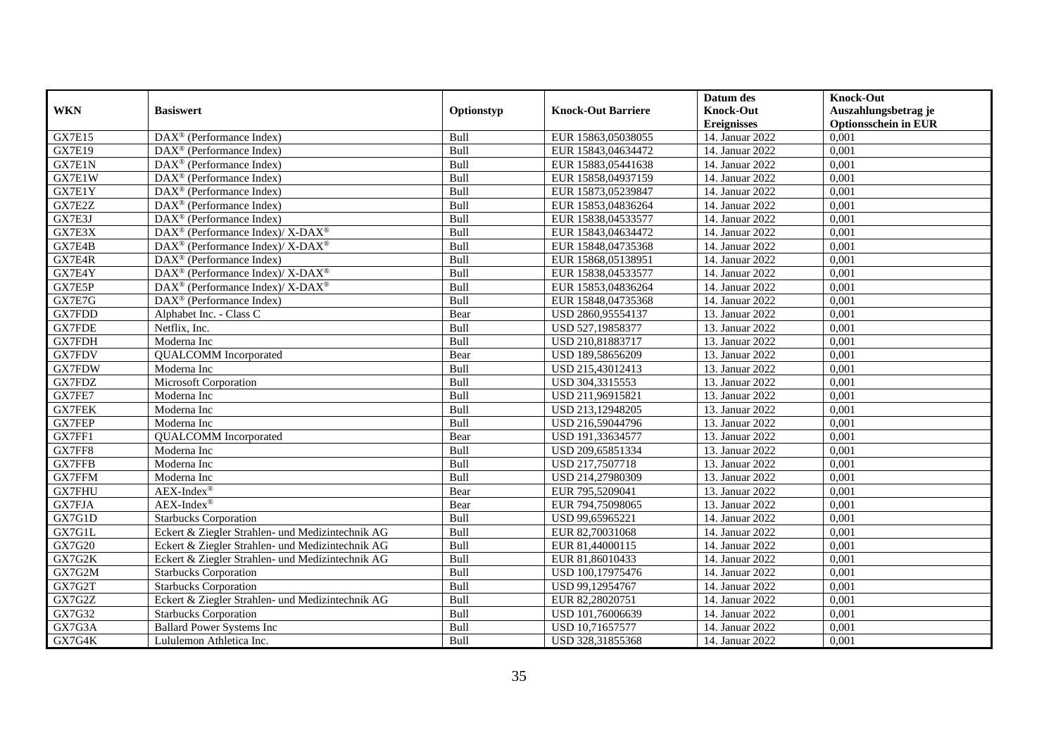| WKN | Basiswert | Optionstyp | Knock-Out Barriere | Datum des Knock-Out Ereignisses | Knock-Out Auszahlungsbetrag je Optionsschein in EUR |
|---|---|---|---|---|---|
| GX7E15 | DAX® (Performance Index) | Bull | EUR 15863,05038055 | 14. Januar 2022 | 0,001 |
| GX7E19 | DAX® (Performance Index) | Bull | EUR 15843,04634472 | 14. Januar 2022 | 0,001 |
| GX7E1N | DAX® (Performance Index) | Bull | EUR 15883,05441638 | 14. Januar 2022 | 0,001 |
| GX7E1W | DAX® (Performance Index) | Bull | EUR 15858,04937159 | 14. Januar 2022 | 0,001 |
| GX7E1Y | DAX® (Performance Index) | Bull | EUR 15873,05239847 | 14. Januar 2022 | 0,001 |
| GX7E2Z | DAX® (Performance Index) | Bull | EUR 15853,04836264 | 14. Januar 2022 | 0,001 |
| GX7E3J | DAX® (Performance Index) | Bull | EUR 15838,04533577 | 14. Januar 2022 | 0,001 |
| GX7E3X | DAX® (Performance Index)/ X-DAX® | Bull | EUR 15843,04634472 | 14. Januar 2022 | 0,001 |
| GX7E4B | DAX® (Performance Index)/ X-DAX® | Bull | EUR 15848,04735368 | 14. Januar 2022 | 0,001 |
| GX7E4R | DAX® (Performance Index) | Bull | EUR 15868,05138951 | 14. Januar 2022 | 0,001 |
| GX7E4Y | DAX® (Performance Index)/ X-DAX® | Bull | EUR 15838,04533577 | 14. Januar 2022 | 0,001 |
| GX7E5P | DAX® (Performance Index)/ X-DAX® | Bull | EUR 15853,04836264 | 14. Januar 2022 | 0,001 |
| GX7E7G | DAX® (Performance Index) | Bull | EUR 15848,04735368 | 14. Januar 2022 | 0,001 |
| GX7FDD | Alphabet Inc. - Class C | Bear | USD 2860,95554137 | 13. Januar 2022 | 0,001 |
| GX7FDE | Netflix, Inc. | Bull | USD 527,19858377 | 13. Januar 2022 | 0,001 |
| GX7FDH | Moderna Inc | Bull | USD 210,81883717 | 13. Januar 2022 | 0,001 |
| GX7FDV | QUALCOMM Incorporated | Bear | USD 189,58656209 | 13. Januar 2022 | 0,001 |
| GX7FDW | Moderna Inc | Bull | USD 215,43012413 | 13. Januar 2022 | 0,001 |
| GX7FDZ | Microsoft Corporation | Bull | USD 304,3315553 | 13. Januar 2022 | 0,001 |
| GX7FE7 | Moderna Inc | Bull | USD 211,96915821 | 13. Januar 2022 | 0,001 |
| GX7FEK | Moderna Inc | Bull | USD 213,12948205 | 13. Januar 2022 | 0,001 |
| GX7FEP | Moderna Inc | Bull | USD 216,59044796 | 13. Januar 2022 | 0,001 |
| GX7FF1 | QUALCOMM Incorporated | Bear | USD 191,33634577 | 13. Januar 2022 | 0,001 |
| GX7FF8 | Moderna Inc | Bull | USD 209,65851334 | 13. Januar 2022 | 0,001 |
| GX7FFB | Moderna Inc | Bull | USD 217,7507718 | 13. Januar 2022 | 0,001 |
| GX7FFM | Moderna Inc | Bull | USD 214,27980309 | 13. Januar 2022 | 0,001 |
| GX7FHU | AEX-Index® | Bear | EUR 795,5209041 | 13. Januar 2022 | 0,001 |
| GX7FJA | AEX-Index® | Bear | EUR 794,75098065 | 13. Januar 2022 | 0,001 |
| GX7G1D | Starbucks Corporation | Bull | USD 99,65965221 | 14. Januar 2022 | 0,001 |
| GX7G1L | Eckert & Ziegler Strahlen- und Medizintechnik AG | Bull | EUR 82,70031068 | 14. Januar 2022 | 0,001 |
| GX7G20 | Eckert & Ziegler Strahlen- und Medizintechnik AG | Bull | EUR 81,44000115 | 14. Januar 2022 | 0,001 |
| GX7G2K | Eckert & Ziegler Strahlen- und Medizintechnik AG | Bull | EUR 81,86010433 | 14. Januar 2022 | 0,001 |
| GX7G2M | Starbucks Corporation | Bull | USD 100,17975476 | 14. Januar 2022 | 0,001 |
| GX7G2T | Starbucks Corporation | Bull | USD 99,12954767 | 14. Januar 2022 | 0,001 |
| GX7G2Z | Eckert & Ziegler Strahlen- und Medizintechnik AG | Bull | EUR 82,28020751 | 14. Januar 2022 | 0,001 |
| GX7G32 | Starbucks Corporation | Bull | USD 101,76006639 | 14. Januar 2022 | 0,001 |
| GX7G3A | Ballard Power Systems Inc | Bull | USD 10,71657577 | 14. Januar 2022 | 0,001 |
| GX7G4K | Lululemon Athletica Inc. | Bull | USD 328,31855368 | 14. Januar 2022 | 0,001 |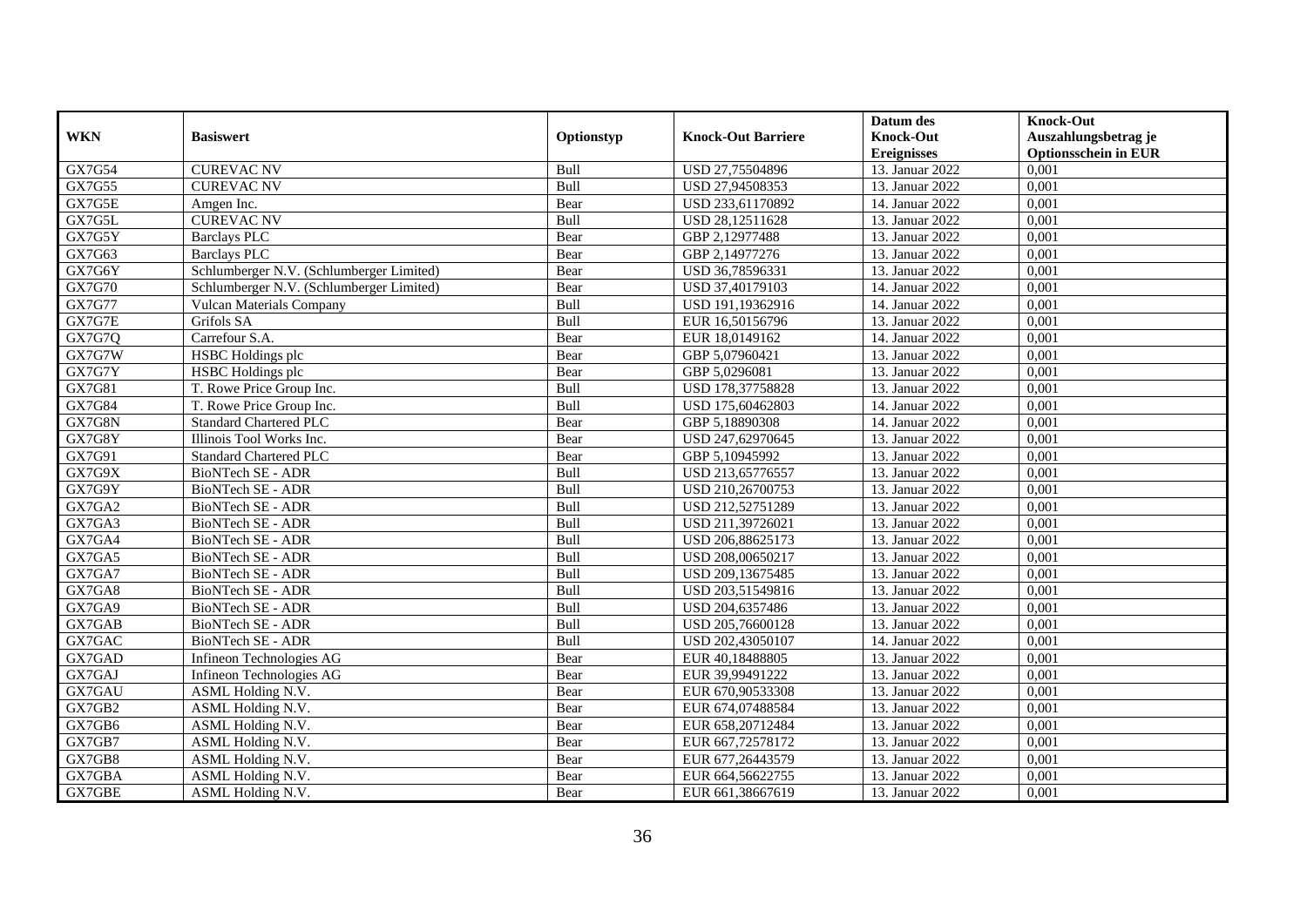| WKN | Basiswert | Optionstyp | Knock-Out Barriere | Datum des Knock-Out Ereignisses | Knock-Out Auszahlungsbetrag je Optionsschein in EUR |
|---|---|---|---|---|---|
| GX7G54 | CUREVAC NV | Bull | USD 27,75504896 | 13. Januar 2022 | 0,001 |
| GX7G55 | CUREVAC NV | Bull | USD 27,94508353 | 13. Januar 2022 | 0,001 |
| GX7G5E | Amgen Inc. | Bear | USD 233,61170892 | 14. Januar 2022 | 0,001 |
| GX7G5L | CUREVAC NV | Bull | USD 28,12511628 | 13. Januar 2022 | 0,001 |
| GX7G5Y | Barclays PLC | Bear | GBP 2,12977488 | 13. Januar 2022 | 0,001 |
| GX7G63 | Barclays PLC | Bear | GBP 2,14977276 | 13. Januar 2022 | 0,001 |
| GX7G6Y | Schlumberger N.V. (Schlumberger Limited) | Bear | USD 36,78596331 | 13. Januar 2022 | 0,001 |
| GX7G70 | Schlumberger N.V. (Schlumberger Limited) | Bear | USD 37,40179103 | 14. Januar 2022 | 0,001 |
| GX7G77 | Vulcan Materials Company | Bull | USD 191,19362916 | 14. Januar 2022 | 0,001 |
| GX7G7E | Grifols SA | Bull | EUR 16,50156796 | 13. Januar 2022 | 0,001 |
| GX7G7Q | Carrefour S.A. | Bear | EUR 18,0149162 | 14. Januar 2022 | 0,001 |
| GX7G7W | HSBC Holdings plc | Bear | GBP 5,07960421 | 13. Januar 2022 | 0,001 |
| GX7G7Y | HSBC Holdings plc | Bear | GBP 5,0296081 | 13. Januar 2022 | 0,001 |
| GX7G81 | T. Rowe Price Group Inc. | Bull | USD 178,37758828 | 13. Januar 2022 | 0,001 |
| GX7G84 | T. Rowe Price Group Inc. | Bull | USD 175,60462803 | 14. Januar 2022 | 0,001 |
| GX7G8N | Standard Chartered PLC | Bear | GBP 5,18890308 | 14. Januar 2022 | 0,001 |
| GX7G8Y | Illinois Tool Works Inc. | Bear | USD 247,62970645 | 13. Januar 2022 | 0,001 |
| GX7G91 | Standard Chartered PLC | Bear | GBP 5,10945992 | 13. Januar 2022 | 0,001 |
| GX7G9X | BioNTech SE - ADR | Bull | USD 213,65776557 | 13. Januar 2022 | 0,001 |
| GX7G9Y | BioNTech SE - ADR | Bull | USD 210,26700753 | 13. Januar 2022 | 0,001 |
| GX7GA2 | BioNTech SE - ADR | Bull | USD 212,52751289 | 13. Januar 2022 | 0,001 |
| GX7GA3 | BioNTech SE - ADR | Bull | USD 211,39726021 | 13. Januar 2022 | 0,001 |
| GX7GA4 | BioNTech SE - ADR | Bull | USD 206,88625173 | 13. Januar 2022 | 0,001 |
| GX7GA5 | BioNTech SE - ADR | Bull | USD 208,00650217 | 13. Januar 2022 | 0,001 |
| GX7GA7 | BioNTech SE - ADR | Bull | USD 209,13675485 | 13. Januar 2022 | 0,001 |
| GX7GA8 | BioNTech SE - ADR | Bull | USD 203,51549816 | 13. Januar 2022 | 0,001 |
| GX7GA9 | BioNTech SE - ADR | Bull | USD 204,6357486 | 13. Januar 2022 | 0,001 |
| GX7GAB | BioNTech SE - ADR | Bull | USD 205,76600128 | 13. Januar 2022 | 0,001 |
| GX7GAC | BioNTech SE - ADR | Bull | USD 202,43050107 | 14. Januar 2022 | 0,001 |
| GX7GAD | Infineon Technologies AG | Bear | EUR 40,18488805 | 13. Januar 2022 | 0,001 |
| GX7GAJ | Infineon Technologies AG | Bear | EUR 39,99491222 | 13. Januar 2022 | 0,001 |
| GX7GAU | ASML Holding N.V. | Bear | EUR 670,90533308 | 13. Januar 2022 | 0,001 |
| GX7GB2 | ASML Holding N.V. | Bear | EUR 674,07488584 | 13. Januar 2022 | 0,001 |
| GX7GB6 | ASML Holding N.V. | Bear | EUR 658,20712484 | 13. Januar 2022 | 0,001 |
| GX7GB7 | ASML Holding N.V. | Bear | EUR 667,72578172 | 13. Januar 2022 | 0,001 |
| GX7GB8 | ASML Holding N.V. | Bear | EUR 677,26443579 | 13. Januar 2022 | 0,001 |
| GX7GBA | ASML Holding N.V. | Bear | EUR 664,56622755 | 13. Januar 2022 | 0,001 |
| GX7GBE | ASML Holding N.V. | Bear | EUR 661,38667619 | 13. Januar 2022 | 0,001 |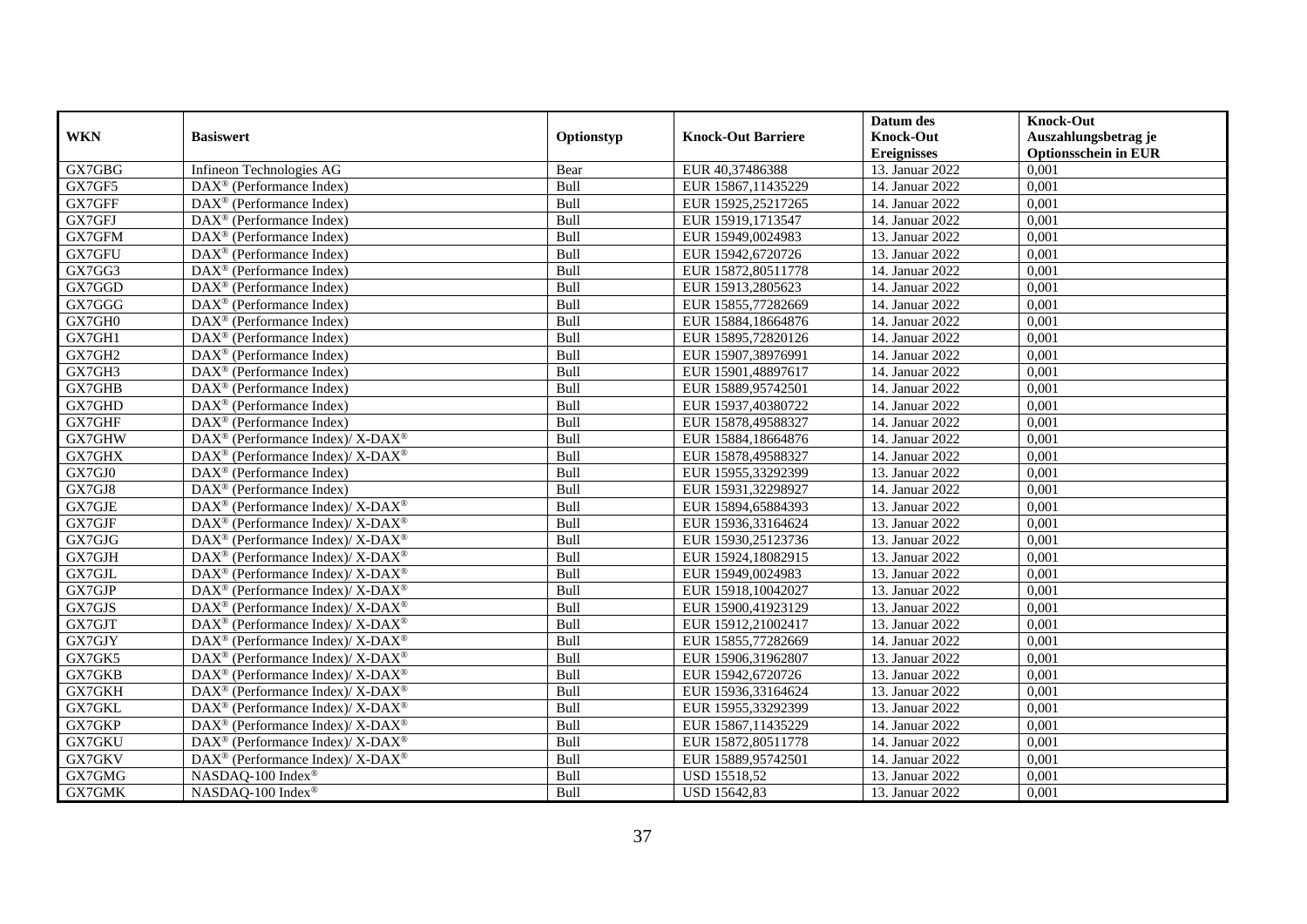| WKN | Basiswert | Optionstyp | Knock-Out Barriere | Datum des Knock-Out Ereignisses | Knock-Out Auszahlungsbetrag je Optionsschein in EUR |
| --- | --- | --- | --- | --- | --- |
| GX7GBG | Infineon Technologies AG | Bear | EUR 40,37486388 | 13. Januar 2022 | 0,001 |
| GX7GF5 | DAX® (Performance Index) | Bull | EUR 15867,11435229 | 14. Januar 2022 | 0,001 |
| GX7GFF | DAX® (Performance Index) | Bull | EUR 15925,25217265 | 14. Januar 2022 | 0,001 |
| GX7GFJ | DAX® (Performance Index) | Bull | EUR 15919,1713547 | 14. Januar 2022 | 0,001 |
| GX7GFM | DAX® (Performance Index) | Bull | EUR 15949,0024983 | 13. Januar 2022 | 0,001 |
| GX7GFU | DAX® (Performance Index) | Bull | EUR 15942,6720726 | 13. Januar 2022 | 0,001 |
| GX7GG3 | DAX® (Performance Index) | Bull | EUR 15872,80511778 | 14. Januar 2022 | 0,001 |
| GX7GGD | DAX® (Performance Index) | Bull | EUR 15913,2805623 | 14. Januar 2022 | 0,001 |
| GX7GGG | DAX® (Performance Index) | Bull | EUR 15855,77282669 | 14. Januar 2022 | 0,001 |
| GX7GH0 | DAX® (Performance Index) | Bull | EUR 15884,18664876 | 14. Januar 2022 | 0,001 |
| GX7GH1 | DAX® (Performance Index) | Bull | EUR 15895,72820126 | 14. Januar 2022 | 0,001 |
| GX7GH2 | DAX® (Performance Index) | Bull | EUR 15907,38976991 | 14. Januar 2022 | 0,001 |
| GX7GH3 | DAX® (Performance Index) | Bull | EUR 15901,48897617 | 14. Januar 2022 | 0,001 |
| GX7GHB | DAX® (Performance Index) | Bull | EUR 15889,95742501 | 14. Januar 2022 | 0,001 |
| GX7GHD | DAX® (Performance Index) | Bull | EUR 15937,40380722 | 14. Januar 2022 | 0,001 |
| GX7GHF | DAX® (Performance Index) | Bull | EUR 15878,49588327 | 14. Januar 2022 | 0,001 |
| GX7GHW | DAX® (Performance Index)/ X-DAX® | Bull | EUR 15884,18664876 | 14. Januar 2022 | 0,001 |
| GX7GHX | DAX® (Performance Index)/ X-DAX® | Bull | EUR 15878,49588327 | 14. Januar 2022 | 0,001 |
| GX7GJ0 | DAX® (Performance Index) | Bull | EUR 15955,33292399 | 13. Januar 2022 | 0,001 |
| GX7GJ8 | DAX® (Performance Index) | Bull | EUR 15931,32298927 | 14. Januar 2022 | 0,001 |
| GX7GJE | DAX® (Performance Index)/ X-DAX® | Bull | EUR 15894,65884393 | 13. Januar 2022 | 0,001 |
| GX7GJF | DAX® (Performance Index)/ X-DAX® | Bull | EUR 15936,33164624 | 13. Januar 2022 | 0,001 |
| GX7GJG | DAX® (Performance Index)/ X-DAX® | Bull | EUR 15930,25123736 | 13. Januar 2022 | 0,001 |
| GX7GJH | DAX® (Performance Index)/ X-DAX® | Bull | EUR 15924,18082915 | 13. Januar 2022 | 0,001 |
| GX7GJL | DAX® (Performance Index)/ X-DAX® | Bull | EUR 15949,0024983 | 13. Januar 2022 | 0,001 |
| GX7GJP | DAX® (Performance Index)/ X-DAX® | Bull | EUR 15918,10042027 | 13. Januar 2022 | 0,001 |
| GX7GJS | DAX® (Performance Index)/ X-DAX® | Bull | EUR 15900,41923129 | 13. Januar 2022 | 0,001 |
| GX7GJT | DAX® (Performance Index)/ X-DAX® | Bull | EUR 15912,21002417 | 13. Januar 2022 | 0,001 |
| GX7GJY | DAX® (Performance Index)/ X-DAX® | Bull | EUR 15855,77282669 | 14. Januar 2022 | 0,001 |
| GX7GK5 | DAX® (Performance Index)/ X-DAX® | Bull | EUR 15906,31962807 | 13. Januar 2022 | 0,001 |
| GX7GKB | DAX® (Performance Index)/ X-DAX® | Bull | EUR 15942,6720726 | 13. Januar 2022 | 0,001 |
| GX7GKH | DAX® (Performance Index)/ X-DAX® | Bull | EUR 15936,33164624 | 13. Januar 2022 | 0,001 |
| GX7GKL | DAX® (Performance Index)/ X-DAX® | Bull | EUR 15955,33292399 | 13. Januar 2022 | 0,001 |
| GX7GKP | DAX® (Performance Index)/ X-DAX® | Bull | EUR 15867,11435229 | 14. Januar 2022 | 0,001 |
| GX7GKU | DAX® (Performance Index)/ X-DAX® | Bull | EUR 15872,80511778 | 14. Januar 2022 | 0,001 |
| GX7GKV | DAX® (Performance Index)/ X-DAX® | Bull | EUR 15889,95742501 | 14. Januar 2022 | 0,001 |
| GX7GMG | NASDAQ-100 Index® | Bull | USD 15518,52 | 13. Januar 2022 | 0,001 |
| GX7GMK | NASDAQ-100 Index® | Bull | USD 15642,83 | 13. Januar 2022 | 0,001 |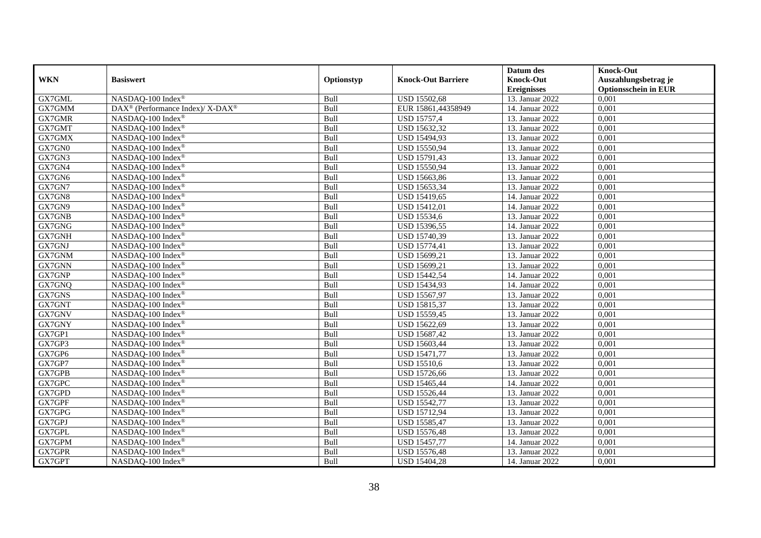| WKN | Basiswert | Optionstyp | Knock-Out Barriere | Datum des Knock-Out Ereignisses | Knock-Out Auszahlungsbetrag je Optionsschein in EUR |
|---|---|---|---|---|---|
| GX7GML | NASDAQ-100 Index® | Bull | USD 15502,68 | 13. Januar 2022 | 0,001 |
| GX7GMM | DAX® (Performance Index)/ X-DAX® | Bull | EUR 15861,44358949 | 14. Januar 2022 | 0,001 |
| GX7GMR | NASDAQ-100 Index® | Bull | USD 15757,4 | 13. Januar 2022 | 0,001 |
| GX7GMT | NASDAQ-100 Index® | Bull | USD 15632,32 | 13. Januar 2022 | 0,001 |
| GX7GMX | NASDAQ-100 Index® | Bull | USD 15494,93 | 13. Januar 2022 | 0,001 |
| GX7GN0 | NASDAQ-100 Index® | Bull | USD 15550,94 | 13. Januar 2022 | 0,001 |
| GX7GN3 | NASDAQ-100 Index® | Bull | USD 15791,43 | 13. Januar 2022 | 0,001 |
| GX7GN4 | NASDAQ-100 Index® | Bull | USD 15550,94 | 13. Januar 2022 | 0,001 |
| GX7GN6 | NASDAQ-100 Index® | Bull | USD 15663,86 | 13. Januar 2022 | 0,001 |
| GX7GN7 | NASDAQ-100 Index® | Bull | USD 15653,34 | 13. Januar 2022 | 0,001 |
| GX7GN8 | NASDAQ-100 Index® | Bull | USD 15419,65 | 14. Januar 2022 | 0,001 |
| GX7GN9 | NASDAQ-100 Index® | Bull | USD 15412,01 | 14. Januar 2022 | 0,001 |
| GX7GNB | NASDAQ-100 Index® | Bull | USD 15534,6 | 13. Januar 2022 | 0,001 |
| GX7GNG | NASDAQ-100 Index® | Bull | USD 15396,55 | 14. Januar 2022 | 0,001 |
| GX7GNH | NASDAQ-100 Index® | Bull | USD 15740,39 | 13. Januar 2022 | 0,001 |
| GX7GNJ | NASDAQ-100 Index® | Bull | USD 15774,41 | 13. Januar 2022 | 0,001 |
| GX7GNM | NASDAQ-100 Index® | Bull | USD 15699,21 | 13. Januar 2022 | 0,001 |
| GX7GNN | NASDAQ-100 Index® | Bull | USD 15699,21 | 13. Januar 2022 | 0,001 |
| GX7GNP | NASDAQ-100 Index® | Bull | USD 15442,54 | 14. Januar 2022 | 0,001 |
| GX7GNQ | NASDAQ-100 Index® | Bull | USD 15434,93 | 14. Januar 2022 | 0,001 |
| GX7GNS | NASDAQ-100 Index® | Bull | USD 15567,97 | 13. Januar 2022 | 0,001 |
| GX7GNT | NASDAQ-100 Index® | Bull | USD 15815,37 | 13. Januar 2022 | 0,001 |
| GX7GNV | NASDAQ-100 Index® | Bull | USD 15559,45 | 13. Januar 2022 | 0,001 |
| GX7GNY | NASDAQ-100 Index® | Bull | USD 15622,69 | 13. Januar 2022 | 0,001 |
| GX7GP1 | NASDAQ-100 Index® | Bull | USD 15687,42 | 13. Januar 2022 | 0,001 |
| GX7GP3 | NASDAQ-100 Index® | Bull | USD 15603,44 | 13. Januar 2022 | 0,001 |
| GX7GP6 | NASDAQ-100 Index® | Bull | USD 15471,77 | 13. Januar 2022 | 0,001 |
| GX7GP7 | NASDAQ-100 Index® | Bull | USD 15510,6 | 13. Januar 2022 | 0,001 |
| GX7GPB | NASDAQ-100 Index® | Bull | USD 15726,66 | 13. Januar 2022 | 0,001 |
| GX7GPC | NASDAQ-100 Index® | Bull | USD 15465,44 | 14. Januar 2022 | 0,001 |
| GX7GPD | NASDAQ-100 Index® | Bull | USD 15526,44 | 13. Januar 2022 | 0,001 |
| GX7GPF | NASDAQ-100 Index® | Bull | USD 15542,77 | 13. Januar 2022 | 0,001 |
| GX7GPG | NASDAQ-100 Index® | Bull | USD 15712,94 | 13. Januar 2022 | 0,001 |
| GX7GPJ | NASDAQ-100 Index® | Bull | USD 15585,47 | 13. Januar 2022 | 0,001 |
| GX7GPL | NASDAQ-100 Index® | Bull | USD 15576,48 | 13. Januar 2022 | 0,001 |
| GX7GPM | NASDAQ-100 Index® | Bull | USD 15457,77 | 14. Januar 2022 | 0,001 |
| GX7GPR | NASDAQ-100 Index® | Bull | USD 15576,48 | 13. Januar 2022 | 0,001 |
| GX7GPT | NASDAQ-100 Index® | Bull | USD 15404,28 | 14. Januar 2022 | 0,001 |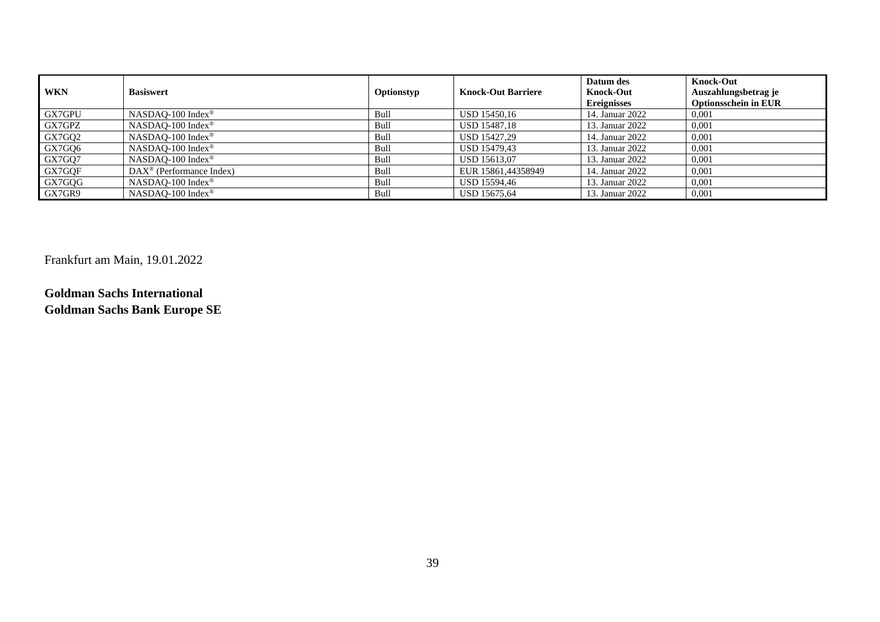| WKN | Basiswert | Optionstyp | Knock-Out Barriere | Datum des Knock-Out Ereignisses | Knock-Out Auszahlungsbetrag je Optionsschein in EUR |
| --- | --- | --- | --- | --- | --- |
| GX7GPU | NASDAQ-100 Index® | Bull | USD 15450,16 | 14. Januar 2022 | 0,001 |
| GX7GPZ | NASDAQ-100 Index® | Bull | USD 15487,18 | 13. Januar 2022 | 0,001 |
| GX7GQ2 | NASDAQ-100 Index® | Bull | USD 15427,29 | 14. Januar 2022 | 0,001 |
| GX7GQ6 | NASDAQ-100 Index® | Bull | USD 15479,43 | 13. Januar 2022 | 0,001 |
| GX7GQ7 | NASDAQ-100 Index® | Bull | USD 15613,07 | 13. Januar 2022 | 0,001 |
| GX7GQF | DAX® (Performance Index) | Bull | EUR 15861,44358949 | 14. Januar 2022 | 0,001 |
| GX7GQG | NASDAQ-100 Index® | Bull | USD 15594,46 | 13. Januar 2022 | 0,001 |
| GX7GR9 | NASDAQ-100 Index® | Bull | USD 15675,64 | 13. Januar 2022 | 0,001 |

Frankfurt am Main, 19.01.2022

**Goldman Sachs International**
**Goldman Sachs Bank Europe SE**